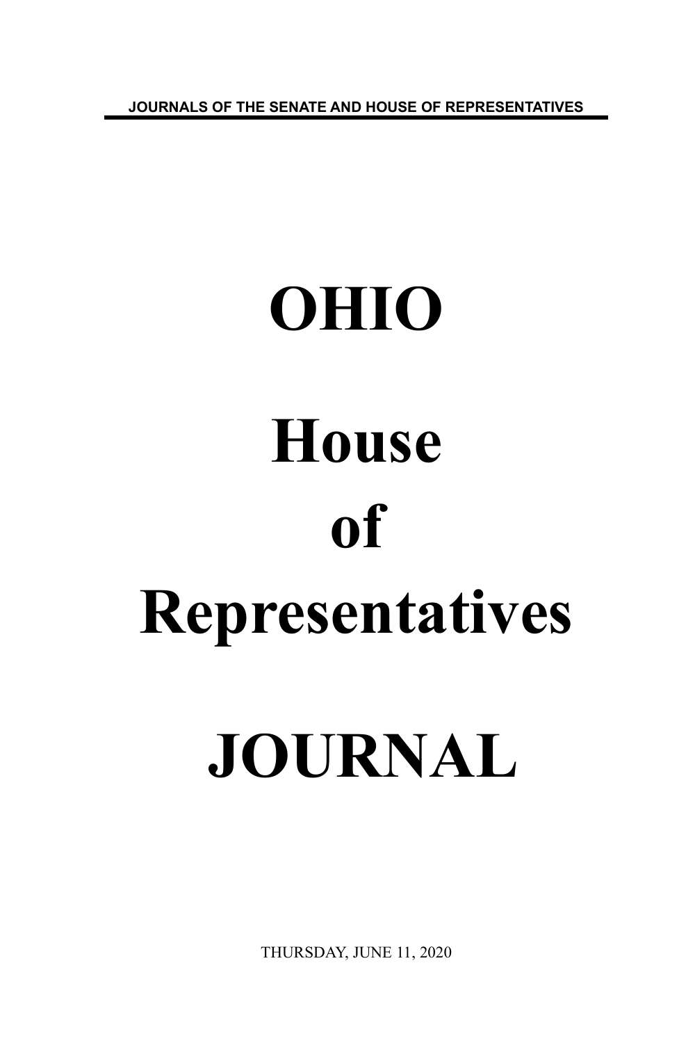JOURNALS OF THE SENATE AND HOUSE OF REPRESENTATIVES

# OHIO

# House

# of

# Representatives

# JOURNAL

THURSDAY, JUNE 11, 2020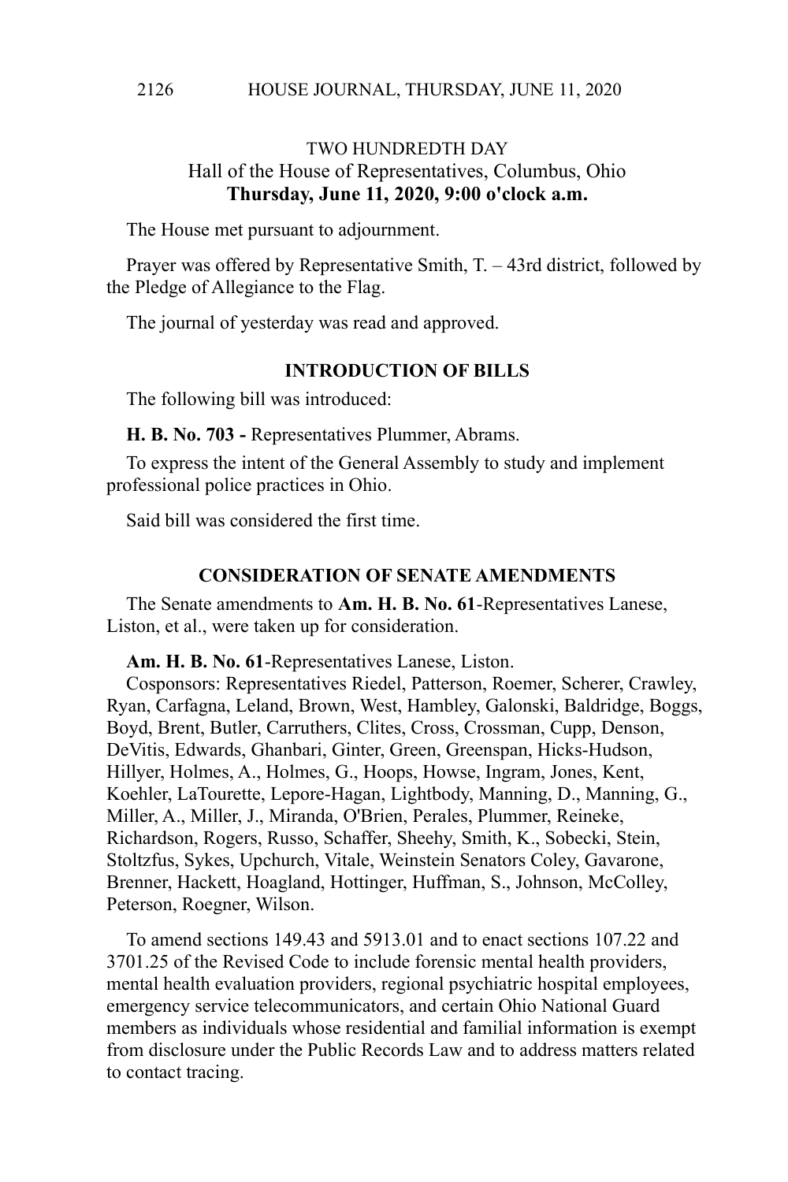## TWO HUNDREDTH DAY

Hall of the House of Representatives, Columbus, Ohio

**Thursday, June 11, 2020, 9:00 o'clock a.m.**

The House met pursuant to adjournment.

Prayer was offered by Representative Smith, T. – 43rd district, followed by the Pledge of Allegiance to the Flag.

The journal of yesterday was read and approved.

### INTRODUCTION OF BILLS

The following bill was introduced:

**H. B. No. 703 -** Representatives Plummer, Abrams.

To express the intent of the General Assembly to study and implement professional police practices in Ohio.

Said bill was considered the first time.

### CONSIDERATION OF SENATE AMENDMENTS

The Senate amendments to **Am. H. B. No. 61**-Representatives Lanese, Liston, et al., were taken up for consideration.

**Am. H. B. No. 61**-Representatives Lanese, Liston.

Cosponsors: Representatives Riedel, Patterson, Roemer, Scherer, Crawley, Ryan, Carfagna, Leland, Brown, West, Hambley, Galonski, Baldridge, Boggs, Boyd, Brent, Butler, Carruthers, Clites, Cross, Crossman, Cupp, Denson, DeVitis, Edwards, Ghanbari, Ginter, Green, Greenspan, Hicks-Hudson, Hillyer, Holmes, A., Holmes, G., Hoops, Howse, Ingram, Jones, Kent, Koehler, LaTourette, Lepore-Hagan, Lightbody, Manning, D., Manning, G., Miller, A., Miller, J., Miranda, O'Brien, Perales, Plummer, Reineke, Richardson, Rogers, Russo, Schaffer, Sheehy, Smith, K., Sobecki, Stein, Stoltzfus, Sykes, Upchurch, Vitale, Weinstein Senators Coley, Gavarone, Brenner, Hackett, Hoagland, Hottinger, Huffman, S., Johnson, McColley, Peterson, Roegner, Wilson.

To amend sections 149.43 and 5913.01 and to enact sections 107.22 and 3701.25 of the Revised Code to include forensic mental health providers, mental health evaluation providers, regional psychiatric hospital employees, emergency service telecommunicators, and certain Ohio National Guard members as individuals whose residential and familial information is exempt from disclosure under the Public Records Law and to address matters related to contact tracing.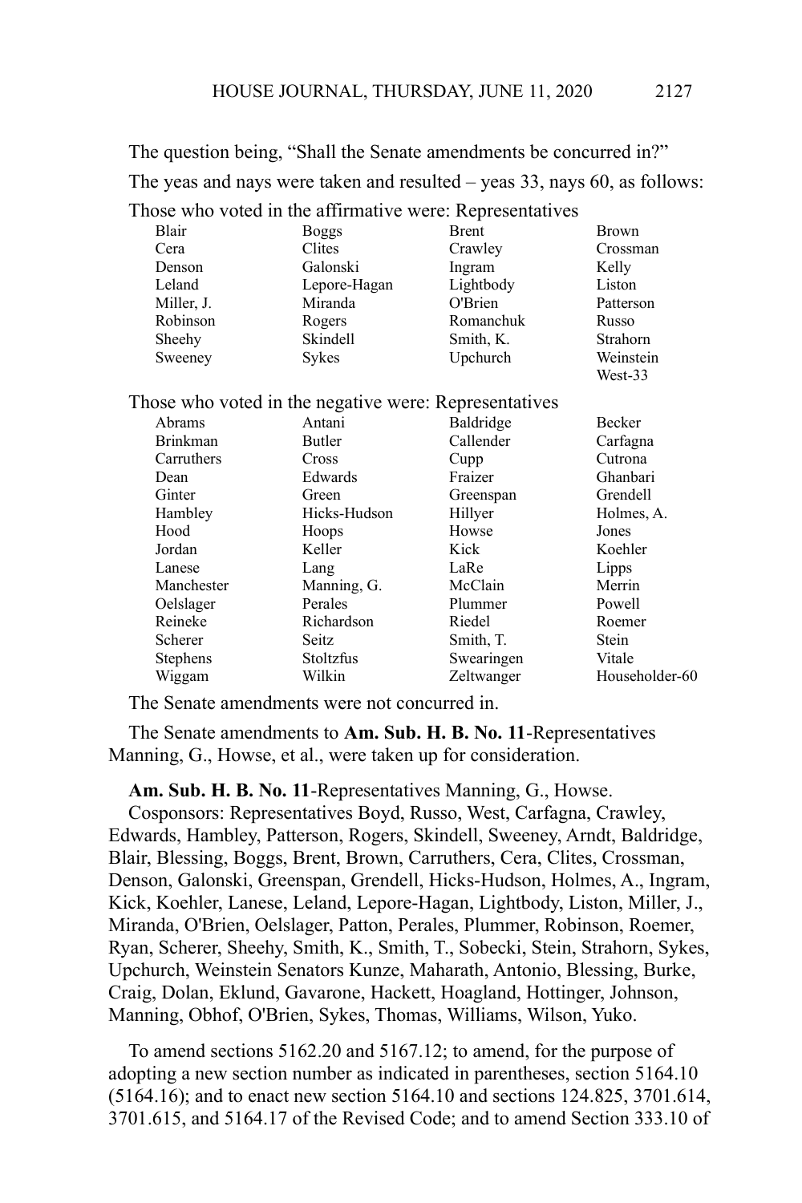The question being, "Shall the Senate amendments be concurred in?"

The yeas and nays were taken and resulted – yeas 33, nays 60, as follows:

Those who voted in the affirmative were: Representatives

| | | | |
|---|---|---|---|
| Blair | Boggs | Brent | Brown |
| Cera | Clites | Crawley | Crossman |
| Denson | Galonski | Ingram | Kelly |
| Leland | Lepore-Hagan | Lightbody | Liston |
| Miller, J. | Miranda | O'Brien | Patterson |
| Robinson | Rogers | Romanchuk | Russo |
| Sheehy | Skindell | Smith, K. | Strahorn |
| Sweeney | Sykes | Upchurch | Weinstein |
| | | | West-33 |

Those who voted in the negative were: Representatives

| | | | |
|---|---|---|---|
| Abrams | Antani | Baldridge | Becker |
| Brinkman | Butler | Callender | Carfagna |
| Carruthers | Cross | Cupp | Cutrona |
| Dean | Edwards | Fraizer | Ghanbari |
| Ginter | Green | Greenspan | Grendell |
| Hambley | Hicks-Hudson | Hillyer | Holmes, A. |
| Hood | Hoops | Howse | Jones |
| Jordan | Keller | Kick | Koehler |
| Lanese | Lang | LaRe | Lipps |
| Manchester | Manning, G. | McClain | Merrin |
| Oelslager | Perales | Plummer | Powell |
| Reineke | Richardson | Riedel | Roemer |
| Scherer | Seitz | Smith, T. | Stein |
| Stephens | Stoltzfus | Swearingen | Vitale |
| Wiggam | Wilkin | Zeltwanger | Householder-60 |

The Senate amendments were not concurred in.

The Senate amendments to **Am. Sub. H. B. No. 11**-Representatives Manning, G., Howse, et al., were taken up for consideration.

**Am. Sub. H. B. No. 11**-Representatives Manning, G., Howse.
Cosponsors: Representatives Boyd, Russo, West, Carfagna, Crawley, Edwards, Hambley, Patterson, Rogers, Skindell, Sweeney, Arndt, Baldridge, Blair, Blessing, Boggs, Brent, Brown, Carruthers, Cera, Clites, Crossman, Denson, Galonski, Greenspan, Grendell, Hicks-Hudson, Holmes, A., Ingram, Kick, Koehler, Lanese, Leland, Lepore-Hagan, Lightbody, Liston, Miller, J., Miranda, O'Brien, Oelslager, Patton, Perales, Plummer, Robinson, Roemer, Ryan, Scherer, Sheehy, Smith, K., Smith, T., Sobecki, Stein, Strahorn, Sykes, Upchurch, Weinstein Senators Kunze, Maharath, Antonio, Blessing, Burke, Craig, Dolan, Eklund, Gavarone, Hackett, Hoagland, Hottinger, Johnson, Manning, Obhof, O'Brien, Sykes, Thomas, Williams, Wilson, Yuko.

To amend sections 5162.20 and 5167.12; to amend, for the purpose of adopting a new section number as indicated in parentheses, section 5164.10 (5164.16); and to enact new section 5164.10 and sections 124.825, 3701.614, 3701.615, and 5164.17 of the Revised Code; and to amend Section 333.10 of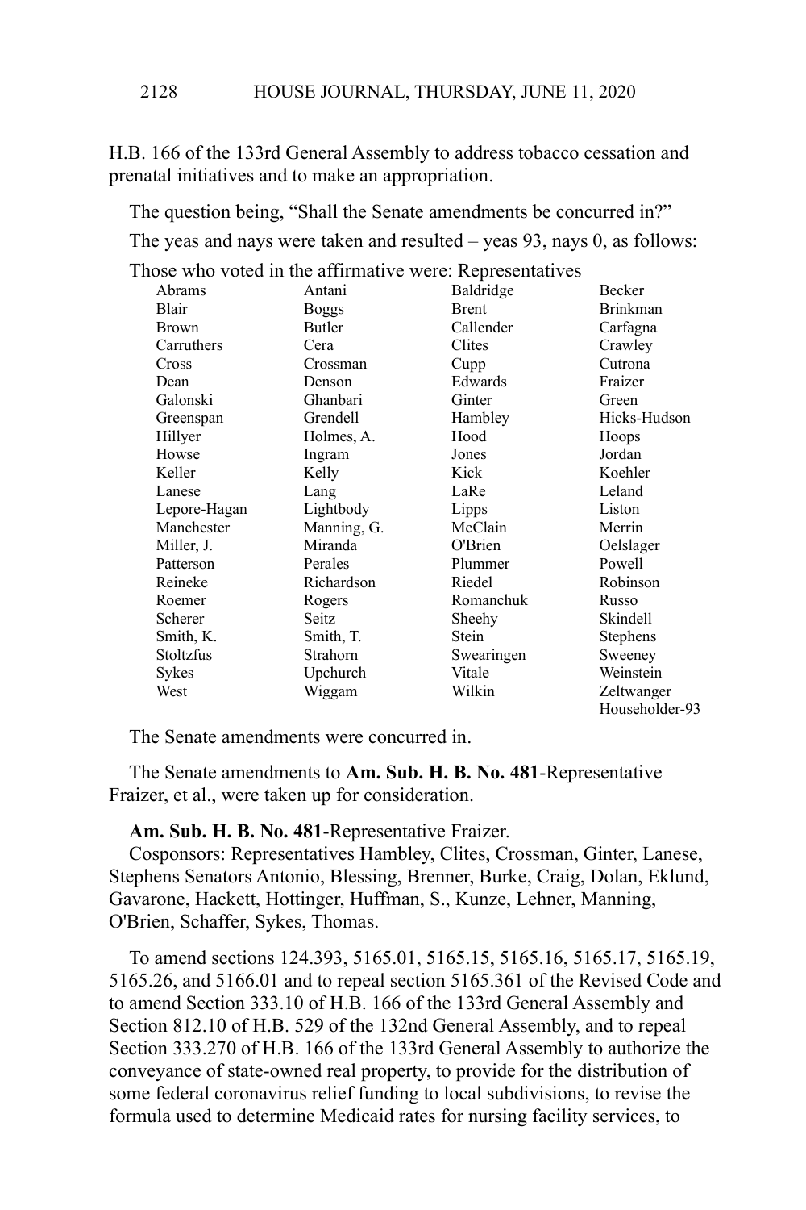H.B. 166 of the 133rd General Assembly to address tobacco cessation and prenatal initiatives and to make an appropriation.

The question being, "Shall the Senate amendments be concurred in?"

The yeas and nays were taken and resulted – yeas 93, nays 0, as follows:

Those who voted in the affirmative were: Representatives

| | | | |
|---|---|---|---|
| Abrams | Antani | Baldridge | Becker |
| Blair | Boggs | Brent | Brinkman |
| Brown | Butler | Callender | Carfagna |
| Carruthers | Cera | Clites | Crawley |
| Cross | Crossman | Cupp | Cutrona |
| Dean | Denson | Edwards | Fraizer |
| Galonski | Ghanbari | Ginter | Green |
| Greenspan | Grendell | Hambley | Hicks-Hudson |
| Hillyer | Holmes, A. | Hood | Hoops |
| Howse | Ingram | Jones | Jordan |
| Keller | Kelly | Kick | Koehler |
| Lanese | Lang | LaRe | Leland |
| Lepore-Hagan | Lightbody | Lipps | Liston |
| Manchester | Manning, G. | McClain | Merrin |
| Miller, J. | Miranda | O'Brien | Oelslager |
| Patterson | Perales | Plummer | Powell |
| Reineke | Richardson | Riedel | Robinson |
| Roemer | Rogers | Romanchuk | Russo |
| Scherer | Seitz | Sheehy | Skindell |
| Smith, K. | Smith, T. | Stein | Stephens |
| Stoltzfus | Strahorn | Swearingen | Sweeney |
| Sykes | Upchurch | Vitale | Weinstein |
| West | Wiggam | Wilkin | Zeltwanger |
| | | | Householder-93 |

The Senate amendments were concurred in.

The Senate amendments to **Am. Sub. H. B. No. 481**-Representative Fraizer, et al., were taken up for consideration.

**Am. Sub. H. B. No. 481**-Representative Fraizer.
Cosponsors: Representatives Hambley, Clites, Crossman, Ginter, Lanese, Stephens Senators Antonio, Blessing, Brenner, Burke, Craig, Dolan, Eklund, Gavarone, Hackett, Hottinger, Huffman, S., Kunze, Lehner, Manning, O'Brien, Schaffer, Sykes, Thomas.

To amend sections 124.393, 5165.01, 5165.15, 5165.16, 5165.17, 5165.19, 5165.26, and 5166.01 and to repeal section 5165.361 of the Revised Code and to amend Section 333.10 of H.B. 166 of the 133rd General Assembly and Section 812.10 of H.B. 529 of the 132nd General Assembly, and to repeal Section 333.270 of H.B. 166 of the 133rd General Assembly to authorize the conveyance of state-owned real property, to provide for the distribution of some federal coronavirus relief funding to local subdivisions, to revise the formula used to determine Medicaid rates for nursing facility services, to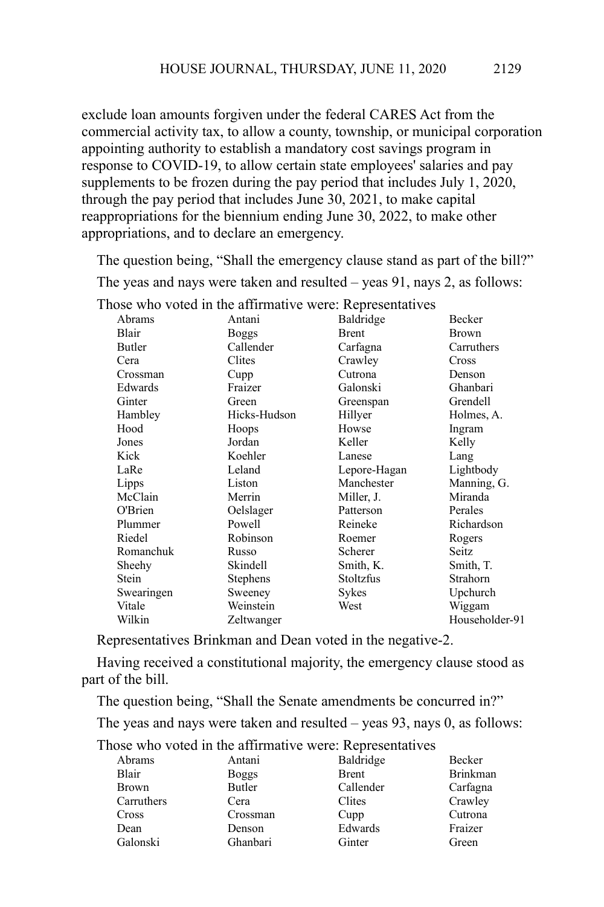exclude loan amounts forgiven under the federal CARES Act from the commercial activity tax, to allow a county, township, or municipal corporation appointing authority to establish a mandatory cost savings program in response to COVID-19, to allow certain state employees' salaries and pay supplements to be frozen during the pay period that includes July 1, 2020, through the pay period that includes June 30, 2021, to make capital reappropriations for the biennium ending June 30, 2022, to make other appropriations, and to declare an emergency.

The question being, "Shall the emergency clause stand as part of the bill?"

The yeas and nays were taken and resulted – yeas 91, nays 2, as follows:

Those who voted in the affirmative were: Representatives

| | | | |
|---|---|---|---|
| Abrams | Antani | Baldridge | Becker |
| Blair | Boggs | Brent | Brown |
| Butler | Callender | Carfagna | Carruthers |
| Cera | Clites | Crawley | Cross |
| Crossman | Cupp | Cutrona | Denson |
| Edwards | Fraizer | Galonski | Ghanbari |
| Ginter | Green | Greenspan | Grendell |
| Hambley | Hicks-Hudson | Hillyer | Holmes, A. |
| Hood | Hoops | Howse | Ingram |
| Jones | Jordan | Keller | Kelly |
| Kick | Koehler | Lanese | Lang |
| LaRe | Leland | Lepore-Hagan | Lightbody |
| Lipps | Liston | Manchester | Manning, G. |
| McClain | Merrin | Miller, J. | Miranda |
| O'Brien | Oelslager | Patterson | Perales |
| Plummer | Powell | Reineke | Richardson |
| Riedel | Robinson | Roemer | Rogers |
| Romanchuk | Russo | Scherer | Seitz |
| Sheehy | Skindell | Smith, K. | Smith, T. |
| Stein | Stephens | Stoltzfus | Strahorn |
| Swearingen | Sweeney | Sykes | Upchurch |
| Vitale | Weinstein | West | Wiggam |
| Wilkin | Zeltwanger | | Householder-91 |

Representatives Brinkman and Dean voted in the negative-2.

Having received a constitutional majority, the emergency clause stood as part of the bill.

The question being, "Shall the Senate amendments be concurred in?"

The yeas and nays were taken and resulted – yeas 93, nays 0, as follows:

Those who voted in the affirmative were: Representatives

| | | | |
|---|---|---|---|
| Abrams | Antani | Baldridge | Becker |
| Blair | Boggs | Brent | Brinkman |
| Brown | Butler | Callender | Carfagna |
| Carruthers | Cera | Clites | Crawley |
| Cross | Crossman | Cupp | Cutrona |
| Dean | Denson | Edwards | Fraizer |
| Galonski | Ghanbari | Ginter | Green |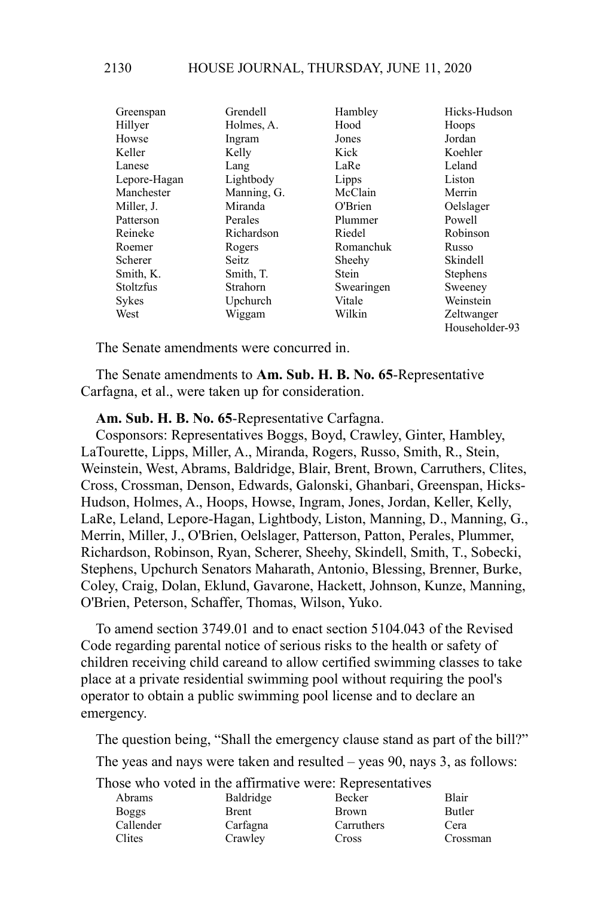| | | | |
|---|---|---|---|
| Greenspan | Grendell | Hambley | Hicks-Hudson |
| Hillyer | Holmes, A. | Hood | Hoops |
| Howse | Ingram | Jones | Jordan |
| Keller | Kelly | Kick | Koehler |
| Lanese | Lang | LaRe | Leland |
| Lepore-Hagan | Lightbody | Lipps | Liston |
| Manchester | Manning, G. | McClain | Merrin |
| Miller, J. | Miranda | O'Brien | Oelslager |
| Patterson | Perales | Plummer | Powell |
| Reineke | Richardson | Riedel | Robinson |
| Roemer | Rogers | Romanchuk | Russo |
| Scherer | Seitz | Sheehy | Skindell |
| Smith, K. | Smith, T. | Stein | Stephens |
| Stoltzfus | Strahorn | Swearingen | Sweeney |
| Sykes | Upchurch | Vitale | Weinstein |
| West | Wiggam | Wilkin | Zeltwanger |
| | | | Householder-93 |

The Senate amendments were concurred in.

The Senate amendments to **Am. Sub. H. B. No. 65**-Representative Carfagna, et al., were taken up for consideration.

**Am. Sub. H. B. No. 65**-Representative Carfagna.

Cosponsors: Representatives Boggs, Boyd, Crawley, Ginter, Hambley, LaTourette, Lipps, Miller, A., Miranda, Rogers, Russo, Smith, R., Stein, Weinstein, West, Abrams, Baldridge, Blair, Brent, Brown, Carruthers, Clites, Cross, Crossman, Denson, Edwards, Galonski, Ghanbari, Greenspan, Hicks-Hudson, Holmes, A., Hoops, Howse, Ingram, Jones, Jordan, Keller, Kelly, LaRe, Leland, Lepore-Hagan, Lightbody, Liston, Manning, D., Manning, G., Merrin, Miller, J., O'Brien, Oelslager, Patterson, Patton, Perales, Plummer, Richardson, Robinson, Ryan, Scherer, Sheehy, Skindell, Smith, T., Sobecki, Stephens, Upchurch Senators Maharath, Antonio, Blessing, Brenner, Burke, Coley, Craig, Dolan, Eklund, Gavarone, Hackett, Johnson, Kunze, Manning, O'Brien, Peterson, Schaffer, Thomas, Wilson, Yuko.

To amend section 3749.01 and to enact section 5104.043 of the Revised Code regarding parental notice of serious risks to the health or safety of children receiving child careand to allow certified swimming classes to take place at a private residential swimming pool without requiring the pool's operator to obtain a public swimming pool license and to declare an emergency.

The question being, "Shall the emergency clause stand as part of the bill?"

The yeas and nays were taken and resulted – yeas 90, nays 3, as follows:

Those who voted in the affirmative were: Representatives

| | | | |
|---|---|---|---|
| Abrams | Baldridge | Becker | Blair |
| Boggs | Brent | Brown | Butler |
| Callender | Carfagna | Carruthers | Cera |
| Clites | Crawley | Cross | Crossman |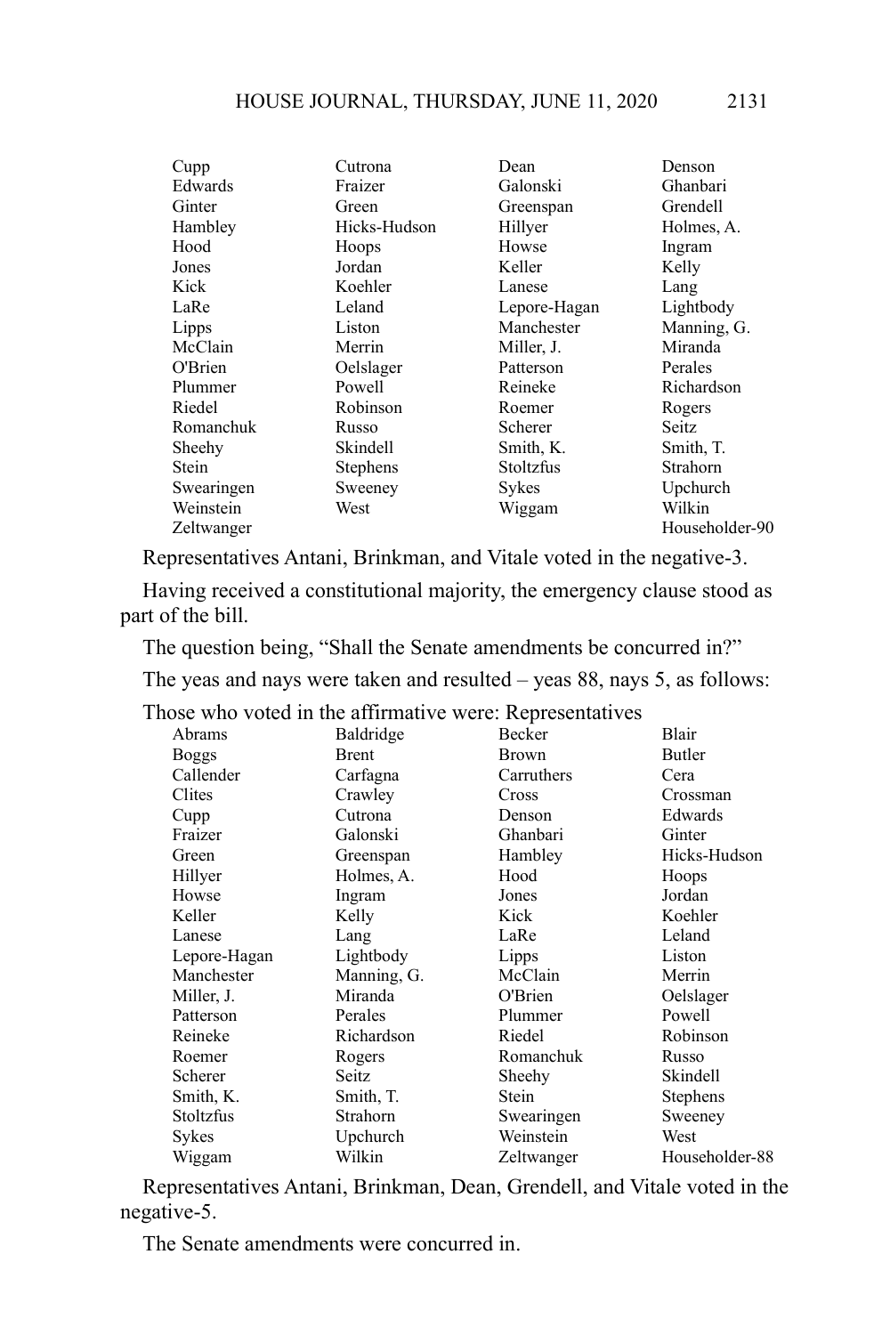| | | | |
|---|---|---|---|
| Cupp | Cutrona | Dean | Denson |
| Edwards | Fraizer | Galonski | Ghanbari |
| Ginter | Green | Greenspan | Grendell |
| Hambley | Hicks-Hudson | Hillyer | Holmes, A. |
| Hood | Hoops | Howse | Ingram |
| Jones | Jordan | Keller | Kelly |
| Kick | Koehler | Lanese | Lang |
| LaRe | Leland | Lepore-Hagan | Lightbody |
| Lipps | Liston | Manchester | Manning, G. |
| McClain | Merrin | Miller, J. | Miranda |
| O'Brien | Oelslager | Patterson | Perales |
| Plummer | Powell | Reineke | Richardson |
| Riedel | Robinson | Roemer | Rogers |
| Romanchuk | Russo | Scherer | Seitz |
| Sheehy | Skindell | Smith, K. | Smith, T. |
| Stein | Stephens | Stoltzfus | Strahorn |
| Swearingen | Sweeney | Sykes | Upchurch |
| Weinstein | West | Wiggam | Wilkin |
| Zeltwanger | | | Householder-90 |

Representatives Antani, Brinkman, and Vitale voted in the negative-3.

Having received a constitutional majority, the emergency clause stood as part of the bill.

The question being, "Shall the Senate amendments be concurred in?"

The yeas and nays were taken and resulted – yeas 88, nays 5, as follows:

Those who voted in the affirmative were: Representatives

| | | | |
|---|---|---|---|
| Abrams | Baldridge | Becker | Blair |
| Boggs | Brent | Brown | Butler |
| Callender | Carfagna | Carruthers | Cera |
| Clites | Crawley | Cross | Crossman |
| Cupp | Cutrona | Denson | Edwards |
| Fraizer | Galonski | Ghanbari | Ginter |
| Green | Greenspan | Hambley | Hicks-Hudson |
| Hillyer | Holmes, A. | Hood | Hoops |
| Howse | Ingram | Jones | Jordan |
| Keller | Kelly | Kick | Koehler |
| Lanese | Lang | LaRe | Leland |
| Lepore-Hagan | Lightbody | Lipps | Liston |
| Manchester | Manning, G. | McClain | Merrin |
| Miller, J. | Miranda | O'Brien | Oelslager |
| Patterson | Perales | Plummer | Powell |
| Reineke | Richardson | Riedel | Robinson |
| Roemer | Rogers | Romanchuk | Russo |
| Scherer | Seitz | Sheehy | Skindell |
| Smith, K. | Smith, T. | Stein | Stephens |
| Stoltzfus | Strahorn | Swearingen | Sweeney |
| Sykes | Upchurch | Weinstein | West |
| Wiggam | Wilkin | Zeltwanger | Householder-88 |

Representatives Antani, Brinkman, Dean, Grendell, and Vitale voted in the negative-5.

The Senate amendments were concurred in.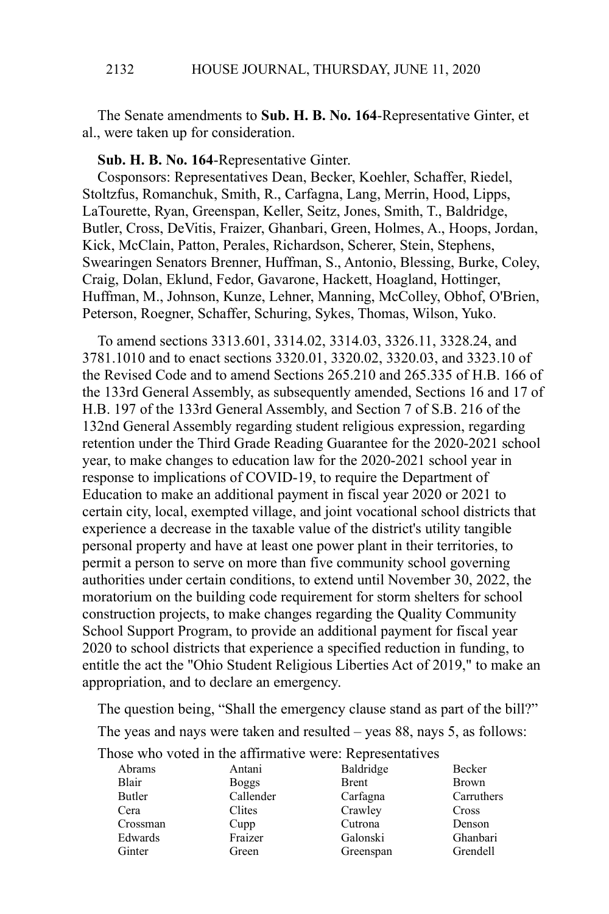The Senate amendments to **Sub. H. B. No. 164**-Representative Ginter, et al., were taken up for consideration.

**Sub. H. B. No. 164**-Representative Ginter.

Cosponsors: Representatives Dean, Becker, Koehler, Schaffer, Riedel, Stoltzfus, Romanchuk, Smith, R., Carfagna, Lang, Merrin, Hood, Lipps, LaTourette, Ryan, Greenspan, Keller, Seitz, Jones, Smith, T., Baldridge, Butler, Cross, DeVitis, Fraizer, Ghanbari, Green, Holmes, A., Hoops, Jordan, Kick, McClain, Patton, Perales, Richardson, Scherer, Stein, Stephens, Swearingen Senators Brenner, Huffman, S., Antonio, Blessing, Burke, Coley, Craig, Dolan, Eklund, Fedor, Gavarone, Hackett, Hoagland, Hottinger, Huffman, M., Johnson, Kunze, Lehner, Manning, McColley, Obhof, O'Brien, Peterson, Roegner, Schaffer, Schuring, Sykes, Thomas, Wilson, Yuko.

To amend sections 3313.601, 3314.02, 3314.03, 3326.11, 3328.24, and 3781.1010 and to enact sections 3320.01, 3320.02, 3320.03, and 3323.10 of the Revised Code and to amend Sections 265.210 and 265.335 of H.B. 166 of the 133rd General Assembly, as subsequently amended, Sections 16 and 17 of H.B. 197 of the 133rd General Assembly, and Section 7 of S.B. 216 of the 132nd General Assembly regarding student religious expression, regarding retention under the Third Grade Reading Guarantee for the 2020-2021 school year, to make changes to education law for the 2020-2021 school year in response to implications of COVID-19, to require the Department of Education to make an additional payment in fiscal year 2020 or 2021 to certain city, local, exempted village, and joint vocational school districts that experience a decrease in the taxable value of the district's utility tangible personal property and have at least one power plant in their territories, to permit a person to serve on more than five community school governing authorities under certain conditions, to extend until November 30, 2022, the moratorium on the building code requirement for storm shelters for school construction projects, to make changes regarding the Quality Community School Support Program, to provide an additional payment for fiscal year 2020 to school districts that experience a specified reduction in funding, to entitle the act the "Ohio Student Religious Liberties Act of 2019," to make an appropriation, and to declare an emergency.

The question being, "Shall the emergency clause stand as part of the bill?"

The yeas and nays were taken and resulted – yeas 88, nays 5, as follows:

Those who voted in the affirmative were: Representatives

| | | | |
|---|---|---|---|
| Abrams | Antani | Baldridge | Becker |
| Blair | Boggs | Brent | Brown |
| Butler | Callender | Carfagna | Carruthers |
| Cera | Clites | Crawley | Cross |
| Crossman | Cupp | Cutrona | Denson |
| Edwards | Fraizer | Galonski | Ghanbari |
| Ginter | Green | Greenspan | Grendell |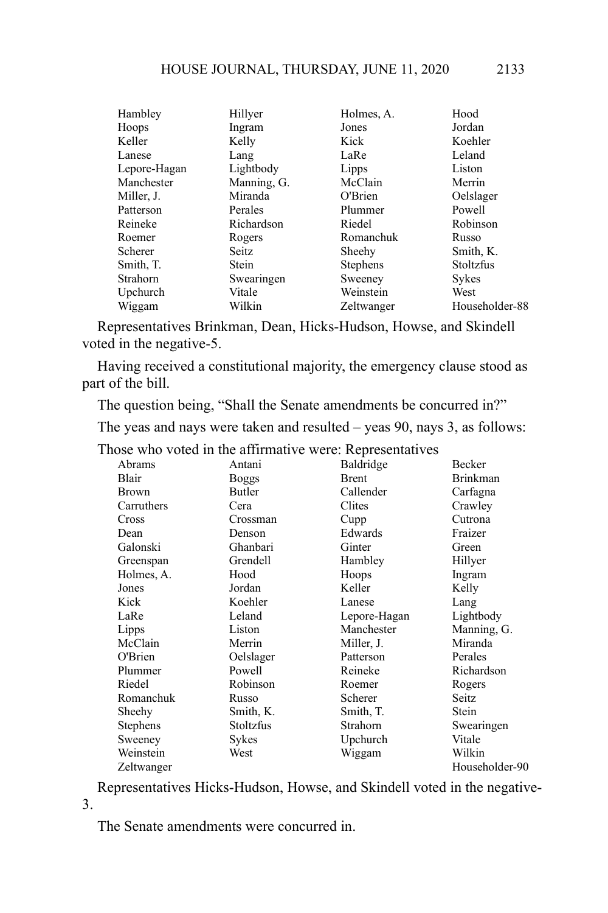| | | | |
|---|---|---|---|
| Hambley | Hillyer | Holmes, A. | Hood |
| Hoops | Ingram | Jones | Jordan |
| Keller | Kelly | Kick | Koehler |
| Lanese | Lang | LaRe | Leland |
| Lepore-Hagan | Lightbody | Lipps | Liston |
| Manchester | Manning, G. | McClain | Merrin |
| Miller, J. | Miranda | O'Brien | Oelslager |
| Patterson | Perales | Plummer | Powell |
| Reineke | Richardson | Riedel | Robinson |
| Roemer | Rogers | Romanchuk | Russo |
| Scherer | Seitz | Sheehy | Smith, K. |
| Smith, T. | Stein | Stephens | Stoltzfus |
| Strahorn | Swearingen | Sweeney | Sykes |
| Upchurch | Vitale | Weinstein | West |
| Wiggam | Wilkin | Zeltwanger | Householder-88 |

Representatives Brinkman, Dean, Hicks-Hudson, Howse, and Skindell voted in the negative-5.

Having received a constitutional majority, the emergency clause stood as part of the bill.

The question being, "Shall the Senate amendments be concurred in?"

The yeas and nays were taken and resulted – yeas 90, nays 3, as follows:

Those who voted in the affirmative were: Representatives

| | | | |
|---|---|---|---|
| Abrams | Antani | Baldridge | Becker |
| Blair | Boggs | Brent | Brinkman |
| Brown | Butler | Callender | Carfagna |
| Carruthers | Cera | Clites | Crawley |
| Cross | Crossman | Cupp | Cutrona |
| Dean | Denson | Edwards | Fraizer |
| Galonski | Ghanbari | Ginter | Green |
| Greenspan | Grendell | Hambley | Hillyer |
| Holmes, A. | Hood | Hoops | Ingram |
| Jones | Jordan | Keller | Kelly |
| Kick | Koehler | Lanese | Lang |
| LaRe | Leland | Lepore-Hagan | Lightbody |
| Lipps | Liston | Manchester | Manning, G. |
| McClain | Merrin | Miller, J. | Miranda |
| O'Brien | Oelslager | Patterson | Perales |
| Plummer | Powell | Reineke | Richardson |
| Riedel | Robinson | Roemer | Rogers |
| Romanchuk | Russo | Scherer | Seitz |
| Sheehy | Smith, K. | Smith, T. | Stein |
| Stephens | Stoltzfus | Strahorn | Swearingen |
| Sweeney | Sykes | Upchurch | Vitale |
| Weinstein | West | Wiggam | Wilkin |
| Zeltwanger | | | Householder-90 |

Representatives Hicks-Hudson, Howse, and Skindell voted in the negative-3.

The Senate amendments were concurred in.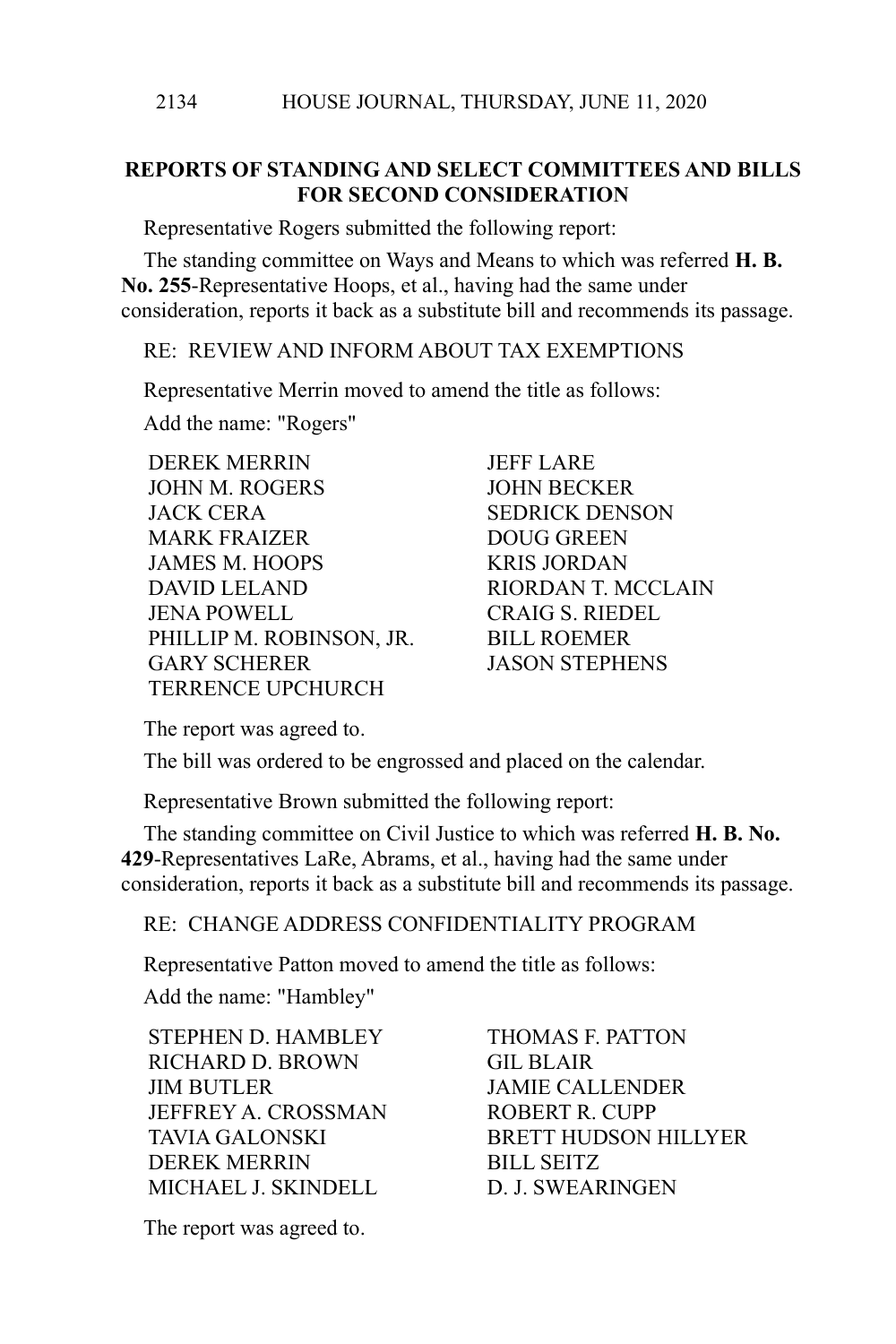## REPORTS OF STANDING AND SELECT COMMITTEES AND BILLS FOR SECOND CONSIDERATION

Representative Rogers submitted the following report:

The standing committee on Ways and Means to which was referred **H. B. No. 255**-Representative Hoops, et al., having had the same under consideration, reports it back as a substitute bill and recommends its passage.

RE: REVIEW AND INFORM ABOUT TAX EXEMPTIONS

Representative Merrin moved to amend the title as follows:

Add the name: "Rogers"

DEREK MERRIN
JOHN M. ROGERS
JACK CERA
MARK FRAIZER
JAMES M. HOOPS
DAVID LELAND
JENA POWELL
PHILLIP M. ROBINSON, JR.
GARY SCHERER
TERRENCE UPCHURCH
JEFF LARE
JOHN BECKER
SEDRICK DENSON
DOUG GREEN
KRIS JORDAN
RIORDAN T. MCCLAIN
CRAIG S. RIEDEL
BILL ROEMER
JASON STEPHENS

The report was agreed to.

The bill was ordered to be engrossed and placed on the calendar.

Representative Brown submitted the following report:

The standing committee on Civil Justice to which was referred **H. B. No. 429**-Representatives LaRe, Abrams, et al., having had the same under consideration, reports it back as a substitute bill and recommends its passage.

RE: CHANGE ADDRESS CONFIDENTIALITY PROGRAM

Representative Patton moved to amend the title as follows:

Add the name: "Hambley"

STEPHEN D. HAMBLEY
RICHARD D. BROWN
JIM BUTLER
JEFFREY A. CROSSMAN
TAVIA GALONSKI
DEREK MERRIN
MICHAEL J. SKINDELL
THOMAS F. PATTON
GIL BLAIR
JAMIE CALLENDER
ROBERT R. CUPP
BRETT HUDSON HILLYER
BILL SEITZ
D. J. SWEARINGEN

The report was agreed to.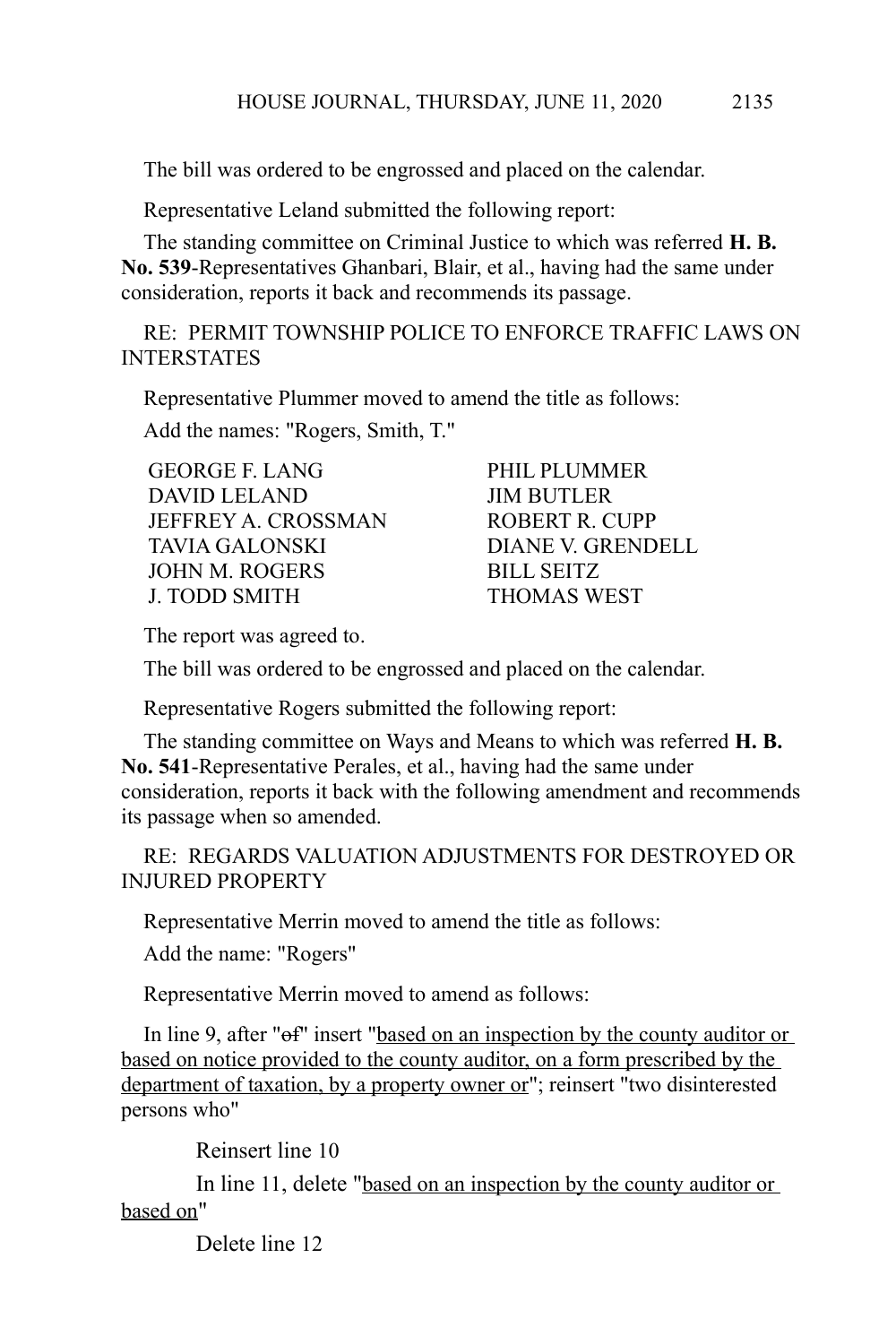The bill was ordered to be engrossed and placed on the calendar.

Representative Leland submitted the following report:

The standing committee on Criminal Justice to which was referred **H. B. No. 539**-Representatives Ghanbari, Blair, et al., having had the same under consideration, reports it back and recommends its passage.

RE: PERMIT TOWNSHIP POLICE TO ENFORCE TRAFFIC LAWS ON INTERSTATES

Representative Plummer moved to amend the title as follows:

Add the names: "Rogers, Smith, T."

| | |
|---|---|
| GEORGE F. LANG | PHIL PLUMMER |
| DAVID LELAND | JIM BUTLER |
| JEFFREY A. CROSSMAN | ROBERT R. CUPP |
| TAVIA GALONSKI | DIANE V. GRENDELL |
| JOHN M. ROGERS | BILL SEITZ |
| J. TODD SMITH | THOMAS WEST |

The report was agreed to.

The bill was ordered to be engrossed and placed on the calendar.

Representative Rogers submitted the following report:

The standing committee on Ways and Means to which was referred **H. B. No. 541**-Representative Perales, et al., having had the same under consideration, reports it back with the following amendment and recommends its passage when so amended.

RE: REGARDS VALUATION ADJUSTMENTS FOR DESTROYED OR INJURED PROPERTY

Representative Merrin moved to amend the title as follows:

Add the name: "Rogers"

Representative Merrin moved to amend as follows:

In line 9, after "~~of~~" insert "<u>based on an inspection by the county auditor or based on notice provided to the county auditor, on a form prescribed by the department of taxation, by a property owner or</u>"; reinsert "two disinterested persons who"

Reinsert line 10

In line 11, delete "<u>based on an inspection by the county auditor or based on</u>"

Delete line 12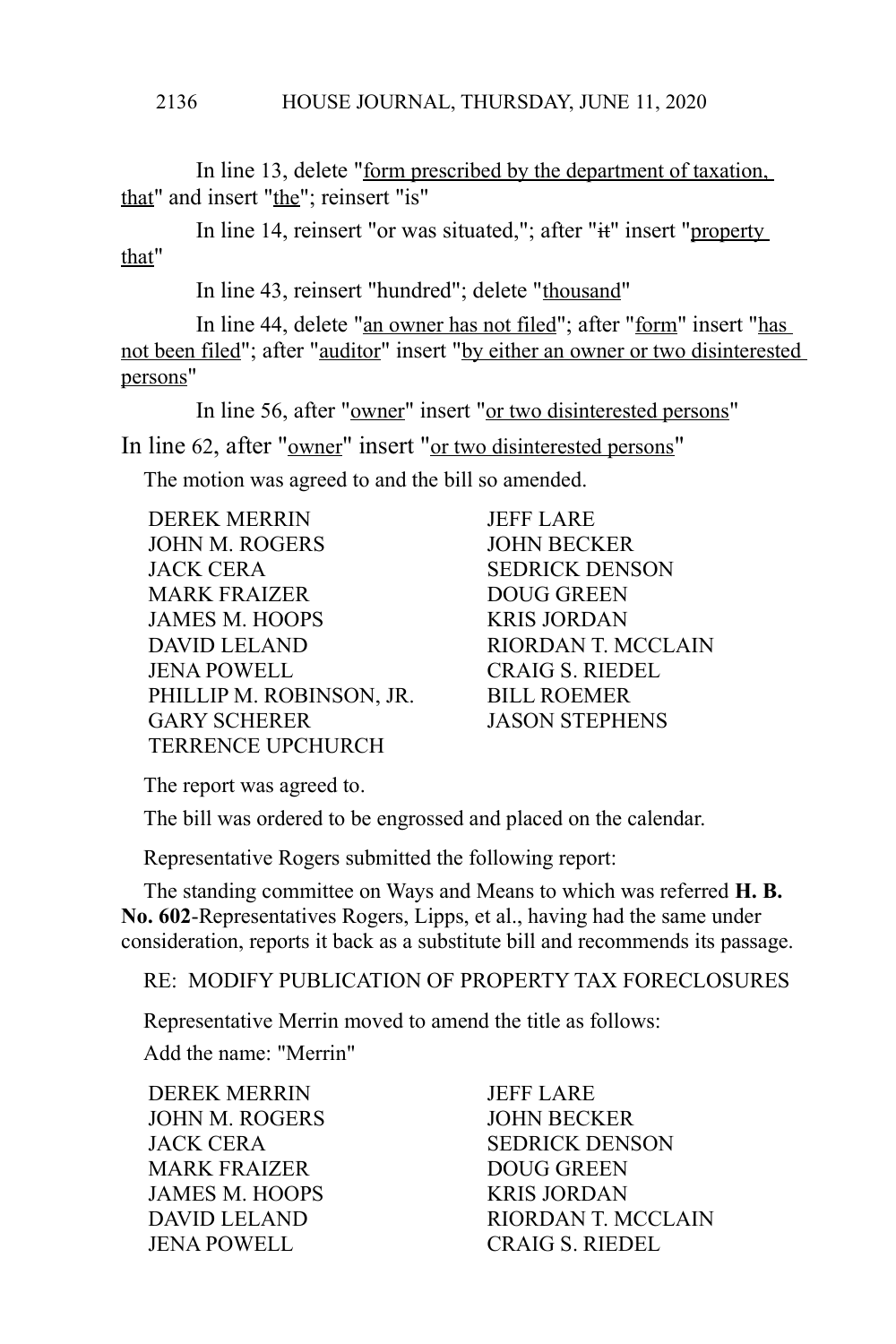In line 13, delete "form prescribed by the department of taxation, that" and insert "the"; reinsert "is"

In line 14, reinsert "or was situated,"; after "it" insert "property that"

In line 43, reinsert "hundred"; delete "thousand"

In line 44, delete "an owner has not filed"; after "form" insert "has not been filed"; after "auditor" insert "by either an owner or two disinterested persons"

In line 56, after "owner" insert "or two disinterested persons"

In line 62, after "owner" insert "or two disinterested persons"

The motion was agreed to and the bill so amended.

| | |
|---|---|
| DEREK MERRIN | JEFF LARE |
| JOHN M. ROGERS | JOHN BECKER |
| JACK CERA | SEDRICK DENSON |
| MARK FRAIZER | DOUG GREEN |
| JAMES M. HOOPS | KRIS JORDAN |
| DAVID LELAND | RIORDAN T. MCCLAIN |
| JENA POWELL | CRAIG S. RIEDEL |
| PHILLIP M. ROBINSON, JR. | BILL ROEMER |
| GARY SCHERER | JASON STEPHENS |
| TERRENCE UPCHURCH | |

The report was agreed to.

The bill was ordered to be engrossed and placed on the calendar.

Representative Rogers submitted the following report:

The standing committee on Ways and Means to which was referred **H. B. No. 602**-Representatives Rogers, Lipps, et al., having had the same under consideration, reports it back as a substitute bill and recommends its passage.

RE: MODIFY PUBLICATION OF PROPERTY TAX FORECLOSURES

Representative Merrin moved to amend the title as follows:

Add the name: "Merrin"

| | |
|---|---|
| DEREK MERRIN | JEFF LARE |
| JOHN M. ROGERS | JOHN BECKER |
| JACK CERA | SEDRICK DENSON |
| MARK FRAIZER | DOUG GREEN |
| JAMES M. HOOPS | KRIS JORDAN |
| DAVID LELAND | RIORDAN T. MCCLAIN |
| JENA POWELL | CRAIG S. RIEDEL |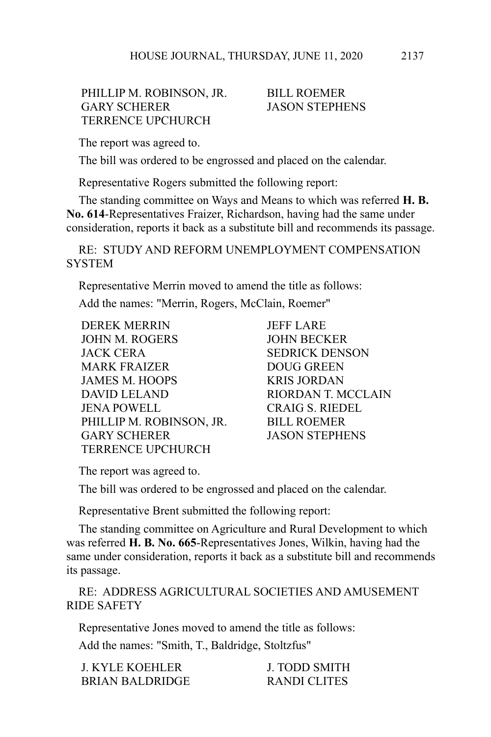| | |
|---|---|
| PHILLIP M. ROBINSON, JR. | BILL ROEMER |
| GARY SCHERER | JASON STEPHENS |
| TERRENCE UPCHURCH | |

The report was agreed to.

The bill was ordered to be engrossed and placed on the calendar.

Representative Rogers submitted the following report:

The standing committee on Ways and Means to which was referred **H. B. No. 614**-Representatives Fraizer, Richardson, having had the same under consideration, reports it back as a substitute bill and recommends its passage.

RE: STUDY AND REFORM UNEMPLOYMENT COMPENSATION SYSTEM

Representative Merrin moved to amend the title as follows:

Add the names: "Merrin, Rogers, McClain, Roemer"

| | |
|---|---|
| DEREK MERRIN | JEFF LARE |
| JOHN M. ROGERS | JOHN BECKER |
| JACK CERA | SEDRICK DENSON |
| MARK FRAIZER | DOUG GREEN |
| JAMES M. HOOPS | KRIS JORDAN |
| DAVID LELAND | RIORDAN T. MCCLAIN |
| JENA POWELL | CRAIG S. RIEDEL |
| PHILLIP M. ROBINSON, JR. | BILL ROEMER |
| GARY SCHERER | JASON STEPHENS |
| TERRENCE UPCHURCH | |

The report was agreed to.

The bill was ordered to be engrossed and placed on the calendar.

Representative Brent submitted the following report:

The standing committee on Agriculture and Rural Development to which was referred **H. B. No. 665**-Representatives Jones, Wilkin, having had the same under consideration, reports it back as a substitute bill and recommends its passage.

RE: ADDRESS AGRICULTURAL SOCIETIES AND AMUSEMENT RIDE SAFETY

Representative Jones moved to amend the title as follows:

Add the names: "Smith, T., Baldridge, Stoltzfus"

| | |
|---|---|
| J. KYLE KOEHLER | J. TODD SMITH |
| BRIAN BALDRIDGE | RANDI CLITES |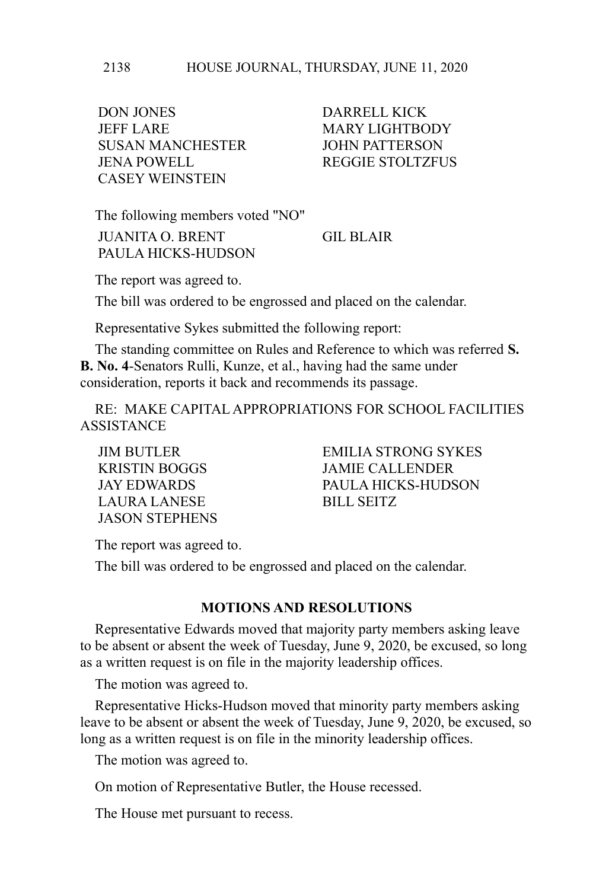DON JONES  
DARRELL KICK  
JEFF LARE  
MARY LIGHTBODY  
SUSAN MANCHESTER  
JOHN PATTERSON  
JENA POWELL  
REGGIE STOLTZFUS  
CASEY WEINSTEIN

The following members voted "NO"

JUANITA O. BRENT  
GIL BLAIR  
PAULA HICKS-HUDSON

The report was agreed to.

The bill was ordered to be engrossed and placed on the calendar.

Representative Sykes submitted the following report:

The standing committee on Rules and Reference to which was referred **S. B. No. 4**-Senators Rulli, Kunze, et al., having had the same under consideration, reports it back and recommends its passage.

RE: MAKE CAPITAL APPROPRIATIONS FOR SCHOOL FACILITIES ASSISTANCE

JIM BUTLER  
EMILIA STRONG SYKES  
KRISTIN BOGGS  
JAMIE CALLENDER  
JAY EDWARDS  
PAULA HICKS-HUDSON  
LAURA LANESE  
BILL SEITZ  
JASON STEPHENS

The report was agreed to.

The bill was ordered to be engrossed and placed on the calendar.

## MOTIONS AND RESOLUTIONS

Representative Edwards moved that majority party members asking leave to be absent or absent the week of Tuesday, June 9, 2020, be excused, so long as a written request is on file in the majority leadership offices.

The motion was agreed to.

Representative Hicks-Hudson moved that minority party members asking leave to be absent or absent the week of Tuesday, June 9, 2020, be excused, so long as a written request is on file in the minority leadership offices.

The motion was agreed to.

On motion of Representative Butler, the House recessed.

The House met pursuant to recess.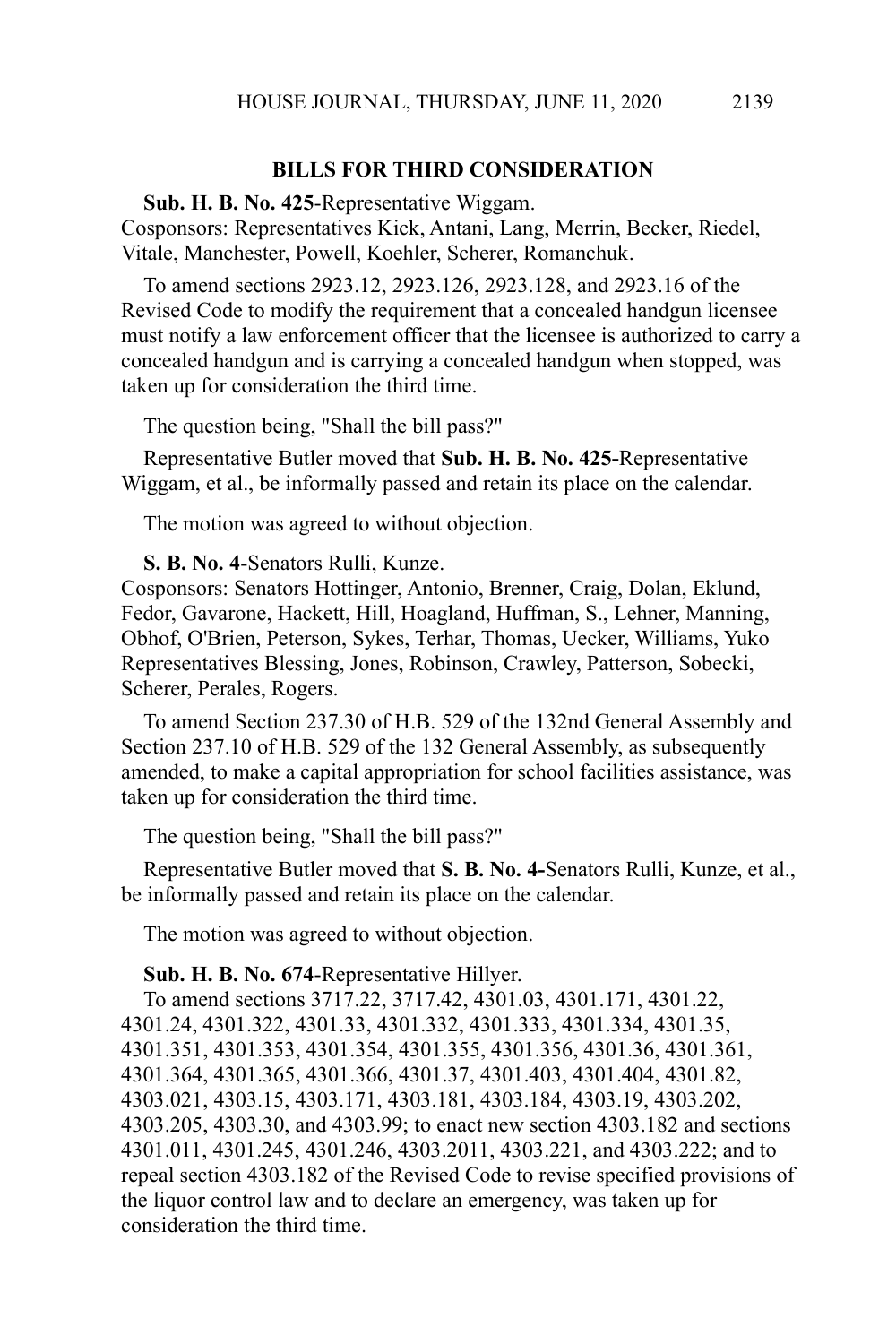## BILLS FOR THIRD CONSIDERATION

**Sub. H. B. No. 425**-Representative Wiggam.
Cosponsors: Representatives Kick, Antani, Lang, Merrin, Becker, Riedel, Vitale, Manchester, Powell, Koehler, Scherer, Romanchuk.

To amend sections 2923.12, 2923.126, 2923.128, and 2923.16 of the Revised Code to modify the requirement that a concealed handgun licensee must notify a law enforcement officer that the licensee is authorized to carry a concealed handgun and is carrying a concealed handgun when stopped, was taken up for consideration the third time.

The question being, "Shall the bill pass?"

Representative Butler moved that **Sub. H. B. No. 425-**Representative Wiggam, et al., be informally passed and retain its place on the calendar.

The motion was agreed to without objection.

**S. B. No. 4**-Senators Rulli, Kunze.
Cosponsors: Senators Hottinger, Antonio, Brenner, Craig, Dolan, Eklund, Fedor, Gavarone, Hackett, Hill, Hoagland, Huffman, S., Lehner, Manning, Obhof, O'Brien, Peterson, Sykes, Terhar, Thomas, Uecker, Williams, Yuko Representatives Blessing, Jones, Robinson, Crawley, Patterson, Sobecki, Scherer, Perales, Rogers.

To amend Section 237.30 of H.B. 529 of the 132nd General Assembly and Section 237.10 of H.B. 529 of the 132 General Assembly, as subsequently amended, to make a capital appropriation for school facilities assistance, was taken up for consideration the third time.

The question being, "Shall the bill pass?"

Representative Butler moved that **S. B. No. 4-**Senators Rulli, Kunze, et al., be informally passed and retain its place on the calendar.

The motion was agreed to without objection.

**Sub. H. B. No. 674**-Representative Hillyer.

To amend sections 3717.22, 3717.42, 4301.03, 4301.171, 4301.22, 4301.24, 4301.322, 4301.33, 4301.332, 4301.333, 4301.334, 4301.35, 4301.351, 4301.353, 4301.354, 4301.355, 4301.356, 4301.36, 4301.361, 4301.364, 4301.365, 4301.366, 4301.37, 4301.403, 4301.404, 4301.82, 4303.021, 4303.15, 4303.171, 4303.181, 4303.184, 4303.19, 4303.202, 4303.205, 4303.30, and 4303.99; to enact new section 4303.182 and sections 4301.011, 4301.245, 4301.246, 4303.2011, 4303.221, and 4303.222; and to repeal section 4303.182 of the Revised Code to revise specified provisions of the liquor control law and to declare an emergency, was taken up for consideration the third time.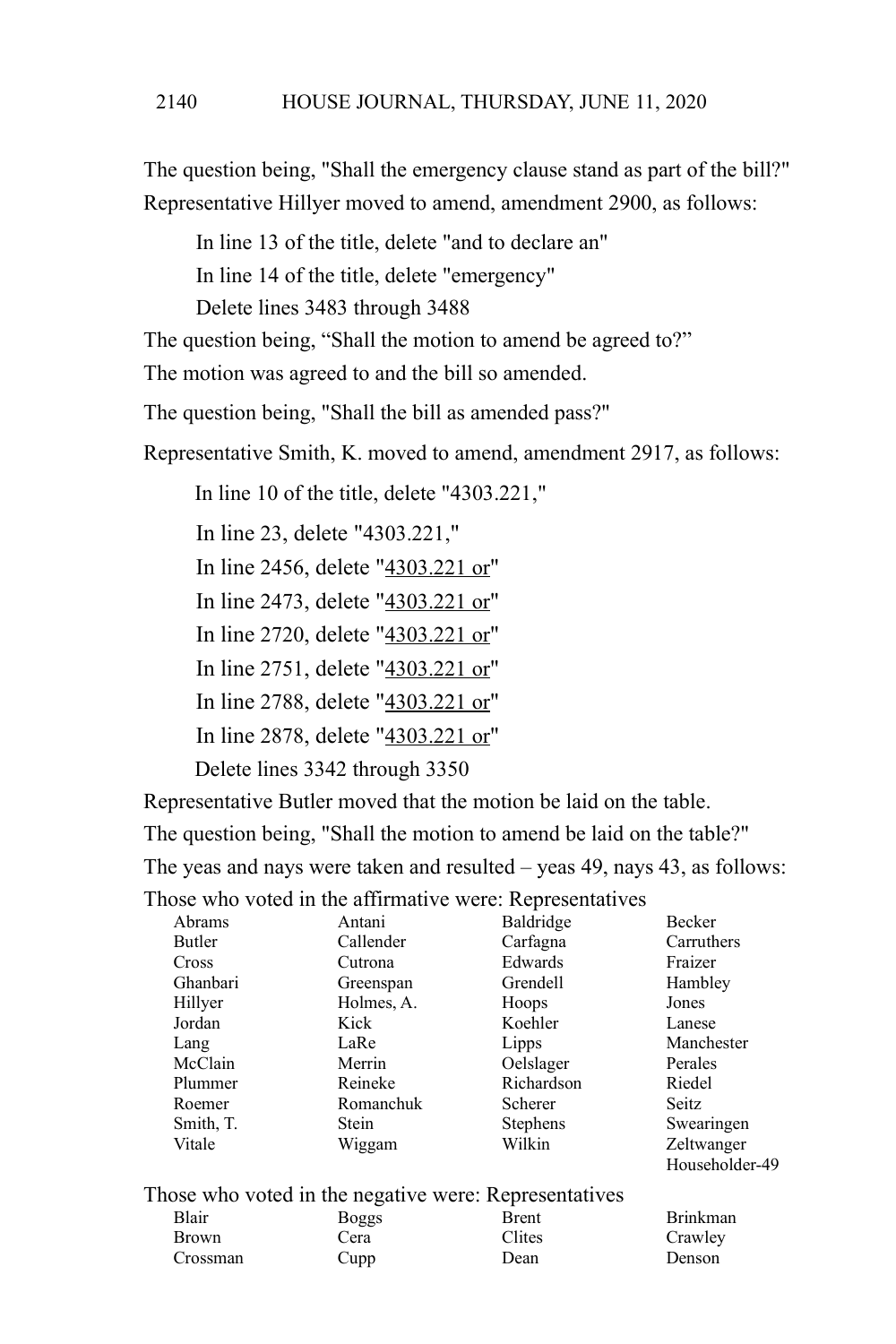The question being, "Shall the emergency clause stand as part of the bill?"

Representative Hillyer moved to amend, amendment 2900, as follows:

In line 13 of the title, delete "and to declare an"

In line 14 of the title, delete "emergency"

Delete lines 3483 through 3488

The question being, "Shall the motion to amend be agreed to?"

The motion was agreed to and the bill so amended.

The question being, "Shall the bill as amended pass?"

Representative Smith, K. moved to amend, amendment 2917, as follows:

In line 10 of the title, delete "4303.221,"

In line 23, delete "4303.221,"

In line 2456, delete "<u>4303.221 or</u>"

In line 2473, delete "<u>4303.221 or</u>"

In line 2720, delete "<u>4303.221 or</u>"

In line 2751, delete "<u>4303.221 or</u>"

In line 2788, delete "<u>4303.221 or</u>"

In line 2878, delete "<u>4303.221 or</u>"

Delete lines 3342 through 3350

Representative Butler moved that the motion be laid on the table.

The question being, "Shall the motion to amend be laid on the table?"

The yeas and nays were taken and resulted – yeas 49, nays 43, as follows:

Those who voted in the affirmative were: Representatives

| | | | |
|---|---|---|---|
| Abrams | Antani | Baldridge | Becker |
| Butler | Callender | Carfagna | Carruthers |
| Cross | Cutrona | Edwards | Fraizer |
| Ghanbari | Greenspan | Grendell | Hambley |
| Hillyer | Holmes, A. | Hoops | Jones |
| Jordan | Kick | Koehler | Lanese |
| Lang | LaRe | Lipps | Manchester |
| McClain | Merrin | Oelslager | Perales |
| Plummer | Reineke | Richardson | Riedel |
| Roemer | Romanchuk | Scherer | Seitz |
| Smith, T. | Stein | Stephens | Swearingen |
| Vitale | Wiggam | Wilkin | Zeltwanger |
| | | | Householder-49 |

Those who voted in the negative were: Representatives

| | | | |
|---|---|---|---|
| Blair | Boggs | Brent | Brinkman |
| Brown | Cera | Clites | Crawley |
| Crossman | Cupp | Dean | Denson |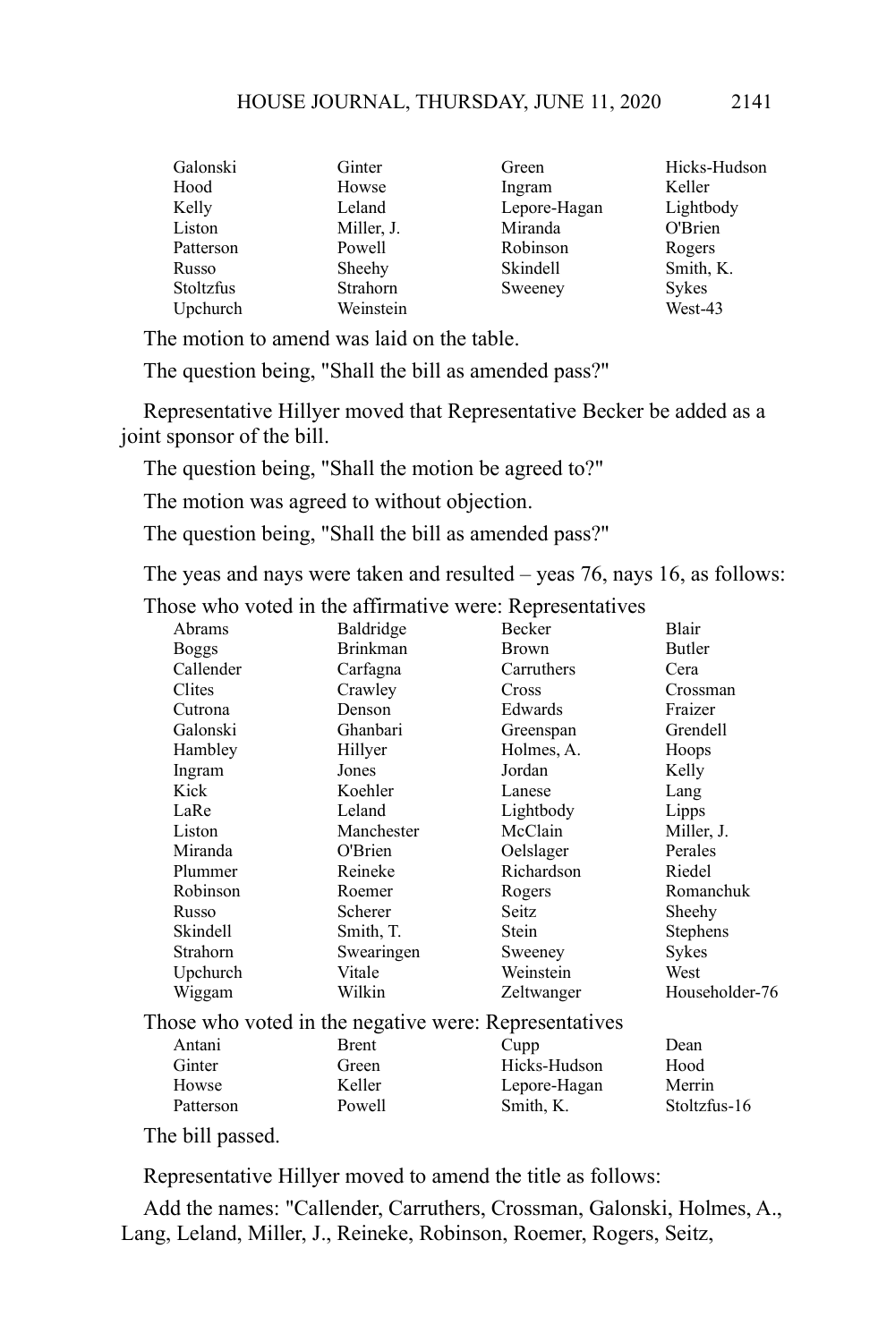| | | | |
|---|---|---|---|
| Galonski | Ginter | Green | Hicks-Hudson |
| Hood | Howse | Ingram | Keller |
| Kelly | Leland | Lepore-Hagan | Lightbody |
| Liston | Miller, J. | Miranda | O'Brien |
| Patterson | Powell | Robinson | Rogers |
| Russo | Sheehy | Skindell | Smith, K. |
| Stoltzfus | Strahorn | Sweeney | Sykes |
| Upchurch | Weinstein | | West-43 |

The motion to amend was laid on the table.

The question being, "Shall the bill as amended pass?"

Representative Hillyer moved that Representative Becker be added as a joint sponsor of the bill.

The question being, "Shall the motion be agreed to?"

The motion was agreed to without objection.

The question being, "Shall the bill as amended pass?"

The yeas and nays were taken and resulted – yeas 76, nays 16, as follows:

Those who voted in the affirmative were: Representatives

| | | | |
|---|---|---|---|
| Abrams | Baldridge | Becker | Blair |
| Boggs | Brinkman | Brown | Butler |
| Callender | Carfagna | Carruthers | Cera |
| Clites | Crawley | Cross | Crossman |
| Cutrona | Denson | Edwards | Fraizer |
| Galonski | Ghanbari | Greenspan | Grendell |
| Hambley | Hillyer | Holmes, A. | Hoops |
| Ingram | Jones | Jordan | Kelly |
| Kick | Koehler | Lanese | Lang |
| LaRe | Leland | Lightbody | Lipps |
| Liston | Manchester | McClain | Miller, J. |
| Miranda | O'Brien | Oelslager | Perales |
| Plummer | Reineke | Richardson | Riedel |
| Robinson | Roemer | Rogers | Romanchuk |
| Russo | Scherer | Seitz | Sheehy |
| Skindell | Smith, T. | Stein | Stephens |
| Strahorn | Swearingen | Sweeney | Sykes |
| Upchurch | Vitale | Weinstein | West |
| Wiggam | Wilkin | Zeltwanger | Householder-76 |

Those who voted in the negative were: Representatives

| | | | |
|---|---|---|---|
| Antani | Brent | Cupp | Dean |
| Ginter | Green | Hicks-Hudson | Hood |
| Howse | Keller | Lepore-Hagan | Merrin |
| Patterson | Powell | Smith, K. | Stoltzfus-16 |

The bill passed.

Representative Hillyer moved to amend the title as follows:

Add the names: "Callender, Carruthers, Crossman, Galonski, Holmes, A., Lang, Leland, Miller, J., Reineke, Robinson, Roemer, Rogers, Seitz,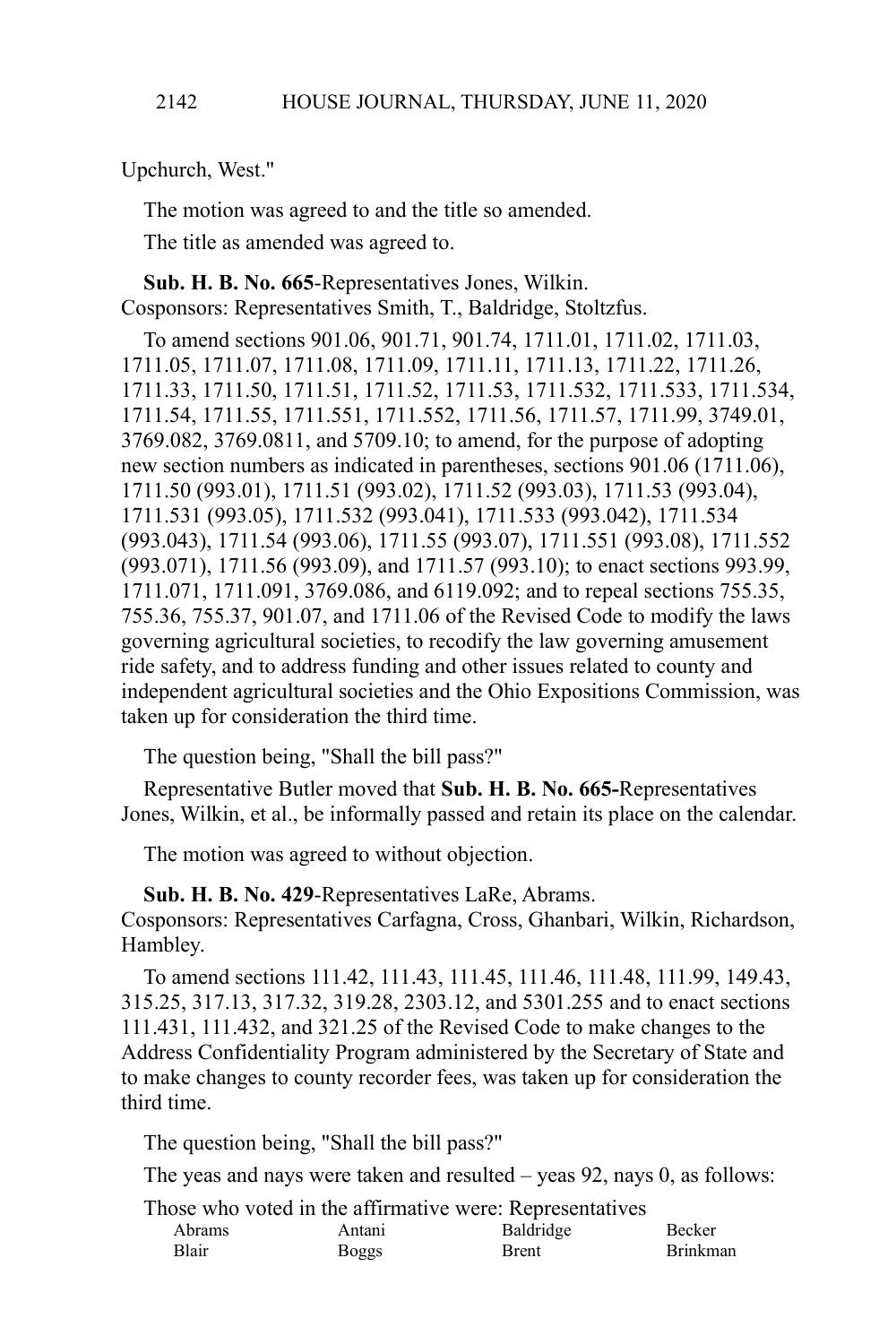Upchurch, West."

The motion was agreed to and the title so amended.

The title as amended was agreed to.

**Sub. H. B. No. 665**-Representatives Jones, Wilkin.
Cosponsors: Representatives Smith, T., Baldridge, Stoltzfus.

To amend sections 901.06, 901.71, 901.74, 1711.01, 1711.02, 1711.03, 1711.05, 1711.07, 1711.08, 1711.09, 1711.11, 1711.13, 1711.22, 1711.26, 1711.33, 1711.50, 1711.51, 1711.52, 1711.53, 1711.532, 1711.533, 1711.534, 1711.54, 1711.55, 1711.551, 1711.552, 1711.56, 1711.57, 1711.99, 3749.01, 3769.082, 3769.0811, and 5709.10; to amend, for the purpose of adopting new section numbers as indicated in parentheses, sections 901.06 (1711.06), 1711.50 (993.01), 1711.51 (993.02), 1711.52 (993.03), 1711.53 (993.04), 1711.531 (993.05), 1711.532 (993.041), 1711.533 (993.042), 1711.534 (993.043), 1711.54 (993.06), 1711.55 (993.07), 1711.551 (993.08), 1711.552 (993.071), 1711.56 (993.09), and 1711.57 (993.10); to enact sections 993.99, 1711.071, 1711.091, 3769.086, and 6119.092; and to repeal sections 755.35, 755.36, 755.37, 901.07, and 1711.06 of the Revised Code to modify the laws governing agricultural societies, to recodify the law governing amusement ride safety, and to address funding and other issues related to county and independent agricultural societies and the Ohio Expositions Commission, was taken up for consideration the third time.

The question being, "Shall the bill pass?"

Representative Butler moved that **Sub. H. B. No. 665-**Representatives Jones, Wilkin, et al., be informally passed and retain its place on the calendar.

The motion was agreed to without objection.

**Sub. H. B. No. 429**-Representatives LaRe, Abrams.
Cosponsors: Representatives Carfagna, Cross, Ghanbari, Wilkin, Richardson, Hambley.

To amend sections 111.42, 111.43, 111.45, 111.46, 111.48, 111.99, 149.43, 315.25, 317.13, 317.32, 319.28, 2303.12, and 5301.255 and to enact sections 111.431, 111.432, and 321.25 of the Revised Code to make changes to the Address Confidentiality Program administered by the Secretary of State and to make changes to county recorder fees, was taken up for consideration the third time.

The question being, "Shall the bill pass?"

The yeas and nays were taken and resulted – yeas 92, nays 0, as follows:

Those who voted in the affirmative were: Representatives

| | | | |
|---|---|---|---|
| Abrams | Antani | Baldridge | Becker |
| Blair | Boggs | Brent | Brinkman |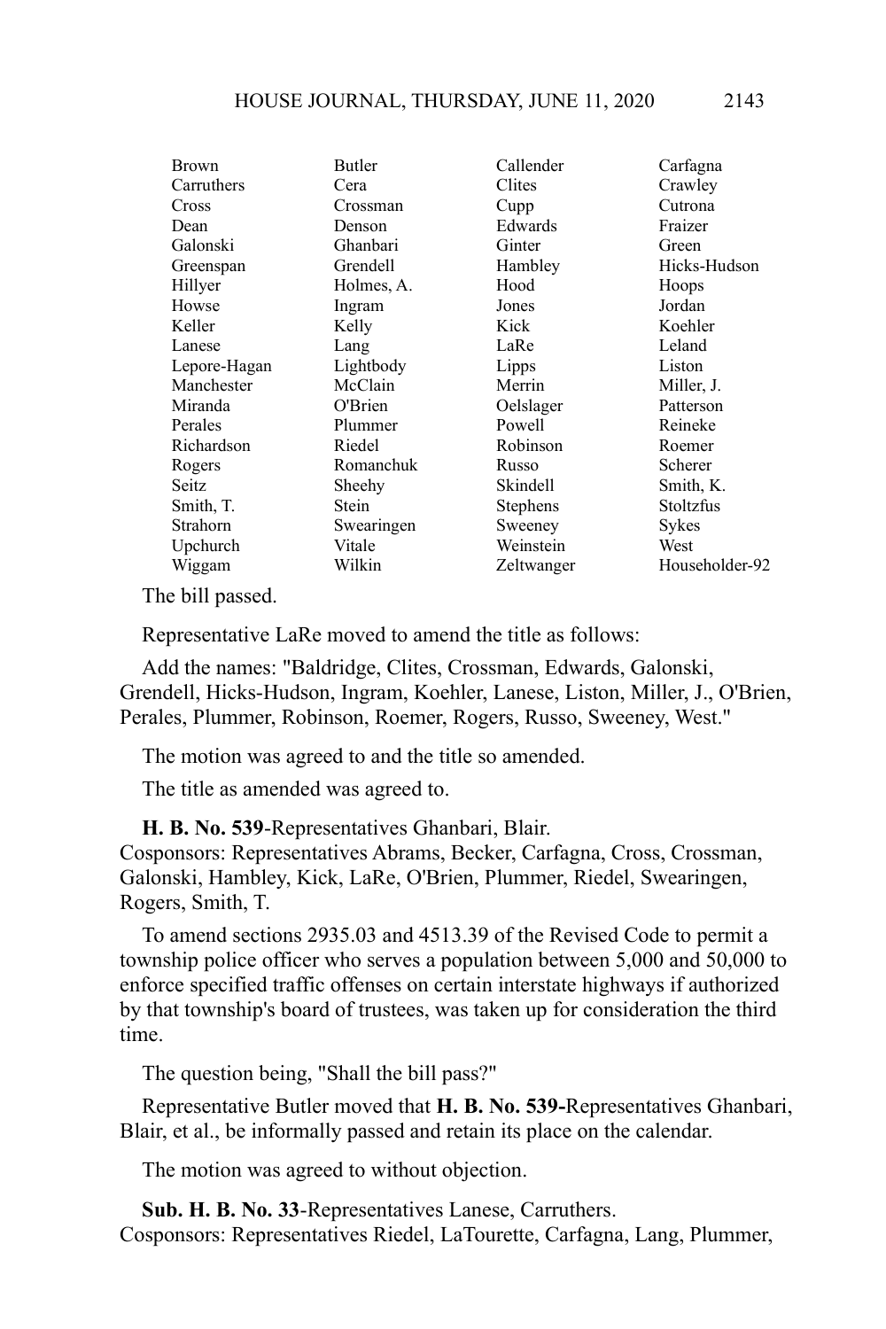| | | | |
|---|---|---|---|
| Brown | Butler | Callender | Carfagna |
| Carruthers | Cera | Clites | Crawley |
| Cross | Crossman | Cupp | Cutrona |
| Dean | Denson | Edwards | Fraizer |
| Galonski | Ghanbari | Ginter | Green |
| Greenspan | Grendell | Hambley | Hicks-Hudson |
| Hillyer | Holmes, A. | Hood | Hoops |
| Howse | Ingram | Jones | Jordan |
| Keller | Kelly | Kick | Koehler |
| Lanese | Lang | LaRe | Leland |
| Lepore-Hagan | Lightbody | Lipps | Liston |
| Manchester | McClain | Merrin | Miller, J. |
| Miranda | O'Brien | Oelslager | Patterson |
| Perales | Plummer | Powell | Reineke |
| Richardson | Riedel | Robinson | Roemer |
| Rogers | Romanchuk | Russo | Scherer |
| Seitz | Sheehy | Skindell | Smith, K. |
| Smith, T. | Stein | Stephens | Stoltzfus |
| Strahorn | Swearingen | Sweeney | Sykes |
| Upchurch | Vitale | Weinstein | West |
| Wiggam | Wilkin | Zeltwanger | Householder-92 |

The bill passed.

Representative LaRe moved to amend the title as follows:

Add the names: "Baldridge, Clites, Crossman, Edwards, Galonski, Grendell, Hicks-Hudson, Ingram, Koehler, Lanese, Liston, Miller, J., O'Brien, Perales, Plummer, Robinson, Roemer, Rogers, Russo, Sweeney, West."

The motion was agreed to and the title so amended.

The title as amended was agreed to.

**H. B. No. 539**-Representatives Ghanbari, Blair.
Cosponsors: Representatives Abrams, Becker, Carfagna, Cross, Crossman, Galonski, Hambley, Kick, LaRe, O'Brien, Plummer, Riedel, Swearingen, Rogers, Smith, T.

To amend sections 2935.03 and 4513.39 of the Revised Code to permit a township police officer who serves a population between 5,000 and 50,000 to enforce specified traffic offenses on certain interstate highways if authorized by that township's board of trustees, was taken up for consideration the third time.

The question being, "Shall the bill pass?"

Representative Butler moved that **H. B. No. 539-**Representatives Ghanbari, Blair, et al., be informally passed and retain its place on the calendar.

The motion was agreed to without objection.

**Sub. H. B. No. 33**-Representatives Lanese, Carruthers.
Cosponsors: Representatives Riedel, LaTourette, Carfagna, Lang, Plummer,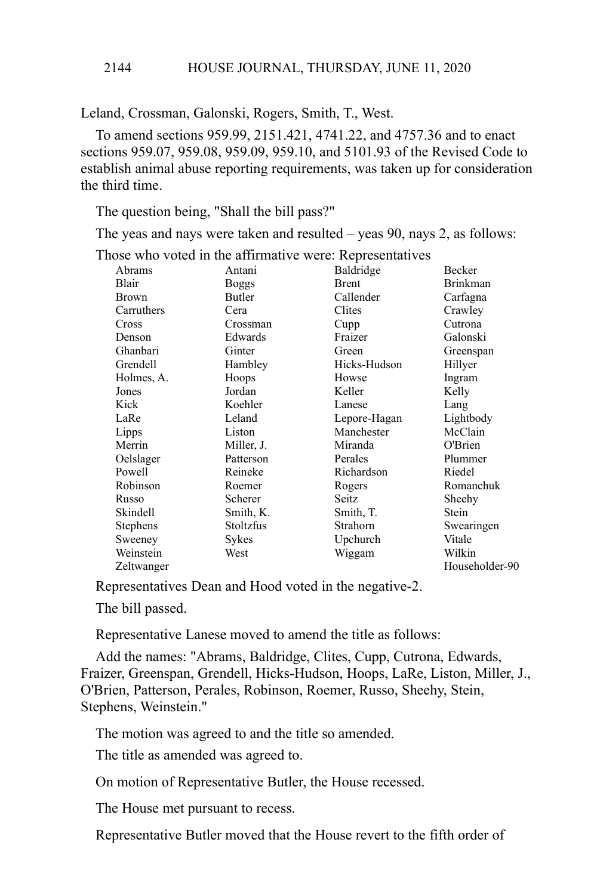Leland, Crossman, Galonski, Rogers, Smith, T., West.

To amend sections 959.99, 2151.421, 4741.22, and 4757.36 and to enact sections 959.07, 959.08, 959.09, 959.10, and 5101.93 of the Revised Code to establish animal abuse reporting requirements, was taken up for consideration the third time.

The question being, "Shall the bill pass?"

The yeas and nays were taken and resulted – yeas 90, nays 2, as follows:

Those who voted in the affirmative were: Representatives

| | | | |
|---|---|---|---|
| Abrams | Antani | Baldridge | Becker |
| Blair | Boggs | Brent | Brinkman |
| Brown | Butler | Callender | Carfagna |
| Carruthers | Cera | Clites | Crawley |
| Cross | Crossman | Cupp | Cutrona |
| Denson | Edwards | Fraizer | Galonski |
| Ghanbari | Ginter | Green | Greenspan |
| Grendell | Hambley | Hicks-Hudson | Hillyer |
| Holmes, A. | Hoops | Howse | Ingram |
| Jones | Jordan | Keller | Kelly |
| Kick | Koehler | Lanese | Lang |
| LaRe | Leland | Lepore-Hagan | Lightbody |
| Lipps | Liston | Manchester | McClain |
| Merrin | Miller, J. | Miranda | O'Brien |
| Oelslager | Patterson | Perales | Plummer |
| Powell | Reineke | Richardson | Riedel |
| Robinson | Roemer | Rogers | Romanchuk |
| Russo | Scherer | Seitz | Sheehy |
| Skindell | Smith, K. | Smith, T. | Stein |
| Stephens | Stoltzfus | Strahorn | Swearingen |
| Sweeney | Sykes | Upchurch | Vitale |
| Weinstein | West | Wiggam | Wilkin |
| Zeltwanger | | | Householder-90 |

Representatives Dean and Hood voted in the negative-2.

The bill passed.

Representative Lanese moved to amend the title as follows:

Add the names: "Abrams, Baldridge, Clites, Cupp, Cutrona, Edwards, Fraizer, Greenspan, Grendell, Hicks-Hudson, Hoops, LaRe, Liston, Miller, J., O'Brien, Patterson, Perales, Robinson, Roemer, Russo, Sheehy, Stein, Stephens, Weinstein."

The motion was agreed to and the title so amended.

The title as amended was agreed to.

On motion of Representative Butler, the House recessed.

The House met pursuant to recess.

Representative Butler moved that the House revert to the fifth order of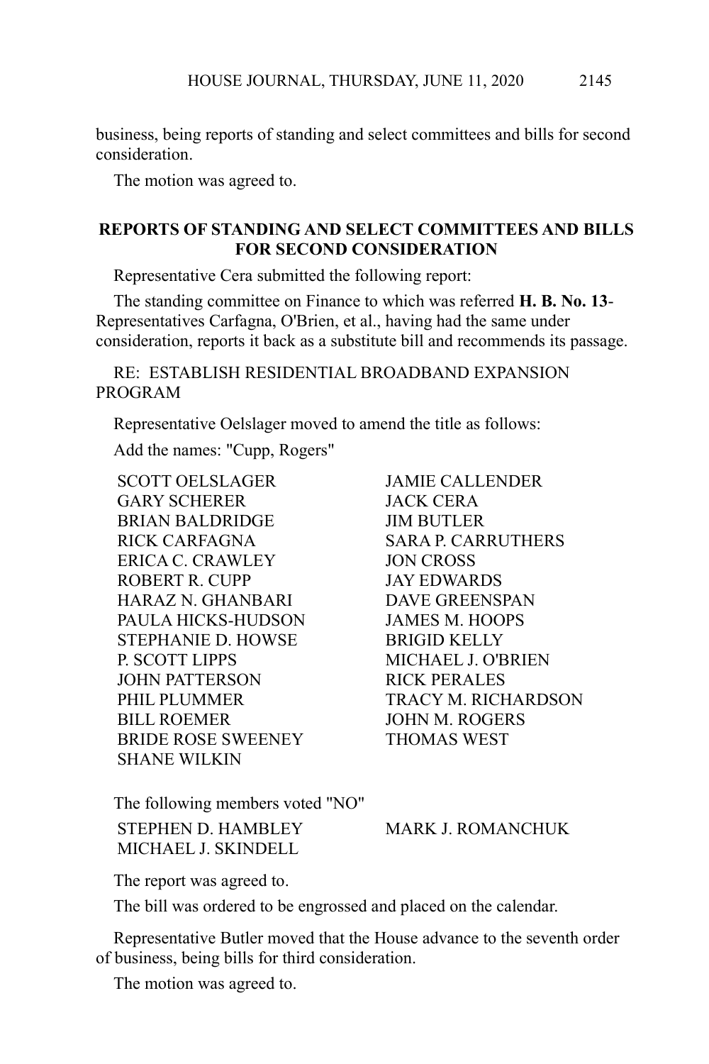business, being reports of standing and select committees and bills for second consideration.

The motion was agreed to.

## REPORTS OF STANDING AND SELECT COMMITTEES AND BILLS FOR SECOND CONSIDERATION

Representative Cera submitted the following report:

The standing committee on Finance to which was referred **H. B. No. 13**-Representatives Carfagna, O'Brien, et al., having had the same under consideration, reports it back as a substitute bill and recommends its passage.

RE: ESTABLISH RESIDENTIAL BROADBAND EXPANSION PROGRAM

Representative Oelslager moved to amend the title as follows:

Add the names: "Cupp, Rogers"

| | |
|---|---|
| SCOTT OELSLAGER | JAMIE CALLENDER |
| GARY SCHERER | JACK CERA |
| BRIAN BALDRIDGE | JIM BUTLER |
| RICK CARFAGNA | SARA P. CARRUTHERS |
| ERICA C. CRAWLEY | JON CROSS |
| ROBERT R. CUPP | JAY EDWARDS |
| HARAZ N. GHANBARI | DAVE GREENSPAN |
| PAULA HICKS-HUDSON | JAMES M. HOOPS |
| STEPHANIE D. HOWSE | BRIGID KELLY |
| P. SCOTT LIPPS | MICHAEL J. O'BRIEN |
| JOHN PATTERSON | RICK PERALES |
| PHIL PLUMMER | TRACY M. RICHARDSON |
| BILL ROEMER | JOHN M. ROGERS |
| BRIDE ROSE SWEENEY | THOMAS WEST |
| SHANE WILKIN | |

The following members voted "NO"

| | |
|---|---|
| STEPHEN D. HAMBLEY | MARK J. ROMANCHUK |
| MICHAEL J. SKINDELL | |

The report was agreed to.

The bill was ordered to be engrossed and placed on the calendar.

Representative Butler moved that the House advance to the seventh order of business, being bills for third consideration.

The motion was agreed to.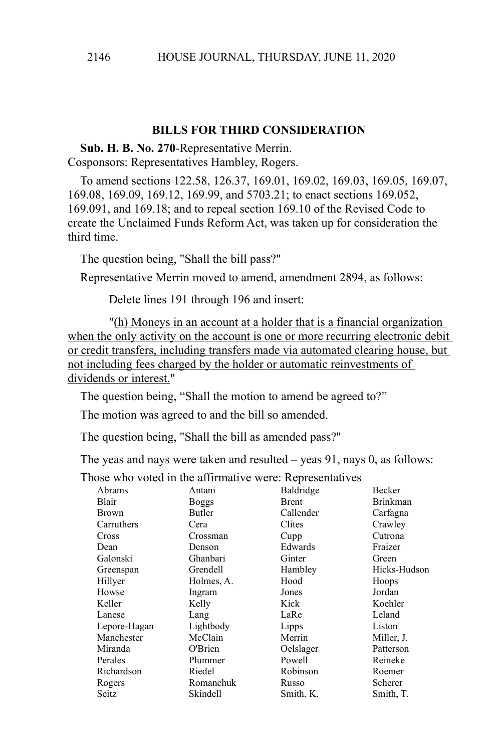## BILLS FOR THIRD CONSIDERATION

**Sub. H. B. No. 270**-Representative Merrin.
Cosponsors: Representatives Hambley, Rogers.

To amend sections 122.58, 126.37, 169.01, 169.02, 169.03, 169.05, 169.07, 169.08, 169.09, 169.12, 169.99, and 5703.21; to enact sections 169.052, 169.091, and 169.18; and to repeal section 169.10 of the Revised Code to create the Unclaimed Funds Reform Act, was taken up for consideration the third time.

The question being, "Shall the bill pass?"

Representative Merrin moved to amend, amendment 2894, as follows:

Delete lines 191 through 196 and insert:

"(h) Moneys in an account at a holder that is a financial organization when the only activity on the account is one or more recurring electronic debit or credit transfers, including transfers made via automated clearing house, but not including fees charged by the holder or automatic reinvestments of dividends or interest."

The question being, "Shall the motion to amend be agreed to?"

The motion was agreed to and the bill so amended.

The question being, "Shall the bill as amended pass?"

The yeas and nays were taken and resulted – yeas 91, nays 0, as follows:

Those who voted in the affirmative were: Representatives

| | | | |
|---|---|---|---|
| Abrams | Antani | Baldridge | Becker |
| Blair | Boggs | Brent | Brinkman |
| Brown | Butler | Callender | Carfagna |
| Carruthers | Cera | Clites | Crawley |
| Cross | Crossman | Cupp | Cutrona |
| Dean | Denson | Edwards | Fraizer |
| Galonski | Ghanbari | Ginter | Green |
| Greenspan | Grendell | Hambley | Hicks-Hudson |
| Hillyer | Holmes, A. | Hood | Hoops |
| Howse | Ingram | Jones | Jordan |
| Keller | Kelly | Kick | Koehler |
| Lanese | Lang | LaRe | Leland |
| Lepore-Hagan | Lightbody | Lipps | Liston |
| Manchester | McClain | Merrin | Miller, J. |
| Miranda | O'Brien | Oelslager | Patterson |
| Perales | Plummer | Powell | Reineke |
| Richardson | Riedel | Robinson | Roemer |
| Rogers | Romanchuk | Russo | Scherer |
| Seitz | Skindell | Smith, K. | Smith, T. |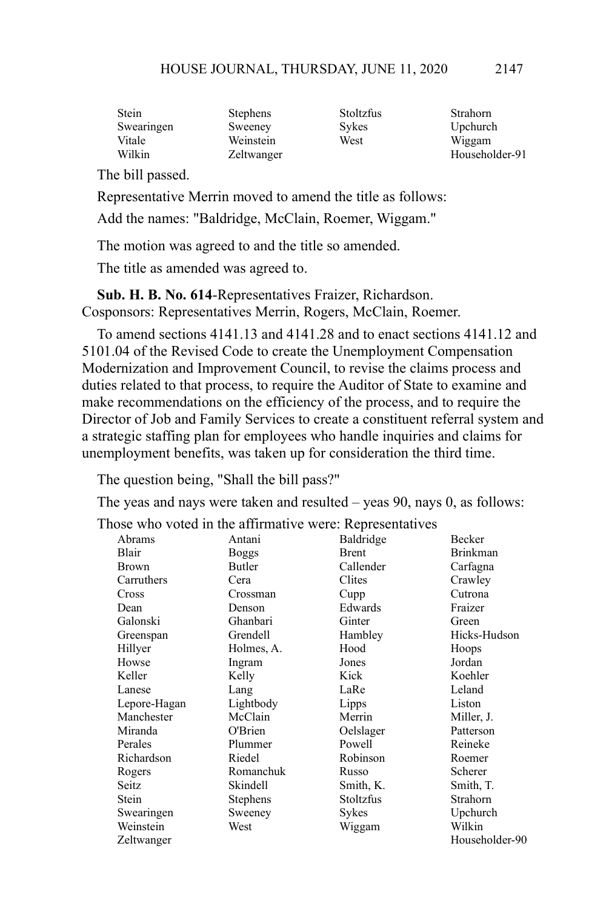| Stein | Stephens | Stoltzfus | Strahorn |
|---|---|---|---|
| Swearingen | Sweeney | Sykes | Upchurch |
| Vitale | Weinstein | West | Wiggam |
| Wilkin | Zeltwanger | | Householder-91 |

The bill passed.

Representative Merrin moved to amend the title as follows:

Add the names: "Baldridge, McClain, Roemer, Wiggam."

The motion was agreed to and the title so amended.

The title as amended was agreed to.

**Sub. H. B. No. 614**-Representatives Fraizer, Richardson. Cosponsors: Representatives Merrin, Rogers, McClain, Roemer.

To amend sections 4141.13 and 4141.28 and to enact sections 4141.12 and 5101.04 of the Revised Code to create the Unemployment Compensation Modernization and Improvement Council, to revise the claims process and duties related to that process, to require the Auditor of State to examine and make recommendations on the efficiency of the process, and to require the Director of Job and Family Services to create a constituent referral system and a strategic staffing plan for employees who handle inquiries and claims for unemployment benefits, was taken up for consideration the third time.

The question being, "Shall the bill pass?"

The yeas and nays were taken and resulted – yeas 90, nays 0, as follows:

Those who voted in the affirmative were: Representatives

| Abrams | Antani | Baldridge | Becker |
|---|---|---|---|
| Blair | Boggs | Brent | Brinkman |
| Brown | Butler | Callender | Carfagna |
| Carruthers | Cera | Clites | Crawley |
| Cross | Crossman | Cupp | Cutrona |
| Dean | Denson | Edwards | Fraizer |
| Galonski | Ghanbari | Ginter | Green |
| Greenspan | Grendell | Hambley | Hicks-Hudson |
| Hillyer | Holmes, A. | Hood | Hoops |
| Howse | Ingram | Jones | Jordan |
| Keller | Kelly | Kick | Koehler |
| Lanese | Lang | LaRe | Leland |
| Lepore-Hagan | Lightbody | Lipps | Liston |
| Manchester | McClain | Merrin | Miller, J. |
| Miranda | O'Brien | Oelslager | Patterson |
| Perales | Plummer | Powell | Reineke |
| Richardson | Riedel | Robinson | Roemer |
| Rogers | Romanchuk | Russo | Scherer |
| Seitz | Skindell | Smith, K. | Smith, T. |
| Stein | Stephens | Stoltzfus | Strahorn |
| Swearingen | Sweeney | Sykes | Upchurch |
| Weinstein | West | Wiggam | Wilkin |
| Zeltwanger | | | Householder-90 |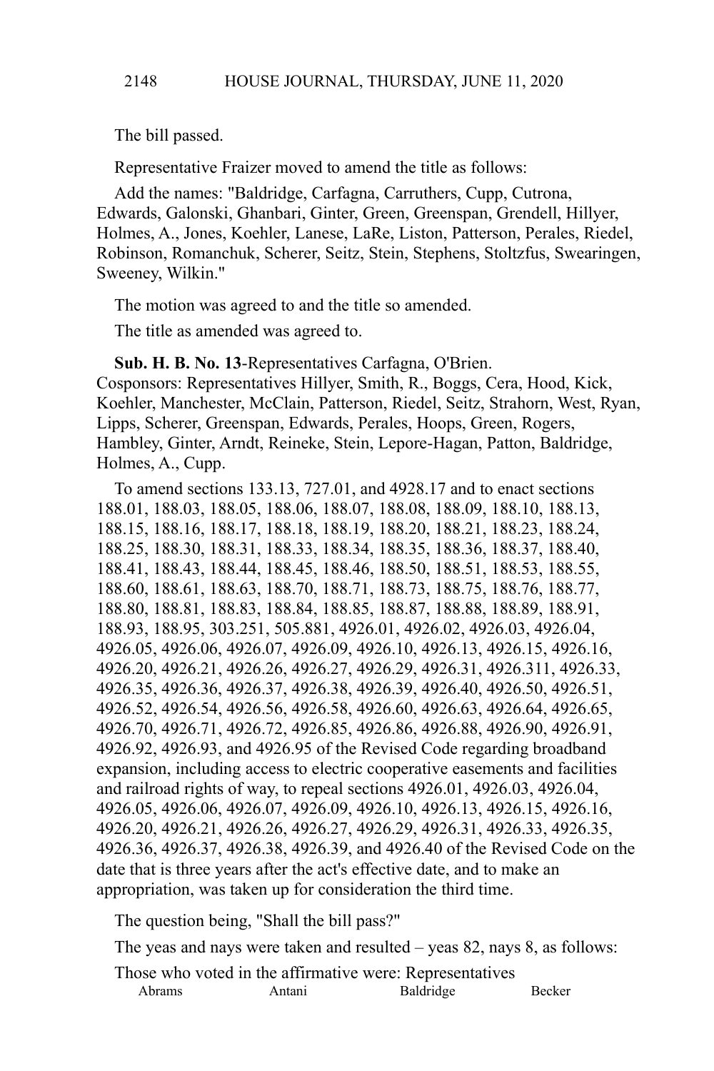The bill passed.

Representative Fraizer moved to amend the title as follows:

Add the names: "Baldridge, Carfagna, Carruthers, Cupp, Cutrona, Edwards, Galonski, Ghanbari, Ginter, Green, Greenspan, Grendell, Hillyer, Holmes, A., Jones, Koehler, Lanese, LaRe, Liston, Patterson, Perales, Riedel, Robinson, Romanchuk, Scherer, Seitz, Stein, Stephens, Stoltzfus, Swearingen, Sweeney, Wilkin."

The motion was agreed to and the title so amended.

The title as amended was agreed to.

**Sub. H. B. No. 13**-Representatives Carfagna, O'Brien.
Cosponsors: Representatives Hillyer, Smith, R., Boggs, Cera, Hood, Kick, Koehler, Manchester, McClain, Patterson, Riedel, Seitz, Strahorn, West, Ryan, Lipps, Scherer, Greenspan, Edwards, Perales, Hoops, Green, Rogers, Hambley, Ginter, Arndt, Reineke, Stein, Lepore-Hagan, Patton, Baldridge, Holmes, A., Cupp.

To amend sections 133.13, 727.01, and 4928.17 and to enact sections 188.01, 188.03, 188.05, 188.06, 188.07, 188.08, 188.09, 188.10, 188.13, 188.15, 188.16, 188.17, 188.18, 188.19, 188.20, 188.21, 188.23, 188.24, 188.25, 188.30, 188.31, 188.33, 188.34, 188.35, 188.36, 188.37, 188.40, 188.41, 188.43, 188.44, 188.45, 188.46, 188.50, 188.51, 188.53, 188.55, 188.60, 188.61, 188.63, 188.70, 188.71, 188.73, 188.75, 188.76, 188.77, 188.80, 188.81, 188.83, 188.84, 188.85, 188.87, 188.88, 188.89, 188.91, 188.93, 188.95, 303.251, 505.881, 4926.01, 4926.02, 4926.03, 4926.04, 4926.05, 4926.06, 4926.07, 4926.09, 4926.10, 4926.13, 4926.15, 4926.16, 4926.20, 4926.21, 4926.26, 4926.27, 4926.29, 4926.31, 4926.311, 4926.33, 4926.35, 4926.36, 4926.37, 4926.38, 4926.39, 4926.40, 4926.50, 4926.51, 4926.52, 4926.54, 4926.56, 4926.58, 4926.60, 4926.63, 4926.64, 4926.65, 4926.70, 4926.71, 4926.72, 4926.85, 4926.86, 4926.88, 4926.90, 4926.91, 4926.92, 4926.93, and 4926.95 of the Revised Code regarding broadband expansion, including access to electric cooperative easements and facilities and railroad rights of way, to repeal sections 4926.01, 4926.03, 4926.04, 4926.05, 4926.06, 4926.07, 4926.09, 4926.10, 4926.13, 4926.15, 4926.16, 4926.20, 4926.21, 4926.26, 4926.27, 4926.29, 4926.31, 4926.33, 4926.35, 4926.36, 4926.37, 4926.38, 4926.39, and 4926.40 of the Revised Code on the date that is three years after the act's effective date, and to make an appropriation, was taken up for consideration the third time.

The question being, "Shall the bill pass?"

The yeas and nays were taken and resulted – yeas 82, nays 8, as follows:

Those who voted in the affirmative were: Representatives

| Abrams | Antani | Baldridge | Becker |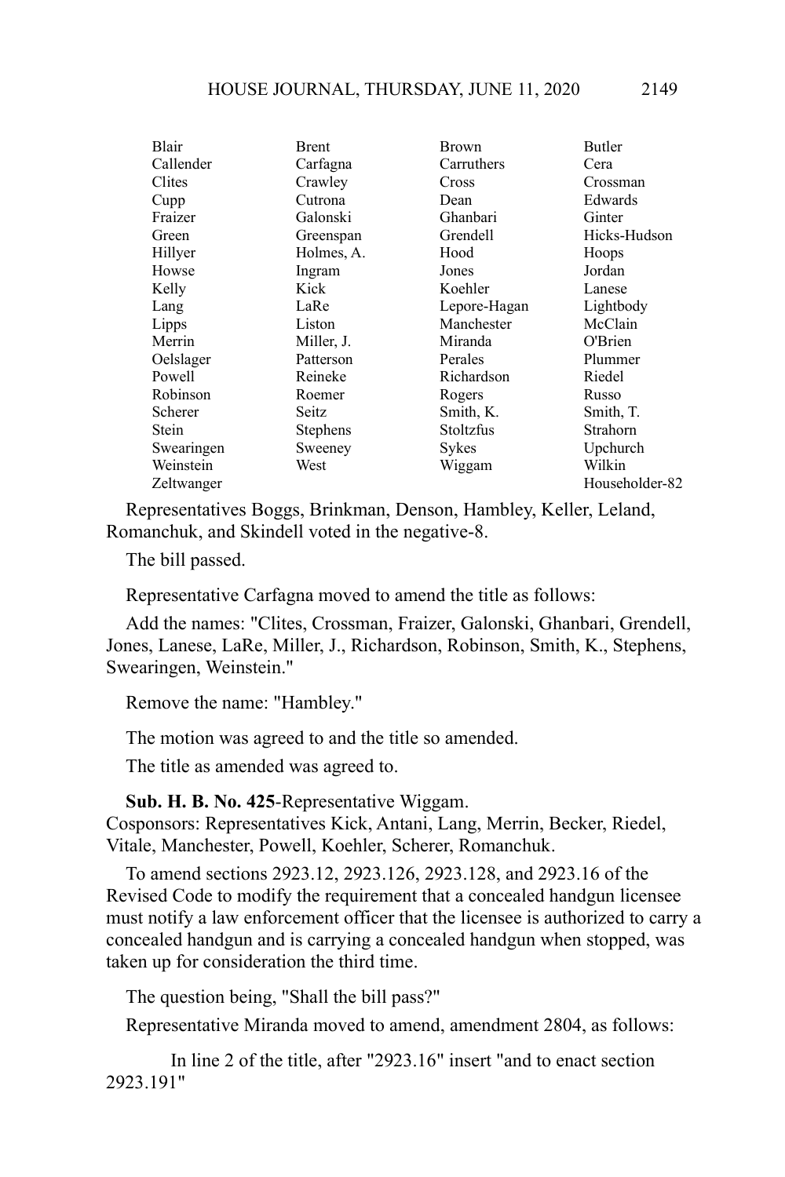| | | | |
|---|---|---|---|
| Blair | Brent | Brown | Butler |
| Callender | Carfagna | Carruthers | Cera |
| Clites | Crawley | Cross | Crossman |
| Cupp | Cutrona | Dean | Edwards |
| Fraizer | Galonski | Ghanbari | Ginter |
| Green | Greenspan | Grendell | Hicks-Hudson |
| Hillyer | Holmes, A. | Hood | Hoops |
| Howse | Ingram | Jones | Jordan |
| Kelly | Kick | Koehler | Lanese |
| Lang | LaRe | Lepore-Hagan | Lightbody |
| Lipps | Liston | Manchester | McClain |
| Merrin | Miller, J. | Miranda | O'Brien |
| Oelslager | Patterson | Perales | Plummer |
| Powell | Reineke | Richardson | Riedel |
| Robinson | Roemer | Rogers | Russo |
| Scherer | Seitz | Smith, K. | Smith, T. |
| Stein | Stephens | Stoltzfus | Strahorn |
| Swearingen | Sweeney | Sykes | Upchurch |
| Weinstein | West | Wiggam | Wilkin |
| Zeltwanger | | | Householder-82 |

Representatives Boggs, Brinkman, Denson, Hambley, Keller, Leland, Romanchuk, and Skindell voted in the negative-8.

The bill passed.

Representative Carfagna moved to amend the title as follows:

Add the names: "Clites, Crossman, Fraizer, Galonski, Ghanbari, Grendell, Jones, Lanese, LaRe, Miller, J., Richardson, Robinson, Smith, K., Stephens, Swearingen, Weinstein."

Remove the name: "Hambley."

The motion was agreed to and the title so amended.

The title as amended was agreed to.

**Sub. H. B. No. 425**-Representative Wiggam.
Cosponsors: Representatives Kick, Antani, Lang, Merrin, Becker, Riedel, Vitale, Manchester, Powell, Koehler, Scherer, Romanchuk.

To amend sections 2923.12, 2923.126, 2923.128, and 2923.16 of the Revised Code to modify the requirement that a concealed handgun licensee must notify a law enforcement officer that the licensee is authorized to carry a concealed handgun and is carrying a concealed handgun when stopped, was taken up for consideration the third time.

The question being, "Shall the bill pass?"

Representative Miranda moved to amend, amendment 2804, as follows:

In line 2 of the title, after "2923.16" insert "and to enact section 2923.191"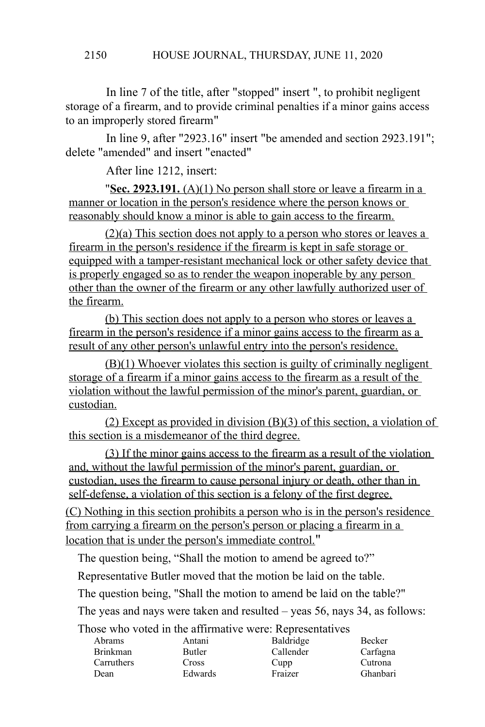In line 7 of the title, after "stopped" insert ", to prohibit negligent storage of a firearm, and to provide criminal penalties if a minor gains access to an improperly stored firearm"

In line 9, after "2923.16" insert "be amended and section 2923.191"; delete "amended" and insert "enacted"

After line 1212, insert:

"**Sec. 2923.191.** (A)(1) No person shall store or leave a firearm in a manner or location in the person's residence where the person knows or reasonably should know a minor is able to gain access to the firearm.

(2)(a) This section does not apply to a person who stores or leaves a firearm in the person's residence if the firearm is kept in safe storage or equipped with a tamper-resistant mechanical lock or other safety device that is properly engaged so as to render the weapon inoperable by any person other than the owner of the firearm or any other lawfully authorized user of the firearm.

(b) This section does not apply to a person who stores or leaves a firearm in the person's residence if a minor gains access to the firearm as a result of any other person's unlawful entry into the person's residence.

(B)(1) Whoever violates this section is guilty of criminally negligent storage of a firearm if a minor gains access to the firearm as a result of the violation without the lawful permission of the minor's parent, guardian, or custodian.

(2) Except as provided in division (B)(3) of this section, a violation of this section is a misdemeanor of the third degree.

(3) If the minor gains access to the firearm as a result of the violation and, without the lawful permission of the minor's parent, guardian, or custodian, uses the firearm to cause personal injury or death, other than in self-defense, a violation of this section is a felony of the first degree.

(C) Nothing in this section prohibits a person who is in the person's residence from carrying a firearm on the person's person or placing a firearm in a location that is under the person's immediate control."

The question being, "Shall the motion to amend be agreed to?"

Representative Butler moved that the motion be laid on the table.

The question being, "Shall the motion to amend be laid on the table?"

The yeas and nays were taken and resulted – yeas 56, nays 34, as follows:

Those who voted in the affirmative were: Representatives

| | | | |
|---|---|---|---|
| Abrams | Antani | Baldridge | Becker |
| Brinkman | Butler | Callender | Carfagna |
| Carruthers | Cross | Cupp | Cutrona |
| Dean | Edwards | Fraizer | Ghanbari |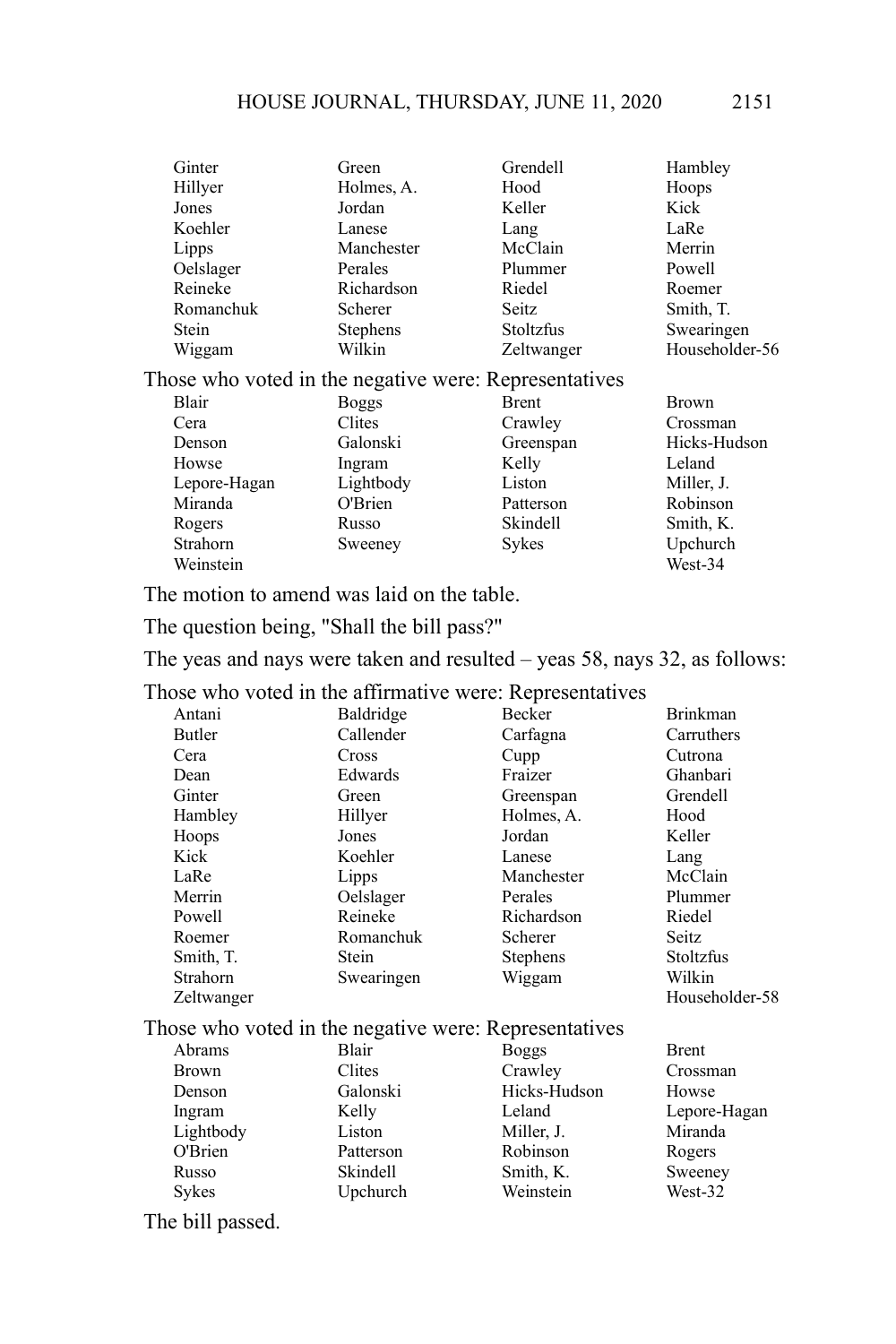| | | | |
|---|---|---|---|
| Ginter | Green | Grendell | Hambley |
| Hillyer | Holmes, A. | Hood | Hoops |
| Jones | Jordan | Keller | Kick |
| Koehler | Lanese | Lang | LaRe |
| Lipps | Manchester | McClain | Merrin |
| Oelslager | Perales | Plummer | Powell |
| Reineke | Richardson | Riedel | Roemer |
| Romanchuk | Scherer | Seitz | Smith, T. |
| Stein | Stephens | Stoltzfus | Swearingen |
| Wiggam | Wilkin | Zeltwanger | Householder-56 |

Those who voted in the negative were: Representatives

| | | | |
|---|---|---|---|
| Blair | Boggs | Brent | Brown |
| Cera | Clites | Crawley | Crossman |
| Denson | Galonski | Greenspan | Hicks-Hudson |
| Howse | Ingram | Kelly | Leland |
| Lepore-Hagan | Lightbody | Liston | Miller, J. |
| Miranda | O'Brien | Patterson | Robinson |
| Rogers | Russo | Skindell | Smith, K. |
| Strahorn | Sweeney | Sykes | Upchurch |
| Weinstein | | | West-34 |

The motion to amend was laid on the table.

The question being, "Shall the bill pass?"

The yeas and nays were taken and resulted – yeas 58, nays 32, as follows:

Those who voted in the affirmative were: Representatives

| | | | |
|---|---|---|---|
| Antani | Baldridge | Becker | Brinkman |
| Butler | Callender | Carfagna | Carruthers |
| Cera | Cross | Cupp | Cutrona |
| Dean | Edwards | Fraizer | Ghanbari |
| Ginter | Green | Greenspan | Grendell |
| Hambley | Hillyer | Holmes, A. | Hood |
| Hoops | Jones | Jordan | Keller |
| Kick | Koehler | Lanese | Lang |
| LaRe | Lipps | Manchester | McClain |
| Merrin | Oelslager | Perales | Plummer |
| Powell | Reineke | Richardson | Riedel |
| Roemer | Romanchuk | Scherer | Seitz |
| Smith, T. | Stein | Stephens | Stoltzfus |
| Strahorn | Swearingen | Wiggam | Wilkin |
| Zeltwanger | | | Householder-58 |

Those who voted in the negative were: Representatives

| | | | |
|---|---|---|---|
| Abrams | Blair | Boggs | Brent |
| Brown | Clites | Crawley | Crossman |
| Denson | Galonski | Hicks-Hudson | Howse |
| Ingram | Kelly | Leland | Lepore-Hagan |
| Lightbody | Liston | Miller, J. | Miranda |
| O'Brien | Patterson | Robinson | Rogers |
| Russo | Skindell | Smith, K. | Sweeney |
| Sykes | Upchurch | Weinstein | West-32 |

The bill passed.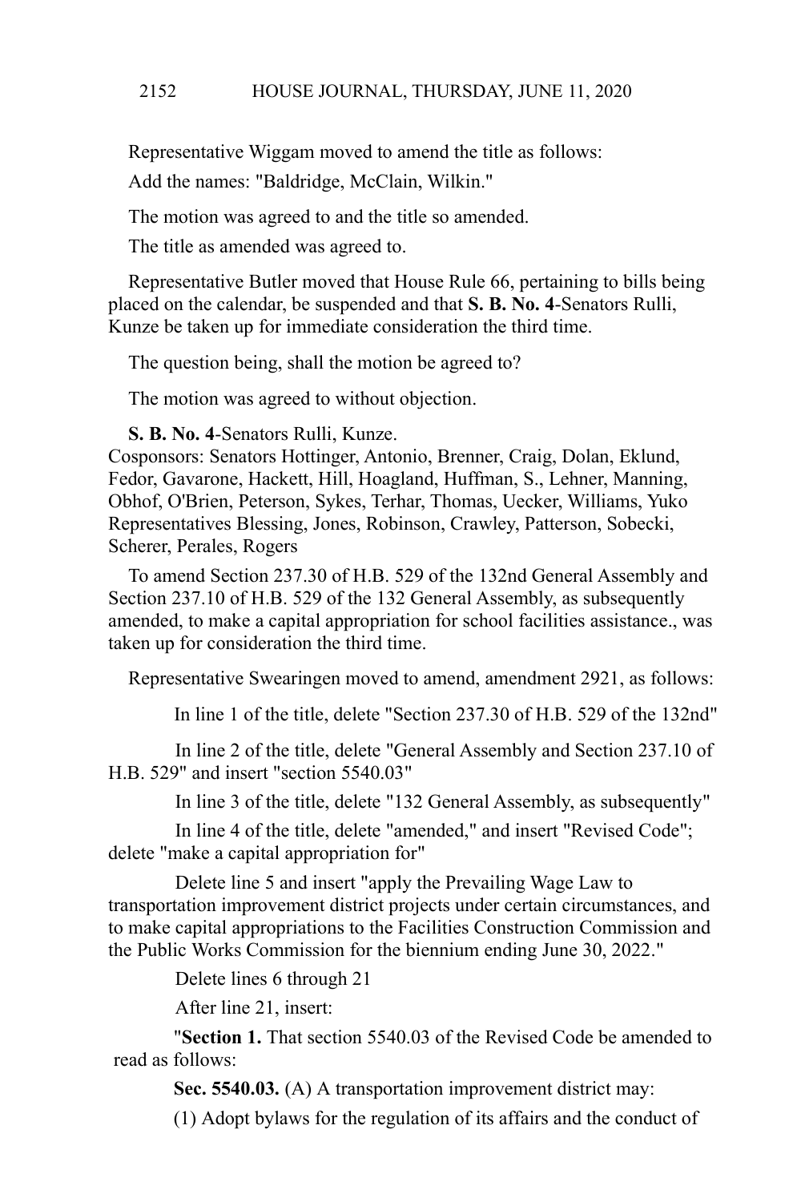Representative Wiggam moved to amend the title as follows:

Add the names: "Baldridge, McClain, Wilkin."

The motion was agreed to and the title so amended.

The title as amended was agreed to.

Representative Butler moved that House Rule 66, pertaining to bills being placed on the calendar, be suspended and that **S. B. No. 4**-Senators Rulli, Kunze be taken up for immediate consideration the third time.

The question being, shall the motion be agreed to?

The motion was agreed to without objection.

**S. B. No. 4**-Senators Rulli, Kunze.
Cosponsors: Senators Hottinger, Antonio, Brenner, Craig, Dolan, Eklund, Fedor, Gavarone, Hackett, Hill, Hoagland, Huffman, S., Lehner, Manning, Obhof, O'Brien, Peterson, Sykes, Terhar, Thomas, Uecker, Williams, Yuko Representatives Blessing, Jones, Robinson, Crawley, Patterson, Sobecki, Scherer, Perales, Rogers

To amend Section 237.30 of H.B. 529 of the 132nd General Assembly and Section 237.10 of H.B. 529 of the 132 General Assembly, as subsequently amended, to make a capital appropriation for school facilities assistance., was taken up for consideration the third time.

Representative Swearingen moved to amend, amendment 2921, as follows:

In line 1 of the title, delete "Section 237.30 of H.B. 529 of the 132nd"

In line 2 of the title, delete "General Assembly and Section 237.10 of H.B. 529" and insert "section 5540.03"

In line 3 of the title, delete "132 General Assembly, as subsequently"

In line 4 of the title, delete "amended," and insert "Revised Code"; delete "make a capital appropriation for"

Delete line 5 and insert "apply the Prevailing Wage Law to transportation improvement district projects under certain circumstances, and to make capital appropriations to the Facilities Construction Commission and the Public Works Commission for the biennium ending June 30, 2022."

Delete lines 6 through 21

After line 21, insert:

"**Section 1.** That section 5540.03 of the Revised Code be amended to read as follows:

**Sec. 5540.03.** (A) A transportation improvement district may:

(1) Adopt bylaws for the regulation of its affairs and the conduct of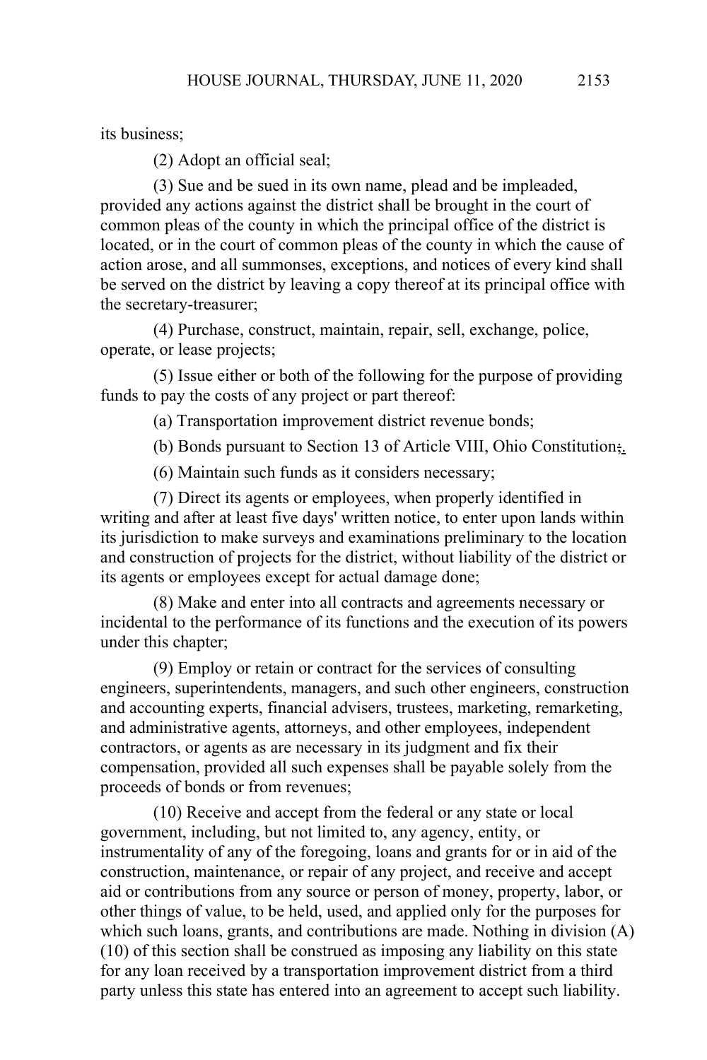its business;

(2) Adopt an official seal;

(3) Sue and be sued in its own name, plead and be impleaded, provided any actions against the district shall be brought in the court of common pleas of the county in which the principal office of the district is located, or in the court of common pleas of the county in which the cause of action arose, and all summonses, exceptions, and notices of every kind shall be served on the district by leaving a copy thereof at its principal office with the secretary-treasurer;

(4) Purchase, construct, maintain, repair, sell, exchange, police, operate, or lease projects;

(5) Issue either or both of the following for the purpose of providing funds to pay the costs of any project or part thereof:

(a) Transportation improvement district revenue bonds;

(b) Bonds pursuant to Section 13 of Article VIII, Ohio Constitution;.

(6) Maintain such funds as it considers necessary;

(7) Direct its agents or employees, when properly identified in writing and after at least five days' written notice, to enter upon lands within its jurisdiction to make surveys and examinations preliminary to the location and construction of projects for the district, without liability of the district or its agents or employees except for actual damage done;

(8) Make and enter into all contracts and agreements necessary or incidental to the performance of its functions and the execution of its powers under this chapter;

(9) Employ or retain or contract for the services of consulting engineers, superintendents, managers, and such other engineers, construction and accounting experts, financial advisers, trustees, marketing, remarketing, and administrative agents, attorneys, and other employees, independent contractors, or agents as are necessary in its judgment and fix their compensation, provided all such expenses shall be payable solely from the proceeds of bonds or from revenues;

(10) Receive and accept from the federal or any state or local government, including, but not limited to, any agency, entity, or instrumentality of any of the foregoing, loans and grants for or in aid of the construction, maintenance, or repair of any project, and receive and accept aid or contributions from any source or person of money, property, labor, or other things of value, to be held, used, and applied only for the purposes for which such loans, grants, and contributions are made. Nothing in division (A)(10) of this section shall be construed as imposing any liability on this state for any loan received by a transportation improvement district from a third party unless this state has entered into an agreement to accept such liability.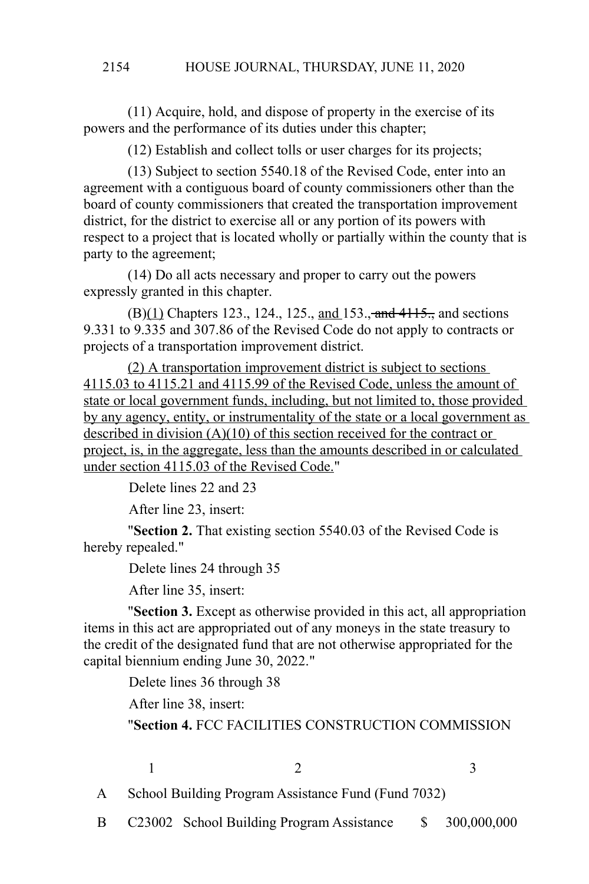(11) Acquire, hold, and dispose of property in the exercise of its powers and the performance of its duties under this chapter;

(12) Establish and collect tolls or user charges for its projects;

(13) Subject to section 5540.18 of the Revised Code, enter into an agreement with a contiguous board of county commissioners other than the board of county commissioners that created the transportation improvement district, for the district to exercise all or any portion of its powers with respect to a project that is located wholly or partially within the county that is party to the agreement;

(14) Do all acts necessary and proper to carry out the powers expressly granted in this chapter.

(B)<u>(1)</u> Chapters 123., 124., 125., <u>and</u> 153., ~~and 4115.,~~ and sections 9.331 to 9.335 and 307.86 of the Revised Code do not apply to contracts or projects of a transportation improvement district.

<u>(2) A transportation improvement district is subject to sections 4115.03 to 4115.21 and 4115.99 of the Revised Code, unless the amount of state or local government funds, including, but not limited to, those provided by any agency, entity, or instrumentality of the state or a local government as described in division (A)(10) of this section received for the contract or project, is, in the aggregate, less than the amounts described in or calculated under section 4115.03 of the Revised Code.</u>"

Delete lines 22 and 23

After line 23, insert:

"**Section 2.** That existing section 5540.03 of the Revised Code is hereby repealed."

Delete lines 24 through 35

After line 35, insert:

"**Section 3.** Except as otherwise provided in this act, all appropriation items in this act are appropriated out of any moneys in the state treasury to the credit of the designated fund that are not otherwise appropriated for the capital biennium ending June 30, 2022."

Delete lines 36 through 38

After line 38, insert:

"**Section 4.** FCC FACILITIES CONSTRUCTION COMMISSION

| | 1 | 2 | 3 |
|---|---|---|---|
| A | School Building Program Assistance Fund (Fund 7032) | | |
| B | C23002 | School Building Program Assistance | $ 300,000,000 |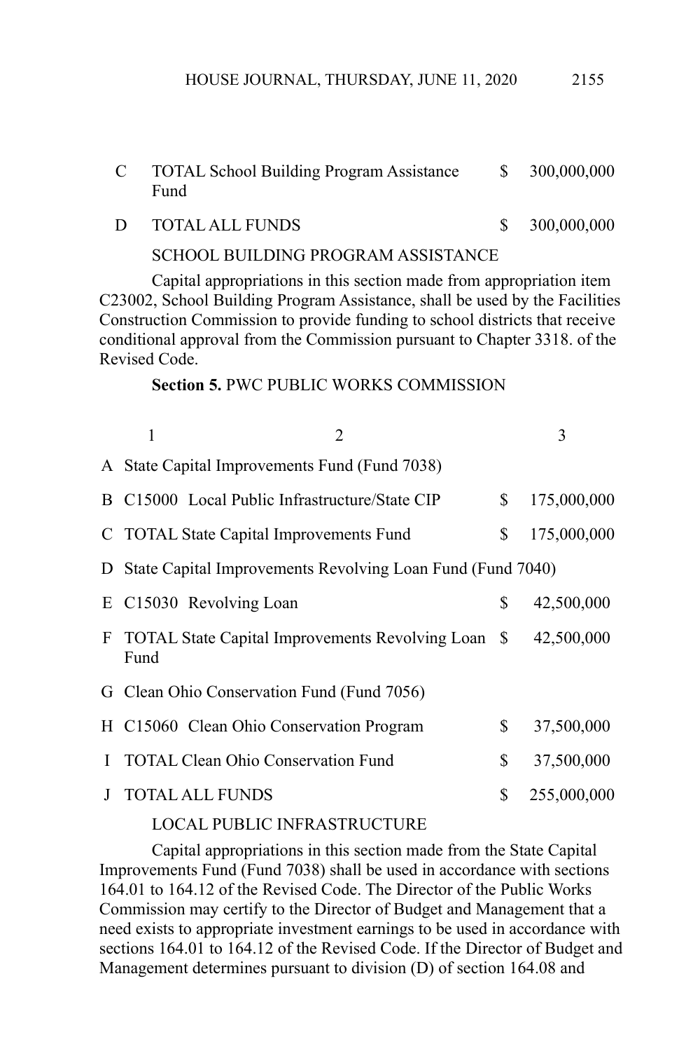| | | | |
|---|---|---|---|
| C | TOTAL School Building Program Assistance Fund | $ | 300,000,000 |
| D | TOTAL ALL FUNDS | $ | 300,000,000 |

SCHOOL BUILDING PROGRAM ASSISTANCE

Capital appropriations in this section made from appropriation item C23002, School Building Program Assistance, shall be used by the Facilities Construction Commission to provide funding to school districts that receive conditional approval from the Commission pursuant to Chapter 3318. of the Revised Code.

**Section 5.** PWC PUBLIC WORKS COMMISSION

| | 1 | 2 | | 3 |
|---|---|---|---|---|
| A | State Capital Improvements Fund (Fund 7038) | | | |
| B | C15000 | Local Public Infrastructure/State CIP | $ | 175,000,000 |
| C | TOTAL State Capital Improvements Fund | | $ | 175,000,000 |
| D | State Capital Improvements Revolving Loan Fund (Fund 7040) | | | |
| E | C15030 | Revolving Loan | $ | 42,500,000 |
| F | TOTAL State Capital Improvements Revolving Loan Fund | | $ | 42,500,000 |
| G | Clean Ohio Conservation Fund (Fund 7056) | | | |
| H | C15060 | Clean Ohio Conservation Program | $ | 37,500,000 |
| I | TOTAL Clean Ohio Conservation Fund | | $ | 37,500,000 |
| J | TOTAL ALL FUNDS | | $ | 255,000,000 |

LOCAL PUBLIC INFRASTRUCTURE

Capital appropriations in this section made from the State Capital Improvements Fund (Fund 7038) shall be used in accordance with sections 164.01 to 164.12 of the Revised Code. The Director of the Public Works Commission may certify to the Director of Budget and Management that a need exists to appropriate investment earnings to be used in accordance with sections 164.01 to 164.12 of the Revised Code. If the Director of Budget and Management determines pursuant to division (D) of section 164.08 and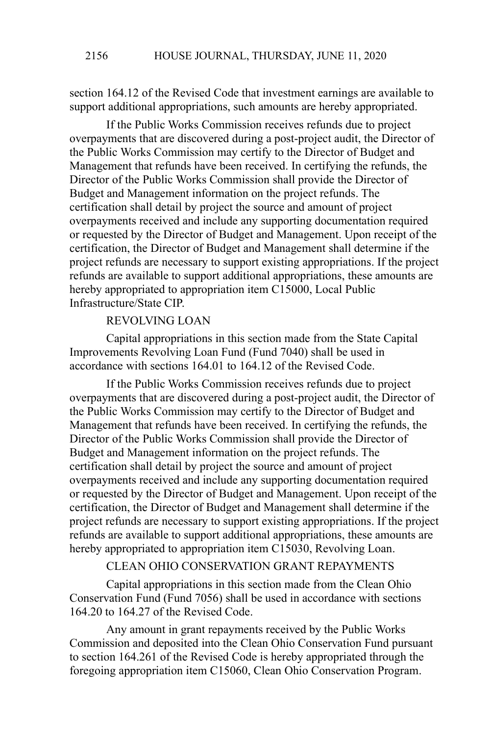section 164.12 of the Revised Code that investment earnings are available to support additional appropriations, such amounts are hereby appropriated.

If the Public Works Commission receives refunds due to project overpayments that are discovered during a post-project audit, the Director of the Public Works Commission may certify to the Director of Budget and Management that refunds have been received. In certifying the refunds, the Director of the Public Works Commission shall provide the Director of Budget and Management information on the project refunds. The certification shall detail by project the source and amount of project overpayments received and include any supporting documentation required or requested by the Director of Budget and Management. Upon receipt of the certification, the Director of Budget and Management shall determine if the project refunds are necessary to support existing appropriations. If the project refunds are available to support additional appropriations, these amounts are hereby appropriated to appropriation item C15000, Local Public Infrastructure/State CIP.

REVOLVING LOAN

Capital appropriations in this section made from the State Capital Improvements Revolving Loan Fund (Fund 7040) shall be used in accordance with sections 164.01 to 164.12 of the Revised Code.

If the Public Works Commission receives refunds due to project overpayments that are discovered during a post-project audit, the Director of the Public Works Commission may certify to the Director of Budget and Management that refunds have been received. In certifying the refunds, the Director of the Public Works Commission shall provide the Director of Budget and Management information on the project refunds. The certification shall detail by project the source and amount of project overpayments received and include any supporting documentation required or requested by the Director of Budget and Management. Upon receipt of the certification, the Director of Budget and Management shall determine if the project refunds are necessary to support existing appropriations. If the project refunds are available to support additional appropriations, these amounts are hereby appropriated to appropriation item C15030, Revolving Loan.

CLEAN OHIO CONSERVATION GRANT REPAYMENTS

Capital appropriations in this section made from the Clean Ohio Conservation Fund (Fund 7056) shall be used in accordance with sections 164.20 to 164.27 of the Revised Code.

Any amount in grant repayments received by the Public Works Commission and deposited into the Clean Ohio Conservation Fund pursuant to section 164.261 of the Revised Code is hereby appropriated through the foregoing appropriation item C15060, Clean Ohio Conservation Program.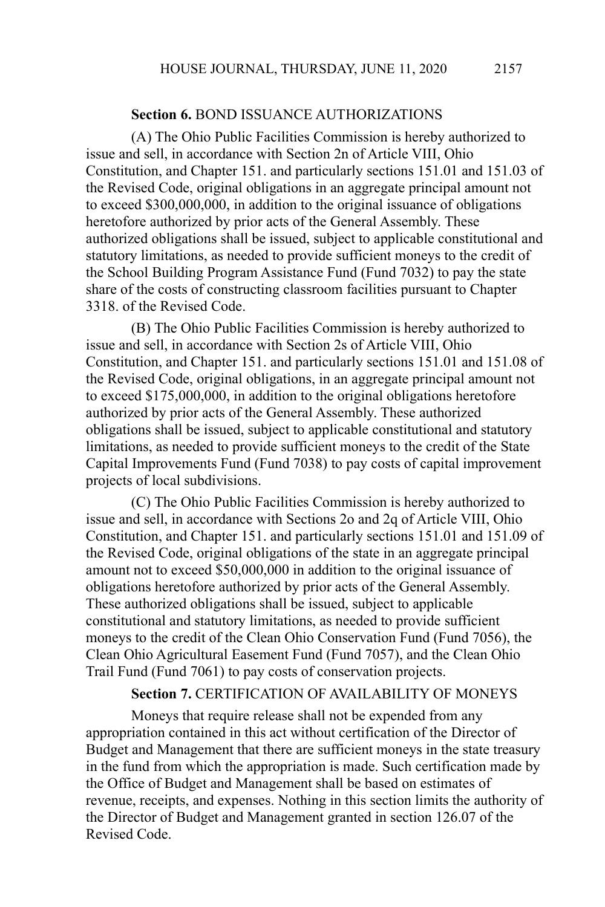**Section 6.** BOND ISSUANCE AUTHORIZATIONS

(A) The Ohio Public Facilities Commission is hereby authorized to issue and sell, in accordance with Section 2n of Article VIII, Ohio Constitution, and Chapter 151. and particularly sections 151.01 and 151.03 of the Revised Code, original obligations in an aggregate principal amount not to exceed $300,000,000, in addition to the original issuance of obligations heretofore authorized by prior acts of the General Assembly. These authorized obligations shall be issued, subject to applicable constitutional and statutory limitations, as needed to provide sufficient moneys to the credit of the School Building Program Assistance Fund (Fund 7032) to pay the state share of the costs of constructing classroom facilities pursuant to Chapter 3318. of the Revised Code.

(B) The Ohio Public Facilities Commission is hereby authorized to issue and sell, in accordance with Section 2s of Article VIII, Ohio Constitution, and Chapter 151. and particularly sections 151.01 and 151.08 of the Revised Code, original obligations, in an aggregate principal amount not to exceed $175,000,000, in addition to the original obligations heretofore authorized by prior acts of the General Assembly. These authorized obligations shall be issued, subject to applicable constitutional and statutory limitations, as needed to provide sufficient moneys to the credit of the State Capital Improvements Fund (Fund 7038) to pay costs of capital improvement projects of local subdivisions.

(C) The Ohio Public Facilities Commission is hereby authorized to issue and sell, in accordance with Sections 2o and 2q of Article VIII, Ohio Constitution, and Chapter 151. and particularly sections 151.01 and 151.09 of the Revised Code, original obligations of the state in an aggregate principal amount not to exceed $50,000,000 in addition to the original issuance of obligations heretofore authorized by prior acts of the General Assembly. These authorized obligations shall be issued, subject to applicable constitutional and statutory limitations, as needed to provide sufficient moneys to the credit of the Clean Ohio Conservation Fund (Fund 7056), the Clean Ohio Agricultural Easement Fund (Fund 7057), and the Clean Ohio Trail Fund (Fund 7061) to pay costs of conservation projects.

**Section 7.** CERTIFICATION OF AVAILABILITY OF MONEYS

Moneys that require release shall not be expended from any appropriation contained in this act without certification of the Director of Budget and Management that there are sufficient moneys in the state treasury in the fund from which the appropriation is made. Such certification made by the Office of Budget and Management shall be based on estimates of revenue, receipts, and expenses. Nothing in this section limits the authority of the Director of Budget and Management granted in section 126.07 of the Revised Code.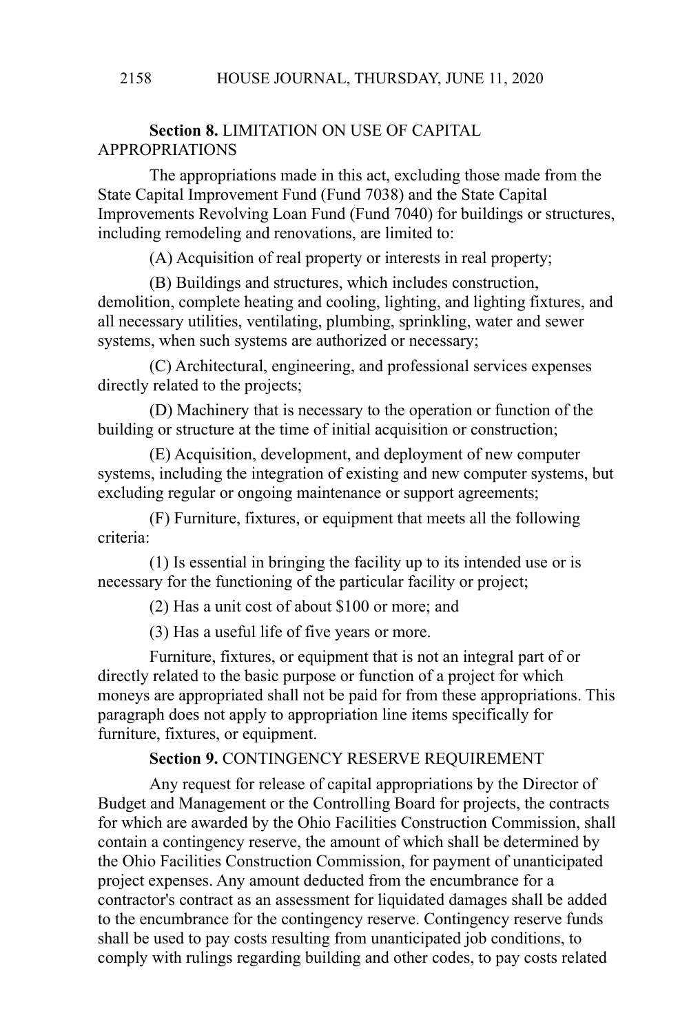**Section 8.** LIMITATION ON USE OF CAPITAL APPROPRIATIONS

The appropriations made in this act, excluding those made from the State Capital Improvement Fund (Fund 7038) and the State Capital Improvements Revolving Loan Fund (Fund 7040) for buildings or structures, including remodeling and renovations, are limited to:

(A) Acquisition of real property or interests in real property;

(B) Buildings and structures, which includes construction, demolition, complete heating and cooling, lighting, and lighting fixtures, and all necessary utilities, ventilating, plumbing, sprinkling, water and sewer systems, when such systems are authorized or necessary;

(C) Architectural, engineering, and professional services expenses directly related to the projects;

(D) Machinery that is necessary to the operation or function of the building or structure at the time of initial acquisition or construction;

(E) Acquisition, development, and deployment of new computer systems, including the integration of existing and new computer systems, but excluding regular or ongoing maintenance or support agreements;

(F) Furniture, fixtures, or equipment that meets all the following criteria:

(1) Is essential in bringing the facility up to its intended use or is necessary for the functioning of the particular facility or project;

(2) Has a unit cost of about $100 or more; and

(3) Has a useful life of five years or more.

Furniture, fixtures, or equipment that is not an integral part of or directly related to the basic purpose or function of a project for which moneys are appropriated shall not be paid for from these appropriations. This paragraph does not apply to appropriation line items specifically for furniture, fixtures, or equipment.

**Section 9.** CONTINGENCY RESERVE REQUIREMENT

Any request for release of capital appropriations by the Director of Budget and Management or the Controlling Board for projects, the contracts for which are awarded by the Ohio Facilities Construction Commission, shall contain a contingency reserve, the amount of which shall be determined by the Ohio Facilities Construction Commission, for payment of unanticipated project expenses. Any amount deducted from the encumbrance for a contractor's contract as an assessment for liquidated damages shall be added to the encumbrance for the contingency reserve. Contingency reserve funds shall be used to pay costs resulting from unanticipated job conditions, to comply with rulings regarding building and other codes, to pay costs related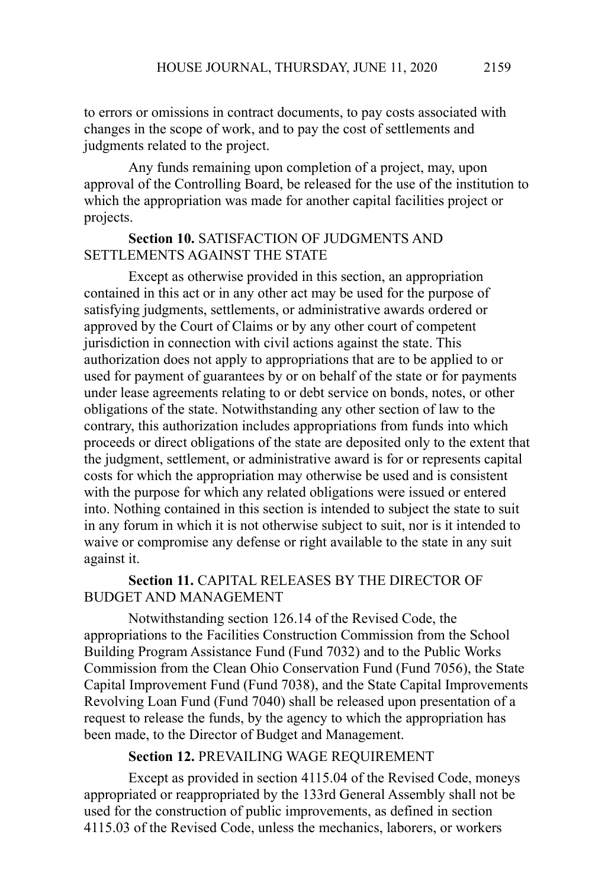to errors or omissions in contract documents, to pay costs associated with changes in the scope of work, and to pay the cost of settlements and judgments related to the project.

Any funds remaining upon completion of a project, may, upon approval of the Controlling Board, be released for the use of the institution to which the appropriation was made for another capital facilities project or projects.

**Section 10.** SATISFACTION OF JUDGMENTS AND SETTLEMENTS AGAINST THE STATE

Except as otherwise provided in this section, an appropriation contained in this act or in any other act may be used for the purpose of satisfying judgments, settlements, or administrative awards ordered or approved by the Court of Claims or by any other court of competent jurisdiction in connection with civil actions against the state. This authorization does not apply to appropriations that are to be applied to or used for payment of guarantees by or on behalf of the state or for payments under lease agreements relating to or debt service on bonds, notes, or other obligations of the state. Notwithstanding any other section of law to the contrary, this authorization includes appropriations from funds into which proceeds or direct obligations of the state are deposited only to the extent that the judgment, settlement, or administrative award is for or represents capital costs for which the appropriation may otherwise be used and is consistent with the purpose for which any related obligations were issued or entered into. Nothing contained in this section is intended to subject the state to suit in any forum in which it is not otherwise subject to suit, nor is it intended to waive or compromise any defense or right available to the state in any suit against it.

**Section 11.** CAPITAL RELEASES BY THE DIRECTOR OF BUDGET AND MANAGEMENT

Notwithstanding section 126.14 of the Revised Code, the appropriations to the Facilities Construction Commission from the School Building Program Assistance Fund (Fund 7032) and to the Public Works Commission from the Clean Ohio Conservation Fund (Fund 7056), the State Capital Improvement Fund (Fund 7038), and the State Capital Improvements Revolving Loan Fund (Fund 7040) shall be released upon presentation of a request to release the funds, by the agency to which the appropriation has been made, to the Director of Budget and Management.

**Section 12.** PREVAILING WAGE REQUIREMENT

Except as provided in section 4115.04 of the Revised Code, moneys appropriated or reappropriated by the 133rd General Assembly shall not be used for the construction of public improvements, as defined in section 4115.03 of the Revised Code, unless the mechanics, laborers, or workers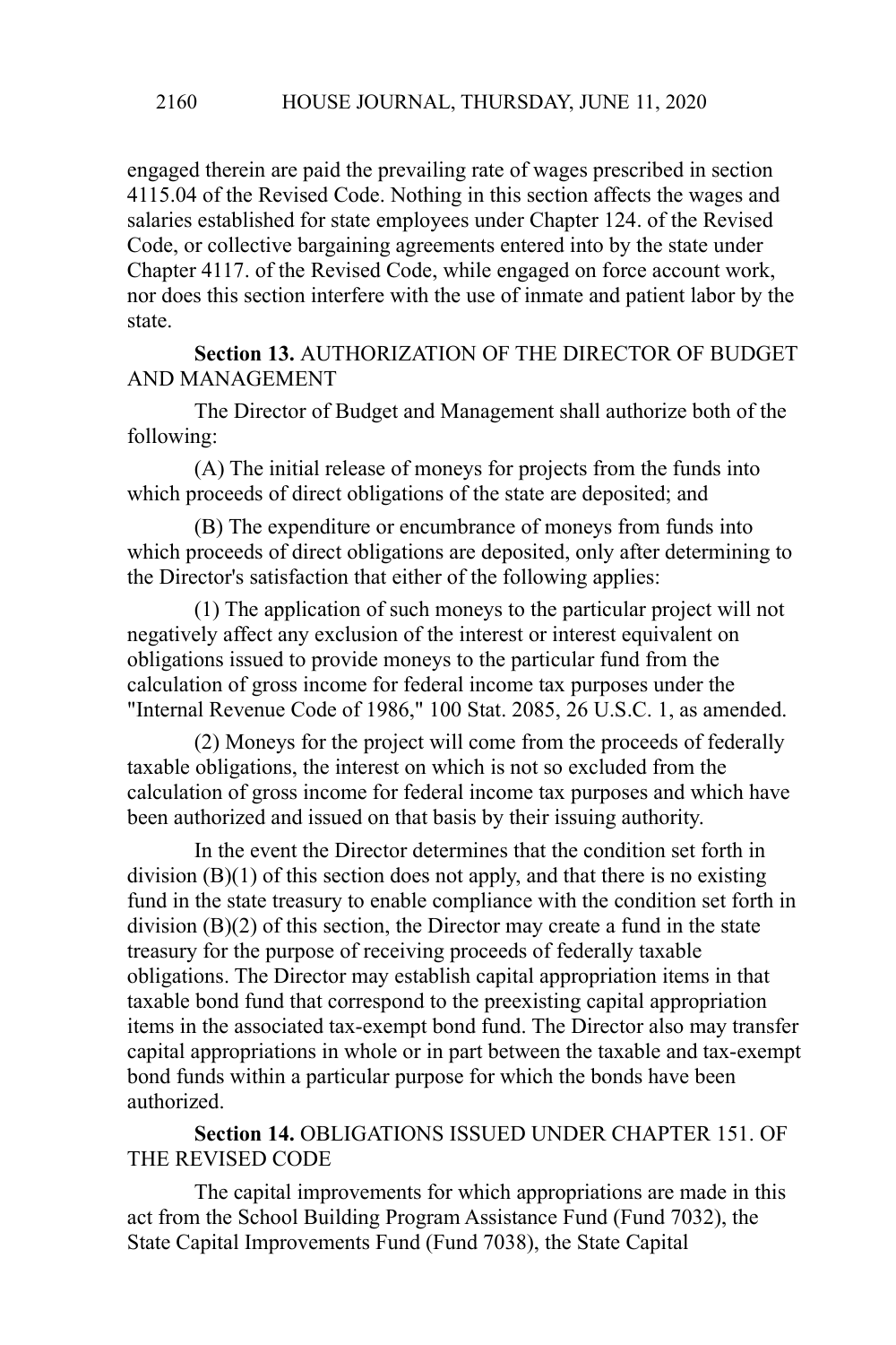engaged therein are paid the prevailing rate of wages prescribed in section 4115.04 of the Revised Code. Nothing in this section affects the wages and salaries established for state employees under Chapter 124. of the Revised Code, or collective bargaining agreements entered into by the state under Chapter 4117. of the Revised Code, while engaged on force account work, nor does this section interfere with the use of inmate and patient labor by the state.

**Section 13.** AUTHORIZATION OF THE DIRECTOR OF BUDGET AND MANAGEMENT

The Director of Budget and Management shall authorize both of the following:

(A) The initial release of moneys for projects from the funds into which proceeds of direct obligations of the state are deposited; and

(B) The expenditure or encumbrance of moneys from funds into which proceeds of direct obligations are deposited, only after determining to the Director's satisfaction that either of the following applies:

(1) The application of such moneys to the particular project will not negatively affect any exclusion of the interest or interest equivalent on obligations issued to provide moneys to the particular fund from the calculation of gross income for federal income tax purposes under the "Internal Revenue Code of 1986," 100 Stat. 2085, 26 U.S.C. 1, as amended.

(2) Moneys for the project will come from the proceeds of federally taxable obligations, the interest on which is not so excluded from the calculation of gross income for federal income tax purposes and which have been authorized and issued on that basis by their issuing authority.

In the event the Director determines that the condition set forth in division (B)(1) of this section does not apply, and that there is no existing fund in the state treasury to enable compliance with the condition set forth in division (B)(2) of this section, the Director may create a fund in the state treasury for the purpose of receiving proceeds of federally taxable obligations. The Director may establish capital appropriation items in that taxable bond fund that correspond to the preexisting capital appropriation items in the associated tax-exempt bond fund. The Director also may transfer capital appropriations in whole or in part between the taxable and tax-exempt bond funds within a particular purpose for which the bonds have been authorized.

**Section 14.** OBLIGATIONS ISSUED UNDER CHAPTER 151. OF THE REVISED CODE

The capital improvements for which appropriations are made in this act from the School Building Program Assistance Fund (Fund 7032), the State Capital Improvements Fund (Fund 7038), the State Capital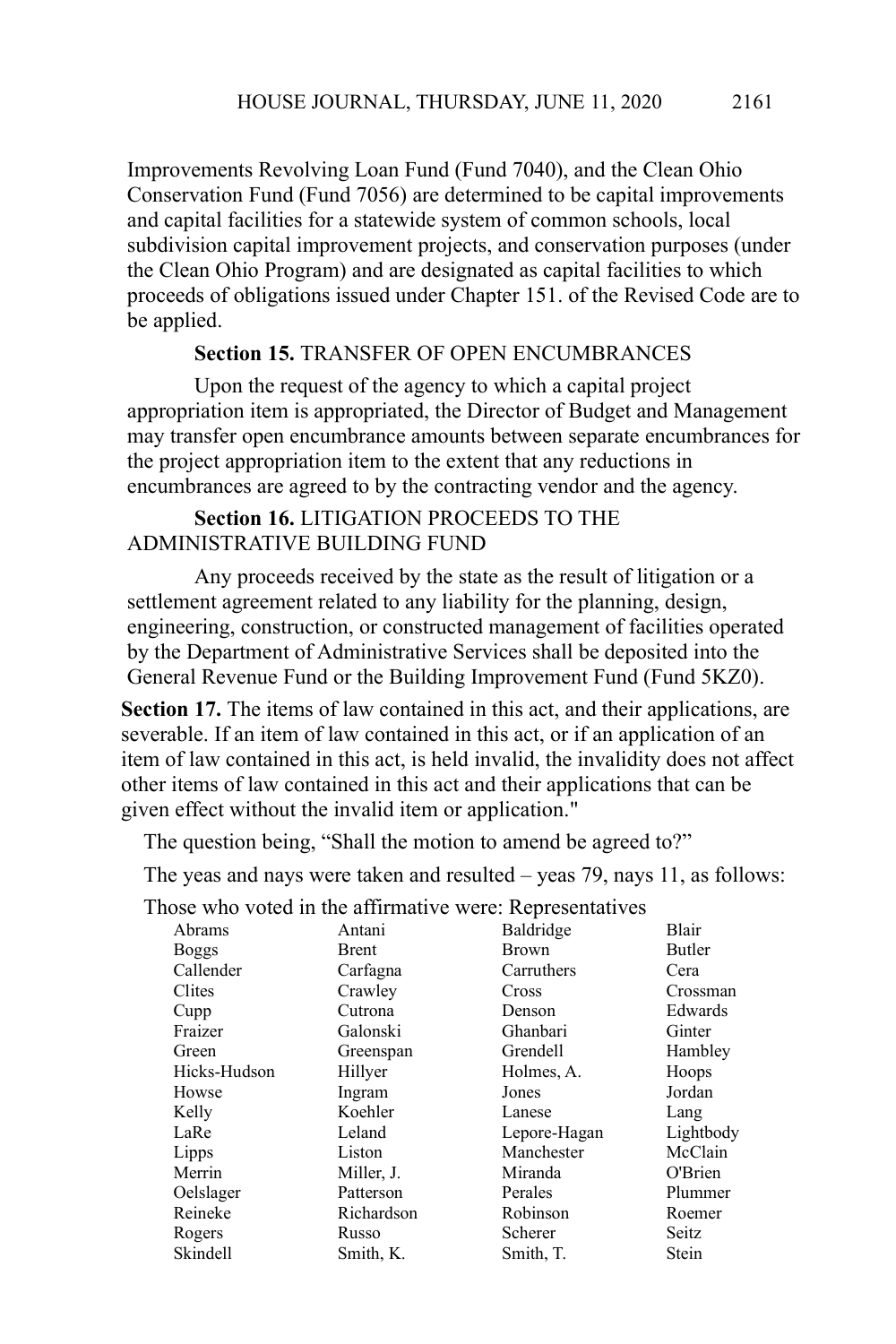Improvements Revolving Loan Fund (Fund 7040), and the Clean Ohio Conservation Fund (Fund 7056) are determined to be capital improvements and capital facilities for a statewide system of common schools, local subdivision capital improvement projects, and conservation purposes (under the Clean Ohio Program) and are designated as capital facilities to which proceeds of obligations issued under Chapter 151. of the Revised Code are to be applied.

**Section 15.** TRANSFER OF OPEN ENCUMBRANCES

Upon the request of the agency to which a capital project appropriation item is appropriated, the Director of Budget and Management may transfer open encumbrance amounts between separate encumbrances for the project appropriation item to the extent that any reductions in encumbrances are agreed to by the contracting vendor and the agency.

**Section 16.** LITIGATION PROCEEDS TO THE ADMINISTRATIVE BUILDING FUND

Any proceeds received by the state as the result of litigation or a settlement agreement related to any liability for the planning, design, engineering, construction, or constructed management of facilities operated by the Department of Administrative Services shall be deposited into the General Revenue Fund or the Building Improvement Fund (Fund 5KZ0).

**Section 17.** The items of law contained in this act, and their applications, are severable. If an item of law contained in this act, or if an application of an item of law contained in this act, is held invalid, the invalidity does not affect other items of law contained in this act and their applications that can be given effect without the invalid item or application."

The question being, "Shall the motion to amend be agreed to?"

The yeas and nays were taken and resulted – yeas 79, nays 11, as follows:

Those who voted in the affirmative were: Representatives

| | | | |
|---|---|---|---|
| Abrams | Antani | Baldridge | Blair |
| Boggs | Brent | Brown | Butler |
| Callender | Carfagna | Carruthers | Cera |
| Clites | Crawley | Cross | Crossman |
| Cupp | Cutrona | Denson | Edwards |
| Fraizer | Galonski | Ghanbari | Ginter |
| Green | Greenspan | Grendell | Hambley |
| Hicks-Hudson | Hillyer | Holmes, A. | Hoops |
| Howse | Ingram | Jones | Jordan |
| Kelly | Koehler | Lanese | Lang |
| LaRe | Leland | Lepore-Hagan | Lightbody |
| Lipps | Liston | Manchester | McClain |
| Merrin | Miller, J. | Miranda | O'Brien |
| Oelslager | Patterson | Perales | Plummer |
| Reineke | Richardson | Robinson | Roemer |
| Rogers | Russo | Scherer | Seitz |
| Skindell | Smith, K. | Smith, T. | Stein |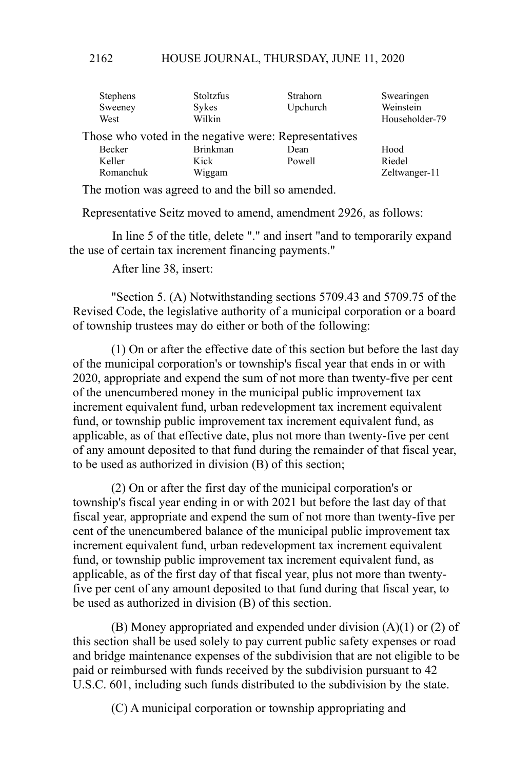| | | | |
|---|---|---|---|
| Stephens | Stoltzfus | Strahorn | Swearingen |
| Sweeney | Sykes | Upchurch | Weinstein |
| West | Wilkin | | Householder-79 |

Those who voted in the negative were: Representatives

| | | | |
|---|---|---|---|
| Becker | Brinkman | Dean | Hood |
| Keller | Kick | Powell | Riedel |
| Romanchuk | Wiggam | | Zeltwanger-11 |

The motion was agreed to and the bill so amended.

Representative Seitz moved to amend, amendment 2926, as follows:

In line 5 of the title, delete "." and insert "and to temporarily expand the use of certain tax increment financing payments."

After line 38, insert:

"Section 5. (A) Notwithstanding sections 5709.43 and 5709.75 of the Revised Code, the legislative authority of a municipal corporation or a board of township trustees may do either or both of the following:

(1) On or after the effective date of this section but before the last day of the municipal corporation's or township's fiscal year that ends in or with 2020, appropriate and expend the sum of not more than twenty-five per cent of the unencumbered money in the municipal public improvement tax increment equivalent fund, urban redevelopment tax increment equivalent fund, or township public improvement tax increment equivalent fund, as applicable, as of that effective date, plus not more than twenty-five per cent of any amount deposited to that fund during the remainder of that fiscal year, to be used as authorized in division (B) of this section;

(2) On or after the first day of the municipal corporation's or township's fiscal year ending in or with 2021 but before the last day of that fiscal year, appropriate and expend the sum of not more than twenty-five per cent of the unencumbered balance of the municipal public improvement tax increment equivalent fund, urban redevelopment tax increment equivalent fund, or township public improvement tax increment equivalent fund, as applicable, as of the first day of that fiscal year, plus not more than twenty-five per cent of any amount deposited to that fund during that fiscal year, to be used as authorized in division (B) of this section.

(B) Money appropriated and expended under division (A)(1) or (2) of this section shall be used solely to pay current public safety expenses or road and bridge maintenance expenses of the subdivision that are not eligible to be paid or reimbursed with funds received by the subdivision pursuant to 42 U.S.C. 601, including such funds distributed to the subdivision by the state.

(C) A municipal corporation or township appropriating and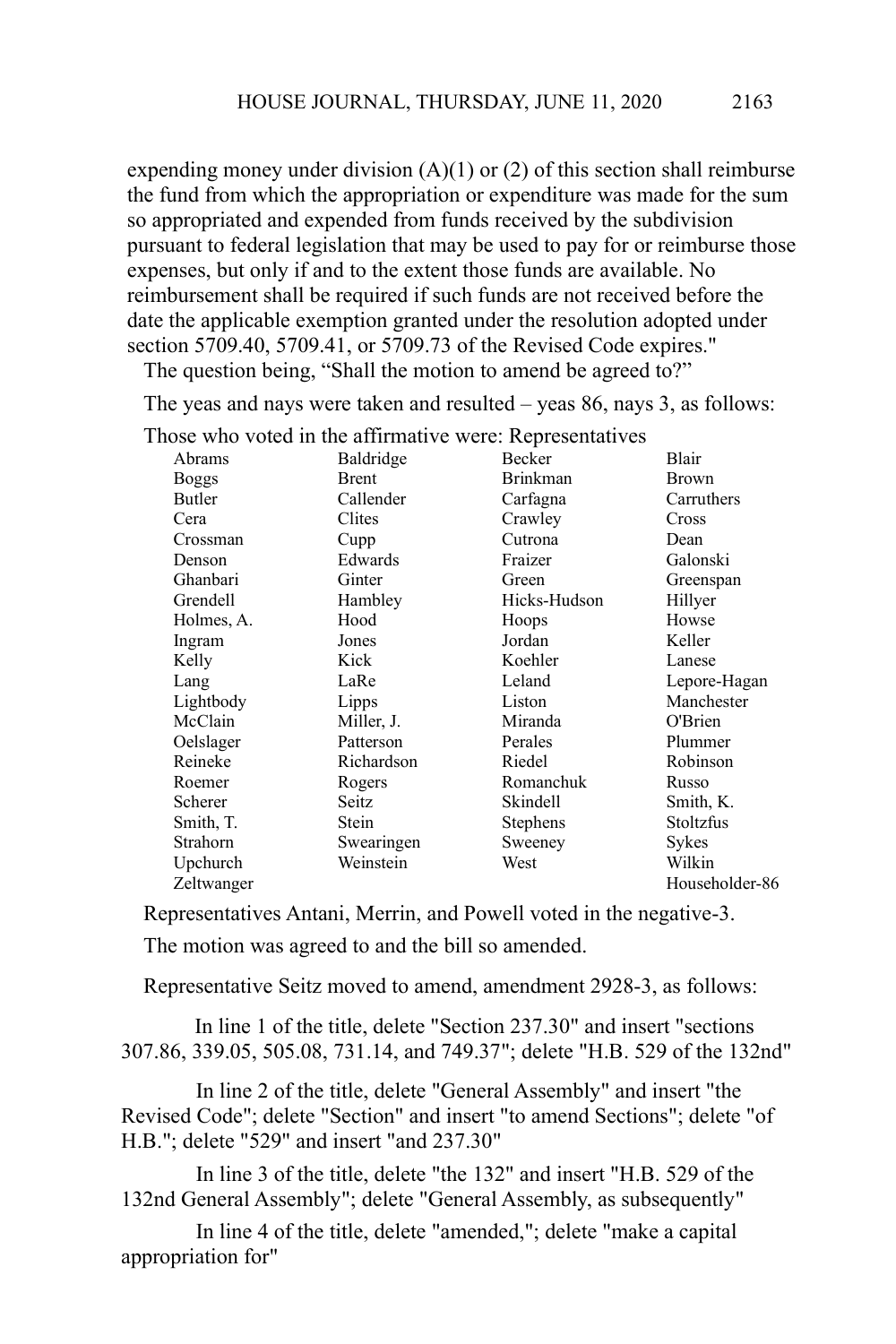expending money under division (A)(1) or (2) of this section shall reimburse the fund from which the appropriation or expenditure was made for the sum so appropriated and expended from funds received by the subdivision pursuant to federal legislation that may be used to pay for or reimburse those expenses, but only if and to the extent those funds are available. No reimbursement shall be required if such funds are not received before the date the applicable exemption granted under the resolution adopted under section 5709.40, 5709.41, or 5709.73 of the Revised Code expires."

The question being, "Shall the motion to amend be agreed to?"

The yeas and nays were taken and resulted – yeas 86, nays 3, as follows:

Those who voted in the affirmative were: Representatives

| | | | |
|---|---|---|---|
| Abrams | Baldridge | Becker | Blair |
| Boggs | Brent | Brinkman | Brown |
| Butler | Callender | Carfagna | Carruthers |
| Cera | Clites | Crawley | Cross |
| Crossman | Cupp | Cutrona | Dean |
| Denson | Edwards | Fraizer | Galonski |
| Ghanbari | Ginter | Green | Greenspan |
| Grendell | Hambley | Hicks-Hudson | Hillyer |
| Holmes, A. | Hood | Hoops | Howse |
| Ingram | Jones | Jordan | Keller |
| Kelly | Kick | Koehler | Lanese |
| Lang | LaRe | Leland | Lepore-Hagan |
| Lightbody | Lipps | Liston | Manchester |
| McClain | Miller, J. | Miranda | O'Brien |
| Oelslager | Patterson | Perales | Plummer |
| Reineke | Richardson | Riedel | Robinson |
| Roemer | Rogers | Romanchuk | Russo |
| Scherer | Seitz | Skindell | Smith, K. |
| Smith, T. | Stein | Stephens | Stoltzfus |
| Strahorn | Swearingen | Sweeney | Sykes |
| Upchurch | Weinstein | West | Wilkin |
| Zeltwanger | | | Householder-86 |

Representatives Antani, Merrin, and Powell voted in the negative-3.

The motion was agreed to and the bill so amended.

Representative Seitz moved to amend, amendment 2928-3, as follows:

In line 1 of the title, delete "Section 237.30" and insert "sections 307.86, 339.05, 505.08, 731.14, and 749.37"; delete "H.B. 529 of the 132nd"

In line 2 of the title, delete "General Assembly" and insert "the Revised Code"; delete "Section" and insert "to amend Sections"; delete "of H.B."; delete "529" and insert "and 237.30"

In line 3 of the title, delete "the 132" and insert "H.B. 529 of the 132nd General Assembly"; delete "General Assembly, as subsequently"

In line 4 of the title, delete "amended,"; delete "make a capital appropriation for"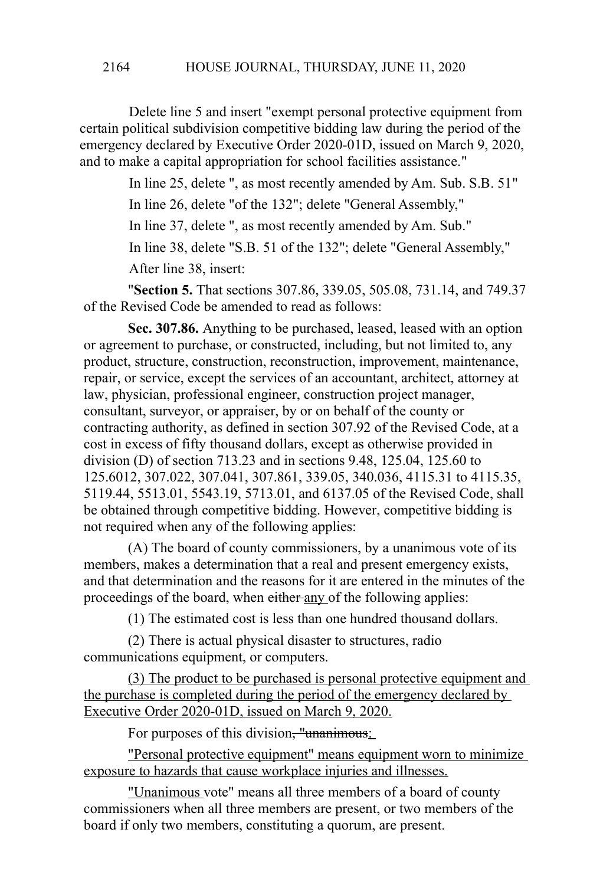Delete line 5 and insert "exempt personal protective equipment from certain political subdivision competitive bidding law during the period of the emergency declared by Executive Order 2020-01D, issued on March 9, 2020, and to make a capital appropriation for school facilities assistance."

In line 25, delete ", as most recently amended by Am. Sub. S.B. 51"

In line 26, delete "of the 132"; delete "General Assembly,"

In line 37, delete ", as most recently amended by Am. Sub."

In line 38, delete "S.B. 51 of the 132"; delete "General Assembly,"

After line 38, insert:

"**Section 5.** That sections 307.86, 339.05, 505.08, 731.14, and 749.37 of the Revised Code be amended to read as follows:

**Sec. 307.86.** Anything to be purchased, leased, leased with an option or agreement to purchase, or constructed, including, but not limited to, any product, structure, construction, reconstruction, improvement, maintenance, repair, or service, except the services of an accountant, architect, attorney at law, physician, professional engineer, construction project manager, consultant, surveyor, or appraiser, by or on behalf of the county or contracting authority, as defined in section 307.92 of the Revised Code, at a cost in excess of fifty thousand dollars, except as otherwise provided in division (D) of section 713.23 and in sections 9.48, 125.04, 125.60 to 125.6012, 307.022, 307.041, 307.861, 339.05, 340.036, 4115.31 to 4115.35, 5119.44, 5513.01, 5543.19, 5713.01, and 6137.05 of the Revised Code, shall be obtained through competitive bidding. However, competitive bidding is not required when any of the following applies:

(A) The board of county commissioners, by a unanimous vote of its members, makes a determination that a real and present emergency exists, and that determination and the reasons for it are entered in the minutes of the proceedings of the board, when ~~either~~ <u>any</u> of the following applies:

(1) The estimated cost is less than one hundred thousand dollars.

(2) There is actual physical disaster to structures, radio communications equipment, or computers.

<u>(3) The product to be purchased is personal protective equipment and the purchase is completed during the period of the emergency declared by Executive Order 2020-01D, issued on March 9, 2020.</u>

For purposes of this division~~, "unanimous~~<u>:</u>

<u>"Personal protective equipment" means equipment worn to minimize exposure to hazards that cause workplace injuries and illnesses.</u>

<u>"Unanimous</u> vote" means all three members of a board of county commissioners when all three members are present, or two members of the board if only two members, constituting a quorum, are present.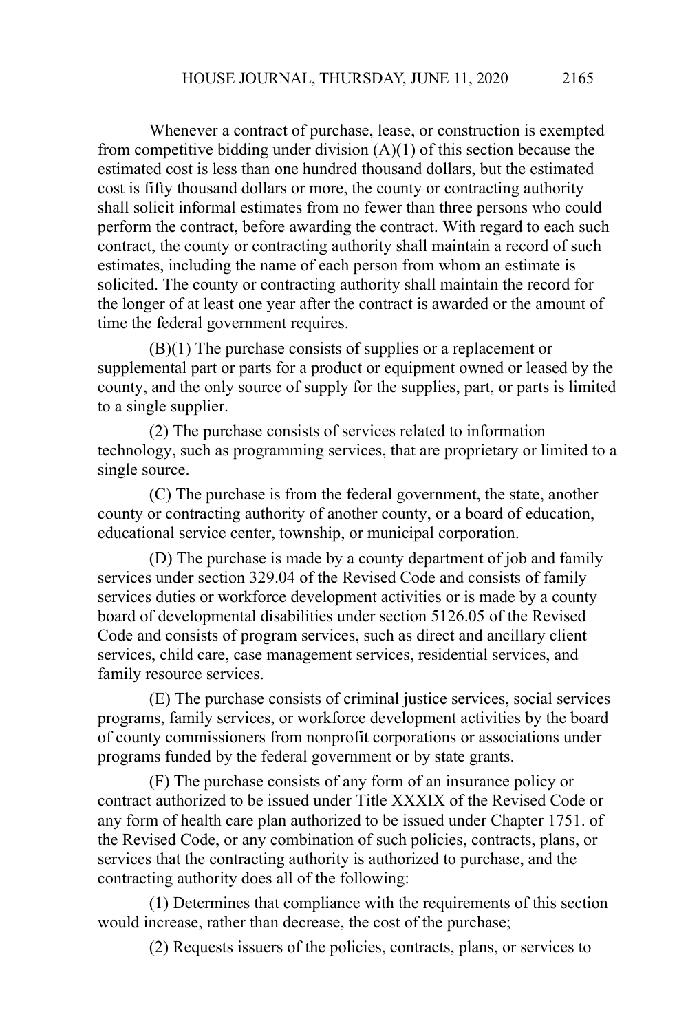Whenever a contract of purchase, lease, or construction is exempted from competitive bidding under division (A)(1) of this section because the estimated cost is less than one hundred thousand dollars, but the estimated cost is fifty thousand dollars or more, the county or contracting authority shall solicit informal estimates from no fewer than three persons who could perform the contract, before awarding the contract. With regard to each such contract, the county or contracting authority shall maintain a record of such estimates, including the name of each person from whom an estimate is solicited. The county or contracting authority shall maintain the record for the longer of at least one year after the contract is awarded or the amount of time the federal government requires.

(B)(1) The purchase consists of supplies or a replacement or supplemental part or parts for a product or equipment owned or leased by the county, and the only source of supply for the supplies, part, or parts is limited to a single supplier.

(2) The purchase consists of services related to information technology, such as programming services, that are proprietary or limited to a single source.

(C) The purchase is from the federal government, the state, another county or contracting authority of another county, or a board of education, educational service center, township, or municipal corporation.

(D) The purchase is made by a county department of job and family services under section 329.04 of the Revised Code and consists of family services duties or workforce development activities or is made by a county board of developmental disabilities under section 5126.05 of the Revised Code and consists of program services, such as direct and ancillary client services, child care, case management services, residential services, and family resource services.

(E) The purchase consists of criminal justice services, social services programs, family services, or workforce development activities by the board of county commissioners from nonprofit corporations or associations under programs funded by the federal government or by state grants.

(F) The purchase consists of any form of an insurance policy or contract authorized to be issued under Title XXXIX of the Revised Code or any form of health care plan authorized to be issued under Chapter 1751. of the Revised Code, or any combination of such policies, contracts, plans, or services that the contracting authority is authorized to purchase, and the contracting authority does all of the following:

(1) Determines that compliance with the requirements of this section would increase, rather than decrease, the cost of the purchase;

(2) Requests issuers of the policies, contracts, plans, or services to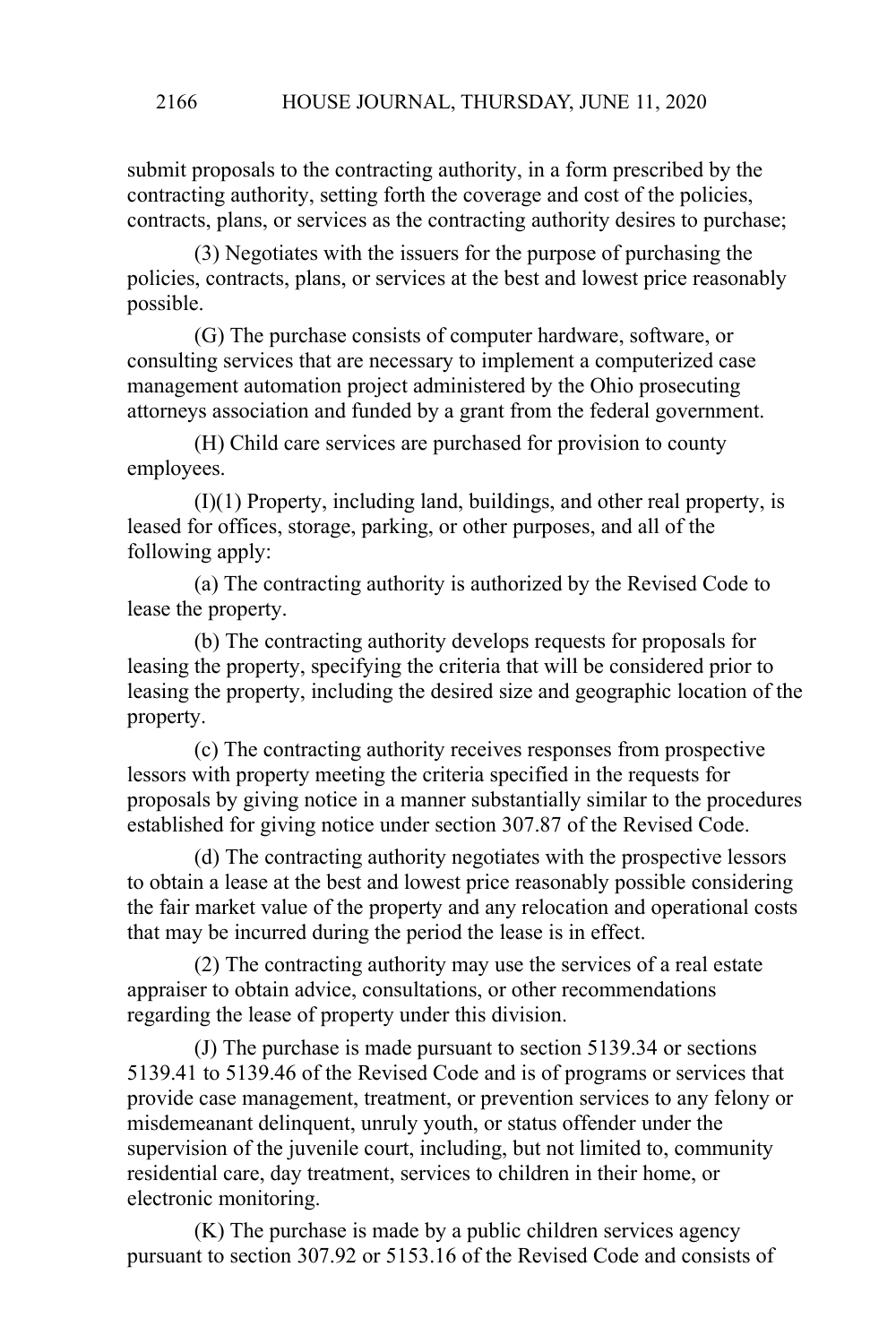submit proposals to the contracting authority, in a form prescribed by the contracting authority, setting forth the coverage and cost of the policies, contracts, plans, or services as the contracting authority desires to purchase;

(3) Negotiates with the issuers for the purpose of purchasing the policies, contracts, plans, or services at the best and lowest price reasonably possible.

(G) The purchase consists of computer hardware, software, or consulting services that are necessary to implement a computerized case management automation project administered by the Ohio prosecuting attorneys association and funded by a grant from the federal government.

(H) Child care services are purchased for provision to county employees.

(I)(1) Property, including land, buildings, and other real property, is leased for offices, storage, parking, or other purposes, and all of the following apply:

(a) The contracting authority is authorized by the Revised Code to lease the property.

(b) The contracting authority develops requests for proposals for leasing the property, specifying the criteria that will be considered prior to leasing the property, including the desired size and geographic location of the property.

(c) The contracting authority receives responses from prospective lessors with property meeting the criteria specified in the requests for proposals by giving notice in a manner substantially similar to the procedures established for giving notice under section 307.87 of the Revised Code.

(d) The contracting authority negotiates with the prospective lessors to obtain a lease at the best and lowest price reasonably possible considering the fair market value of the property and any relocation and operational costs that may be incurred during the period the lease is in effect.

(2) The contracting authority may use the services of a real estate appraiser to obtain advice, consultations, or other recommendations regarding the lease of property under this division.

(J) The purchase is made pursuant to section 5139.34 or sections 5139.41 to 5139.46 of the Revised Code and is of programs or services that provide case management, treatment, or prevention services to any felony or misdemeanant delinquent, unruly youth, or status offender under the supervision of the juvenile court, including, but not limited to, community residential care, day treatment, services to children in their home, or electronic monitoring.

(K) The purchase is made by a public children services agency pursuant to section 307.92 or 5153.16 of the Revised Code and consists of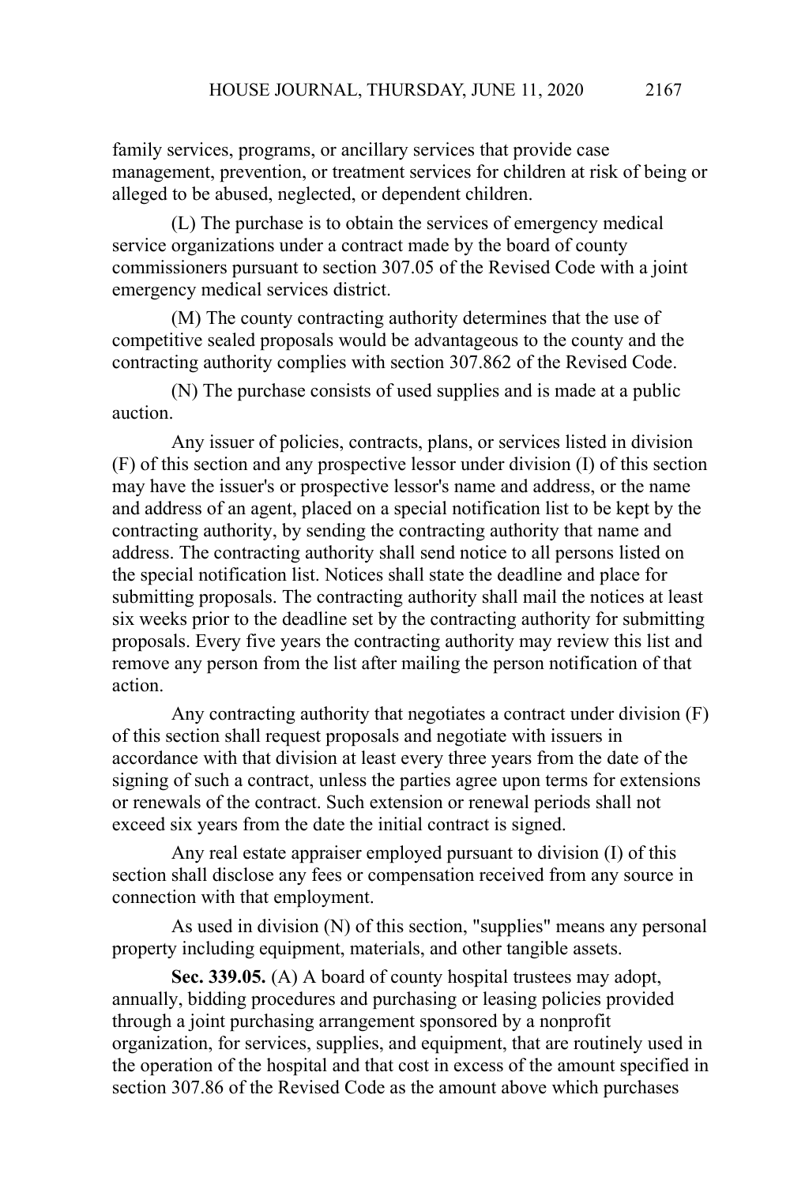family services, programs, or ancillary services that provide case management, prevention, or treatment services for children at risk of being or alleged to be abused, neglected, or dependent children.

(L) The purchase is to obtain the services of emergency medical service organizations under a contract made by the board of county commissioners pursuant to section 307.05 of the Revised Code with a joint emergency medical services district.

(M) The county contracting authority determines that the use of competitive sealed proposals would be advantageous to the county and the contracting authority complies with section 307.862 of the Revised Code.

(N) The purchase consists of used supplies and is made at a public auction.

Any issuer of policies, contracts, plans, or services listed in division (F) of this section and any prospective lessor under division (I) of this section may have the issuer's or prospective lessor's name and address, or the name and address of an agent, placed on a special notification list to be kept by the contracting authority, by sending the contracting authority that name and address. The contracting authority shall send notice to all persons listed on the special notification list. Notices shall state the deadline and place for submitting proposals. The contracting authority shall mail the notices at least six weeks prior to the deadline set by the contracting authority for submitting proposals. Every five years the contracting authority may review this list and remove any person from the list after mailing the person notification of that action.

Any contracting authority that negotiates a contract under division (F) of this section shall request proposals and negotiate with issuers in accordance with that division at least every three years from the date of the signing of such a contract, unless the parties agree upon terms for extensions or renewals of the contract. Such extension or renewal periods shall not exceed six years from the date the initial contract is signed.

Any real estate appraiser employed pursuant to division (I) of this section shall disclose any fees or compensation received from any source in connection with that employment.

As used in division (N) of this section, "supplies" means any personal property including equipment, materials, and other tangible assets.

**Sec. 339.05.** (A) A board of county hospital trustees may adopt, annually, bidding procedures and purchasing or leasing policies provided through a joint purchasing arrangement sponsored by a nonprofit organization, for services, supplies, and equipment, that are routinely used in the operation of the hospital and that cost in excess of the amount specified in section 307.86 of the Revised Code as the amount above which purchases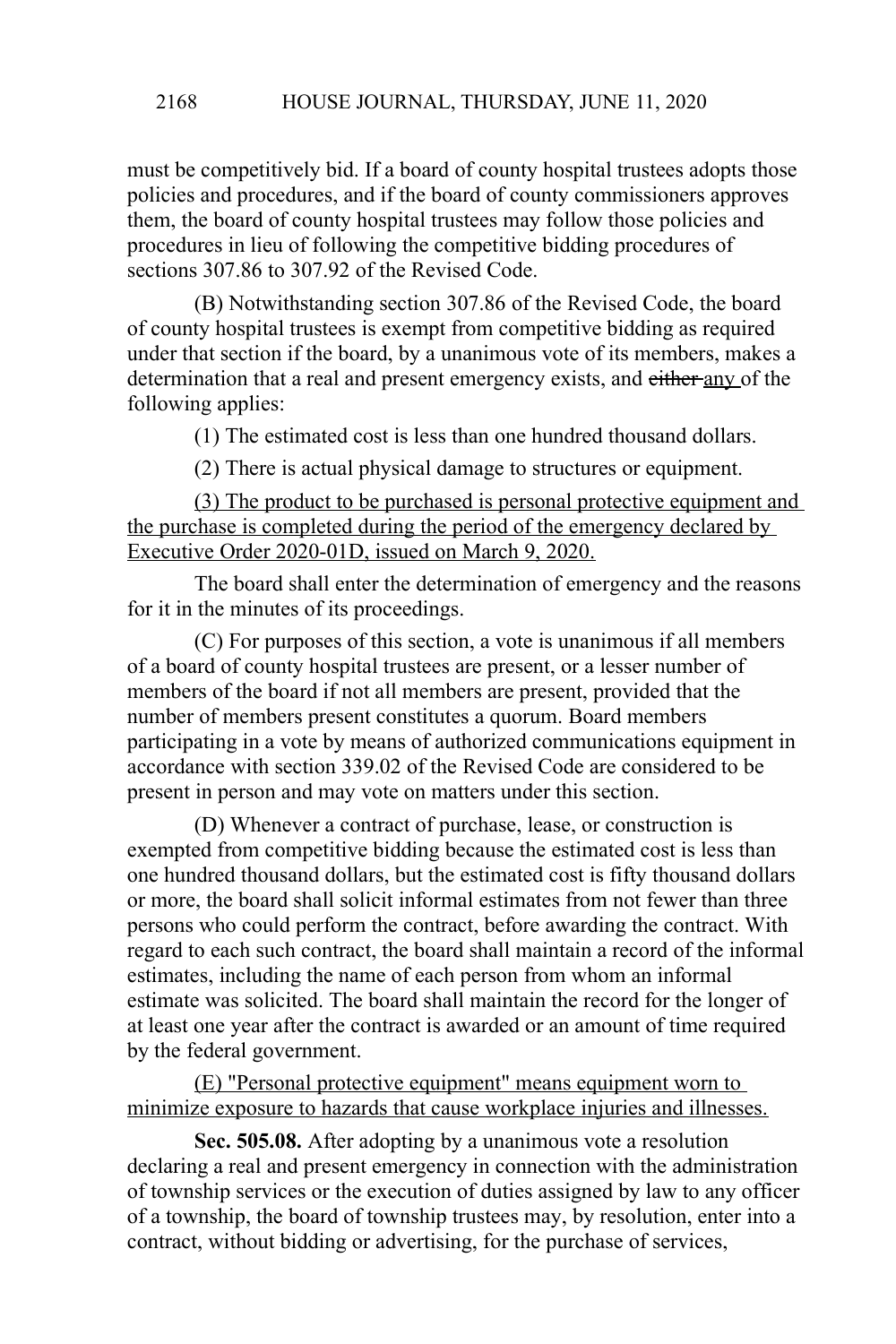must be competitively bid. If a board of county hospital trustees adopts those policies and procedures, and if the board of county commissioners approves them, the board of county hospital trustees may follow those policies and procedures in lieu of following the competitive bidding procedures of sections 307.86 to 307.92 of the Revised Code.

(B) Notwithstanding section 307.86 of the Revised Code, the board of county hospital trustees is exempt from competitive bidding as required under that section if the board, by a unanimous vote of its members, makes a determination that a real and present emergency exists, and ~~either~~ <u>any</u> of the following applies:

(1) The estimated cost is less than one hundred thousand dollars.

(2) There is actual physical damage to structures or equipment.

<u>(3) The product to be purchased is personal protective equipment and the purchase is completed during the period of the emergency declared by Executive Order 2020-01D, issued on March 9, 2020.</u>

The board shall enter the determination of emergency and the reasons for it in the minutes of its proceedings.

(C) For purposes of this section, a vote is unanimous if all members of a board of county hospital trustees are present, or a lesser number of members of the board if not all members are present, provided that the number of members present constitutes a quorum. Board members participating in a vote by means of authorized communications equipment in accordance with section 339.02 of the Revised Code are considered to be present in person and may vote on matters under this section.

(D) Whenever a contract of purchase, lease, or construction is exempted from competitive bidding because the estimated cost is less than one hundred thousand dollars, but the estimated cost is fifty thousand dollars or more, the board shall solicit informal estimates from not fewer than three persons who could perform the contract, before awarding the contract. With regard to each such contract, the board shall maintain a record of the informal estimates, including the name of each person from whom an informal estimate was solicited. The board shall maintain the record for the longer of at least one year after the contract is awarded or an amount of time required by the federal government.

<u>(E) "Personal protective equipment" means equipment worn to minimize exposure to hazards that cause workplace injuries and illnesses.</u>

**Sec. 505.08.** After adopting by a unanimous vote a resolution declaring a real and present emergency in connection with the administration of township services or the execution of duties assigned by law to any officer of a township, the board of township trustees may, by resolution, enter into a contract, without bidding or advertising, for the purchase of services,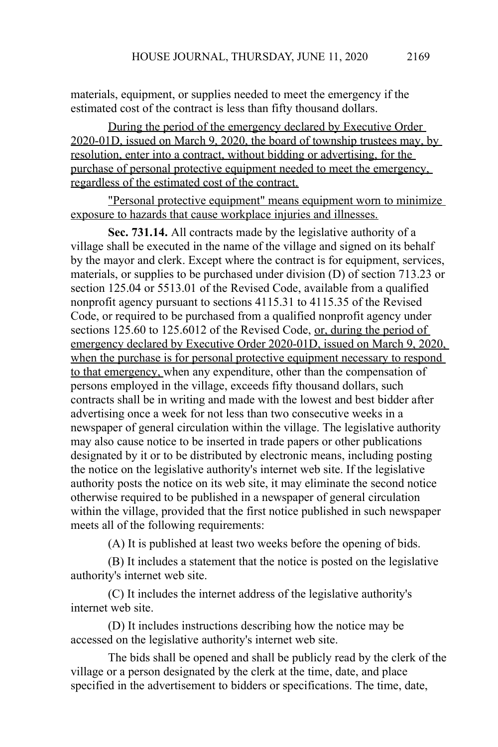materials, equipment, or supplies needed to meet the emergency if the estimated cost of the contract is less than fifty thousand dollars.

<u>During the period of the emergency declared by Executive Order 2020-01D, issued on March 9, 2020, the board of township trustees may, by resolution, enter into a contract, without bidding or advertising, for the purchase of personal protective equipment needed to meet the emergency, regardless of the estimated cost of the contract.</u>

<u>"Personal protective equipment" means equipment worn to minimize exposure to hazards that cause workplace injuries and illnesses.</u>

**Sec. 731.14.** All contracts made by the legislative authority of a village shall be executed in the name of the village and signed on its behalf by the mayor and clerk. Except where the contract is for equipment, services, materials, or supplies to be purchased under division (D) of section 713.23 or section 125.04 or 5513.01 of the Revised Code, available from a qualified nonprofit agency pursuant to sections 4115.31 to 4115.35 of the Revised Code, or required to be purchased from a qualified nonprofit agency under sections 125.60 to 125.6012 of the Revised Code, <u>or, during the period of emergency declared by Executive Order 2020-01D, issued on March 9, 2020, when the purchase is for personal protective equipment necessary to respond to that emergency,</u> when any expenditure, other than the compensation of persons employed in the village, exceeds fifty thousand dollars, such contracts shall be in writing and made with the lowest and best bidder after advertising once a week for not less than two consecutive weeks in a newspaper of general circulation within the village. The legislative authority may also cause notice to be inserted in trade papers or other publications designated by it or to be distributed by electronic means, including posting the notice on the legislative authority's internet web site. If the legislative authority posts the notice on its web site, it may eliminate the second notice otherwise required to be published in a newspaper of general circulation within the village, provided that the first notice published in such newspaper meets all of the following requirements:

(A) It is published at least two weeks before the opening of bids.

(B) It includes a statement that the notice is posted on the legislative authority's internet web site.

(C) It includes the internet address of the legislative authority's internet web site.

(D) It includes instructions describing how the notice may be accessed on the legislative authority's internet web site.

The bids shall be opened and shall be publicly read by the clerk of the village or a person designated by the clerk at the time, date, and place specified in the advertisement to bidders or specifications. The time, date,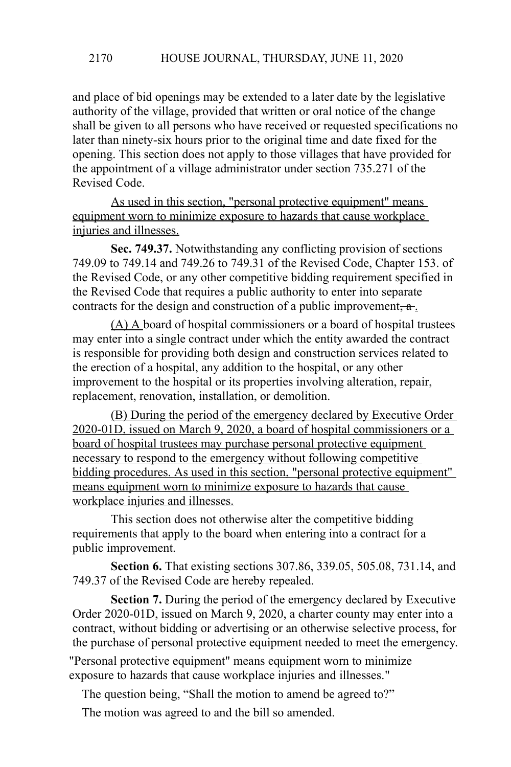and place of bid openings may be extended to a later date by the legislative authority of the village, provided that written or oral notice of the change shall be given to all persons who have received or requested specifications no later than ninety-six hours prior to the original time and date fixed for the opening. This section does not apply to those villages that have provided for the appointment of a village administrator under section 735.271 of the Revised Code.

As used in this section, "personal protective equipment" means equipment worn to minimize exposure to hazards that cause workplace injuries and illnesses.

**Sec. 749.37.** Notwithstanding any conflicting provision of sections 749.09 to 749.14 and 749.26 to 749.31 of the Revised Code, Chapter 153. of the Revised Code, or any other competitive bidding requirement specified in the Revised Code that requires a public authority to enter into separate contracts for the design and construction of a public improvement~~, a~~ .

(A) A board of hospital commissioners or a board of hospital trustees may enter into a single contract under which the entity awarded the contract is responsible for providing both design and construction services related to the erection of a hospital, any addition to the hospital, or any other improvement to the hospital or its properties involving alteration, repair, replacement, renovation, installation, or demolition.

(B) During the period of the emergency declared by Executive Order 2020-01D, issued on March 9, 2020, a board of hospital commissioners or a board of hospital trustees may purchase personal protective equipment necessary to respond to the emergency without following competitive bidding procedures. As used in this section, "personal protective equipment" means equipment worn to minimize exposure to hazards that cause workplace injuries and illnesses.

This section does not otherwise alter the competitive bidding requirements that apply to the board when entering into a contract for a public improvement.

**Section 6.** That existing sections 307.86, 339.05, 505.08, 731.14, and 749.37 of the Revised Code are hereby repealed.

**Section 7.** During the period of the emergency declared by Executive Order 2020-01D, issued on March 9, 2020, a charter county may enter into a contract, without bidding or advertising or an otherwise selective process, for the purchase of personal protective equipment needed to meet the emergency.

"Personal protective equipment" means equipment worn to minimize exposure to hazards that cause workplace injuries and illnesses."

The question being, "Shall the motion to amend be agreed to?"

The motion was agreed to and the bill so amended.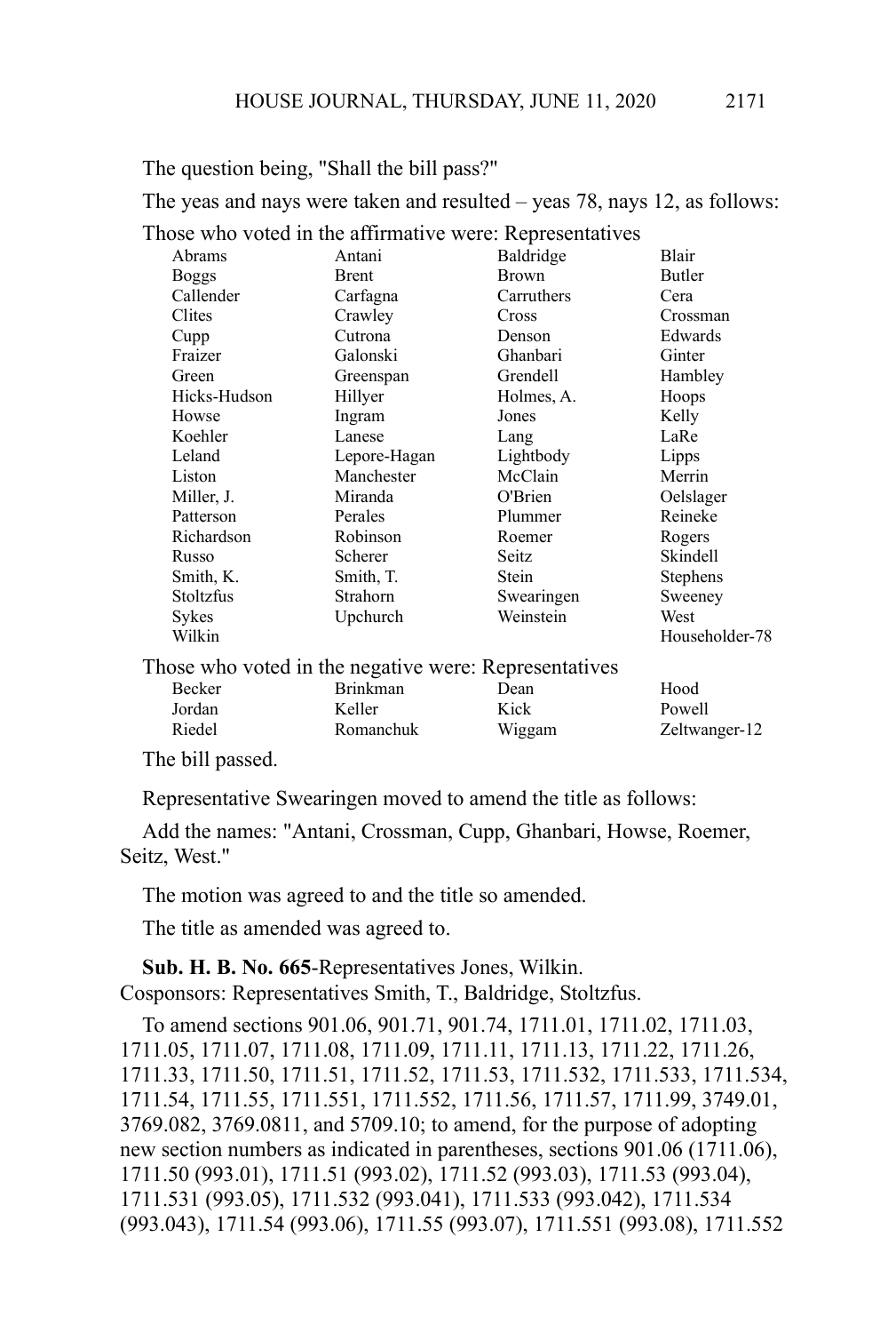The question being, "Shall the bill pass?"

The yeas and nays were taken and resulted – yeas 78, nays 12, as follows:

Those who voted in the affirmative were: Representatives

| | | | |
|---|---|---|---|
| Abrams | Antani | Baldridge | Blair |
| Boggs | Brent | Brown | Butler |
| Callender | Carfagna | Carruthers | Cera |
| Clites | Crawley | Cross | Crossman |
| Cupp | Cutrona | Denson | Edwards |
| Fraizer | Galonski | Ghanbari | Ginter |
| Green | Greenspan | Grendell | Hambley |
| Hicks-Hudson | Hillyer | Holmes, A. | Hoops |
| Howse | Ingram | Jones | Kelly |
| Koehler | Lanese | Lang | LaRe |
| Leland | Lepore-Hagan | Lightbody | Lipps |
| Liston | Manchester | McClain | Merrin |
| Miller, J. | Miranda | O'Brien | Oelslager |
| Patterson | Perales | Plummer | Reineke |
| Richardson | Robinson | Roemer | Rogers |
| Russo | Scherer | Seitz | Skindell |
| Smith, K. | Smith, T. | Stein | Stephens |
| Stoltzfus | Strahorn | Swearingen | Sweeney |
| Sykes | Upchurch | Weinstein | West |
| Wilkin | | | Householder-78 |

Those who voted in the negative were: Representatives

| | | | |
|---|---|---|---|
| Becker | Brinkman | Dean | Hood |
| Jordan | Keller | Kick | Powell |
| Riedel | Romanchuk | Wiggam | Zeltwanger-12 |

The bill passed.

Representative Swearingen moved to amend the title as follows:

Add the names: "Antani, Crossman, Cupp, Ghanbari, Howse, Roemer, Seitz, West."

The motion was agreed to and the title so amended.

The title as amended was agreed to.

**Sub. H. B. No. 665**-Representatives Jones, Wilkin.
Cosponsors: Representatives Smith, T., Baldridge, Stoltzfus.

To amend sections 901.06, 901.71, 901.74, 1711.01, 1711.02, 1711.03, 1711.05, 1711.07, 1711.08, 1711.09, 1711.11, 1711.13, 1711.22, 1711.26, 1711.33, 1711.50, 1711.51, 1711.52, 1711.53, 1711.532, 1711.533, 1711.534, 1711.54, 1711.55, 1711.551, 1711.552, 1711.56, 1711.57, 1711.99, 3749.01, 3769.082, 3769.0811, and 5709.10; to amend, for the purpose of adopting new section numbers as indicated in parentheses, sections 901.06 (1711.06), 1711.50 (993.01), 1711.51 (993.02), 1711.52 (993.03), 1711.53 (993.04), 1711.531 (993.05), 1711.532 (993.041), 1711.533 (993.042), 1711.534 (993.043), 1711.54 (993.06), 1711.55 (993.07), 1711.551 (993.08), 1711.552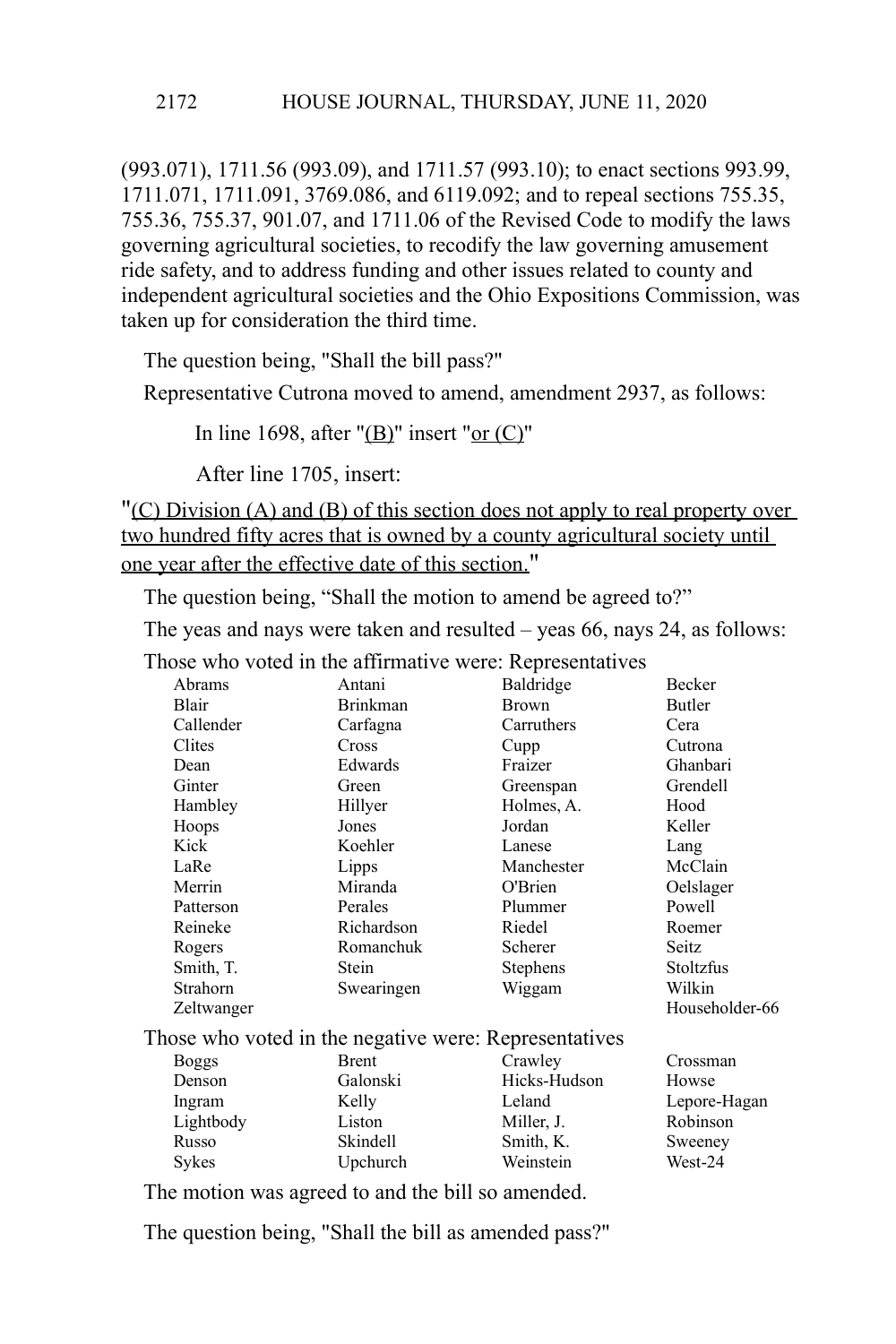(993.071), 1711.56 (993.09), and 1711.57 (993.10); to enact sections 993.99, 1711.071, 1711.091, 3769.086, and 6119.092; and to repeal sections 755.35, 755.36, 755.37, 901.07, and 1711.06 of the Revised Code to modify the laws governing agricultural societies, to recodify the law governing amusement ride safety, and to address funding and other issues related to county and independent agricultural societies and the Ohio Expositions Commission, was taken up for consideration the third time.

The question being, "Shall the bill pass?"

Representative Cutrona moved to amend, amendment 2937, as follows:

In line 1698, after "(B)" insert "or (C)"

After line 1705, insert:

"(C) Division (A) and (B) of this section does not apply to real property over two hundred fifty acres that is owned by a county agricultural society until one year after the effective date of this section."

The question being, "Shall the motion to amend be agreed to?"

The yeas and nays were taken and resulted – yeas 66, nays 24, as follows:

Those who voted in the affirmative were: Representatives

| | | | |
|---|---|---|---|
| Abrams | Antani | Baldridge | Becker |
| Blair | Brinkman | Brown | Butler |
| Callender | Carfagna | Carruthers | Cera |
| Clites | Cross | Cupp | Cutrona |
| Dean | Edwards | Fraizer | Ghanbari |
| Ginter | Green | Greenspan | Grendell |
| Hambley | Hillyer | Holmes, A. | Hood |
| Hoops | Jones | Jordan | Keller |
| Kick | Koehler | Lanese | Lang |
| LaRe | Lipps | Manchester | McClain |
| Merrin | Miranda | O'Brien | Oelslager |
| Patterson | Perales | Plummer | Powell |
| Reineke | Richardson | Riedel | Roemer |
| Rogers | Romanchuk | Scherer | Seitz |
| Smith, T. | Stein | Stephens | Stoltzfus |
| Strahorn | Swearingen | Wiggam | Wilkin |
| Zeltwanger | | | Householder-66 |

Those who voted in the negative were: Representatives

| | | | |
|---|---|---|---|
| Boggs | Brent | Crawley | Crossman |
| Denson | Galonski | Hicks-Hudson | Howse |
| Ingram | Kelly | Leland | Lepore-Hagan |
| Lightbody | Liston | Miller, J. | Robinson |
| Russo | Skindell | Smith, K. | Sweeney |
| Sykes | Upchurch | Weinstein | West-24 |

The motion was agreed to and the bill so amended.

The question being, "Shall the bill as amended pass?"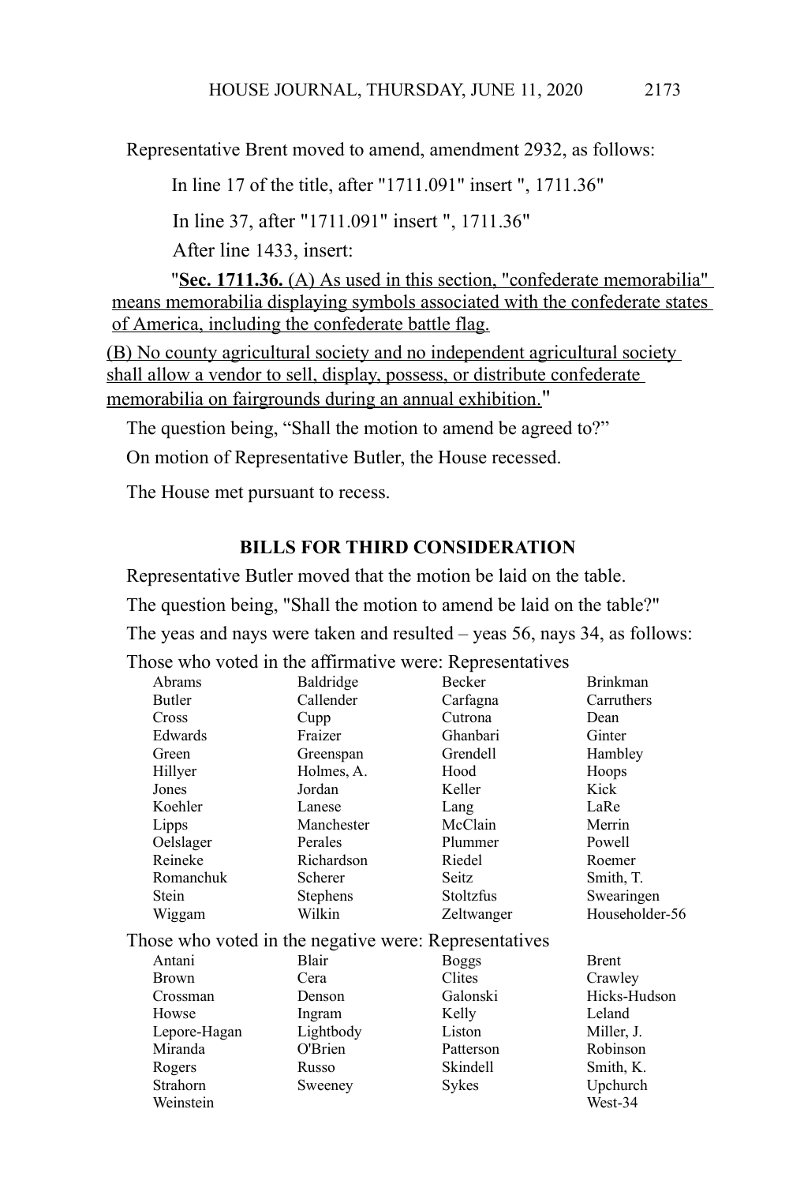Representative Brent moved to amend, amendment 2932, as follows:

In line 17 of the title, after "1711.091" insert ", 1711.36"

In line 37, after "1711.091" insert ", 1711.36"

After line 1433, insert:

"**Sec. 1711.36.** (A) As used in this section, "confederate memorabilia" means memorabilia displaying symbols associated with the confederate states of America, including the confederate battle flag.

(B) No county agricultural society and no independent agricultural society shall allow a vendor to sell, display, possess, or distribute confederate memorabilia on fairgrounds during an annual exhibition."

The question being, "Shall the motion to amend be agreed to?"

On motion of Representative Butler, the House recessed.

The House met pursuant to recess.

## BILLS FOR THIRD CONSIDERATION

Representative Butler moved that the motion be laid on the table.

The question being, "Shall the motion to amend be laid on the table?"

The yeas and nays were taken and resulted – yeas 56, nays 34, as follows:

Those who voted in the affirmative were: Representatives

| | | | |
|---|---|---|---|
| Abrams | Baldridge | Becker | Brinkman |
| Butler | Callender | Carfagna | Carruthers |
| Cross | Cupp | Cutrona | Dean |
| Edwards | Fraizer | Ghanbari | Ginter |
| Green | Greenspan | Grendell | Hambley |
| Hillyer | Holmes, A. | Hood | Hoops |
| Jones | Jordan | Keller | Kick |
| Koehler | Lanese | Lang | LaRe |
| Lipps | Manchester | McClain | Merrin |
| Oelslager | Perales | Plummer | Powell |
| Reineke | Richardson | Riedel | Roemer |
| Romanchuk | Scherer | Seitz | Smith, T. |
| Stein | Stephens | Stoltzfus | Swearingen |
| Wiggam | Wilkin | Zeltwanger | Householder-56 |

Those who voted in the negative were: Representatives

| | | | |
|---|---|---|---|
| Antani | Blair | Boggs | Brent |
| Brown | Cera | Clites | Crawley |
| Crossman | Denson | Galonski | Hicks-Hudson |
| Howse | Ingram | Kelly | Leland |
| Lepore-Hagan | Lightbody | Liston | Miller, J. |
| Miranda | O'Brien | Patterson | Robinson |
| Rogers | Russo | Skindell | Smith, K. |
| Strahorn | Sweeney | Sykes | Upchurch |
| Weinstein | | | West-34 |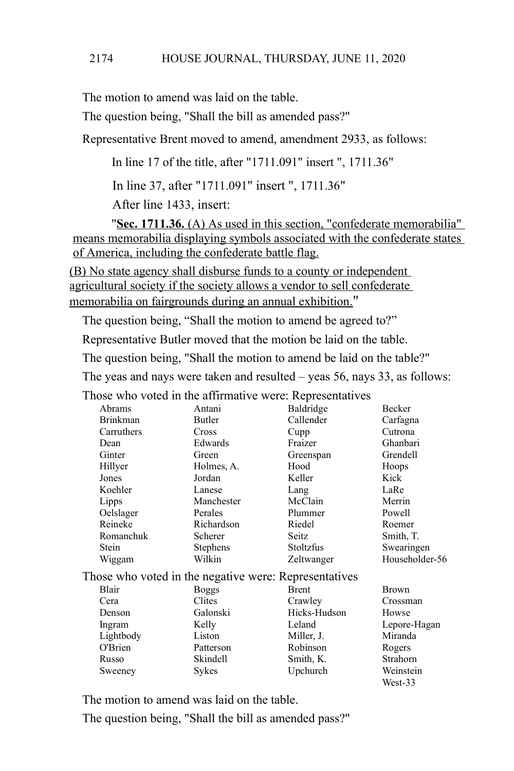The motion to amend was laid on the table.

The question being, "Shall the bill as amended pass?"

Representative Brent moved to amend, amendment 2933, as follows:

In line 17 of the title, after "1711.091" insert ", 1711.36"

In line 37, after "1711.091" insert ", 1711.36"

After line 1433, insert:

"**Sec. 1711.36.** (A) As used in this section, "confederate memorabilia" means memorabilia displaying symbols associated with the confederate states of America, including the confederate battle flag.

(B) No state agency shall disburse funds to a county or independent agricultural society if the society allows a vendor to sell confederate memorabilia on fairgrounds during an annual exhibition."

The question being, "Shall the motion to amend be agreed to?"

Representative Butler moved that the motion be laid on the table.

The question being, "Shall the motion to amend be laid on the table?"

The yeas and nays were taken and resulted – yeas 56, nays 33, as follows:

Those who voted in the affirmative were: Representatives

| | | | |
|---|---|---|---|
| Abrams | Antani | Baldridge | Becker |
| Brinkman | Butler | Callender | Carfagna |
| Carruthers | Cross | Cupp | Cutrona |
| Dean | Edwards | Fraizer | Ghanbari |
| Ginter | Green | Greenspan | Grendell |
| Hillyer | Holmes, A. | Hood | Hoops |
| Jones | Jordan | Keller | Kick |
| Koehler | Lanese | Lang | LaRe |
| Lipps | Manchester | McClain | Merrin |
| Oelslager | Perales | Plummer | Powell |
| Reineke | Richardson | Riedel | Roemer |
| Romanchuk | Scherer | Seitz | Smith, T. |
| Stein | Stephens | Stoltzfus | Swearingen |
| Wiggam | Wilkin | Zeltwanger | Householder-56 |

Those who voted in the negative were: Representatives

| | | | |
|---|---|---|---|
| Blair | Boggs | Brent | Brown |
| Cera | Clites | Crawley | Crossman |
| Denson | Galonski | Hicks-Hudson | Howse |
| Ingram | Kelly | Leland | Lepore-Hagan |
| Lightbody | Liston | Miller, J. | Miranda |
| O'Brien | Patterson | Robinson | Rogers |
| Russo | Skindell | Smith, K. | Strahorn |
| Sweeney | Sykes | Upchurch | Weinstein |
| | | | West-33 |

The motion to amend was laid on the table.

The question being, "Shall the bill as amended pass?"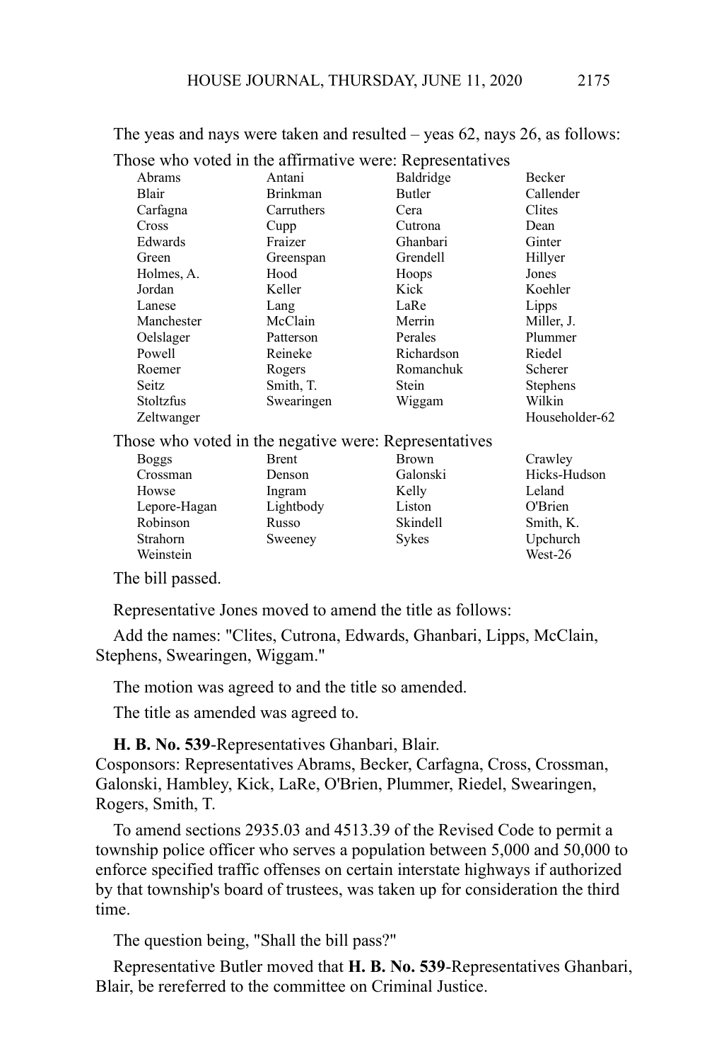The yeas and nays were taken and resulted – yeas 62, nays 26, as follows:

Those who voted in the affirmative were: Representatives

| | | | |
|---|---|---|---|
| Abrams | Antani | Baldridge | Becker |
| Blair | Brinkman | Butler | Callender |
| Carfagna | Carruthers | Cera | Clites |
| Cross | Cupp | Cutrona | Dean |
| Edwards | Fraizer | Ghanbari | Ginter |
| Green | Greenspan | Grendell | Hillyer |
| Holmes, A. | Hood | Hoops | Jones |
| Jordan | Keller | Kick | Koehler |
| Lanese | Lang | LaRe | Lipps |
| Manchester | McClain | Merrin | Miller, J. |
| Oelslager | Patterson | Perales | Plummer |
| Powell | Reineke | Richardson | Riedel |
| Roemer | Rogers | Romanchuk | Scherer |
| Seitz | Smith, T. | Stein | Stephens |
| Stoltzfus | Swearingen | Wiggam | Wilkin |
| Zeltwanger | | | Householder-62 |

Those who voted in the negative were: Representatives

| | | | |
|---|---|---|---|
| Boggs | Brent | Brown | Crawley |
| Crossman | Denson | Galonski | Hicks-Hudson |
| Howse | Ingram | Kelly | Leland |
| Lepore-Hagan | Lightbody | Liston | O'Brien |
| Robinson | Russo | Skindell | Smith, K. |
| Strahorn | Sweeney | Sykes | Upchurch |
| Weinstein | | | West-26 |

The bill passed.

Representative Jones moved to amend the title as follows:

Add the names: "Clites, Cutrona, Edwards, Ghanbari, Lipps, McClain, Stephens, Swearingen, Wiggam."

The motion was agreed to and the title so amended.

The title as amended was agreed to.

**H. B. No. 539**-Representatives Ghanbari, Blair.
Cosponsors: Representatives Abrams, Becker, Carfagna, Cross, Crossman, Galonski, Hambley, Kick, LaRe, O'Brien, Plummer, Riedel, Swearingen, Rogers, Smith, T.

To amend sections 2935.03 and 4513.39 of the Revised Code to permit a township police officer who serves a population between 5,000 and 50,000 to enforce specified traffic offenses on certain interstate highways if authorized by that township's board of trustees, was taken up for consideration the third time.

The question being, "Shall the bill pass?"

Representative Butler moved that **H. B. No. 539**-Representatives Ghanbari, Blair, be rereferred to the committee on Criminal Justice.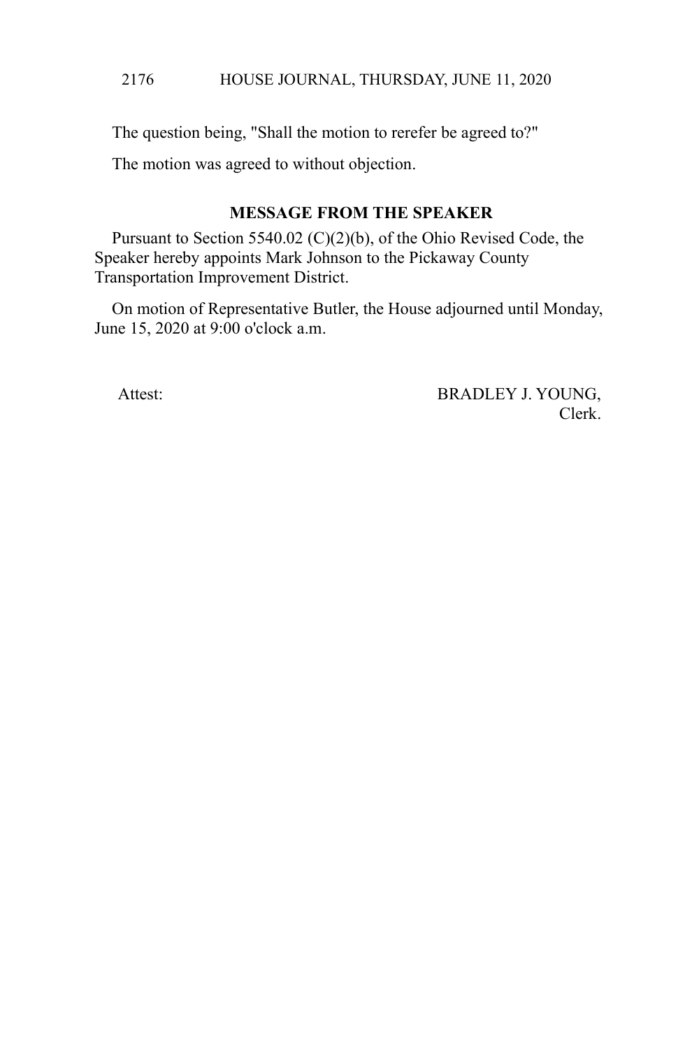The question being, "Shall the motion to rerefer be agreed to?"

The motion was agreed to without objection.

## MESSAGE FROM THE SPEAKER

Pursuant to Section 5540.02 (C)(2)(b), of the Ohio Revised Code, the Speaker hereby appoints Mark Johnson to the Pickaway County Transportation Improvement District.

On motion of Representative Butler, the House adjourned until Monday, June 15, 2020 at 9:00 o'clock a.m.

Attest: BRADLEY J. YOUNG,
Clerk.